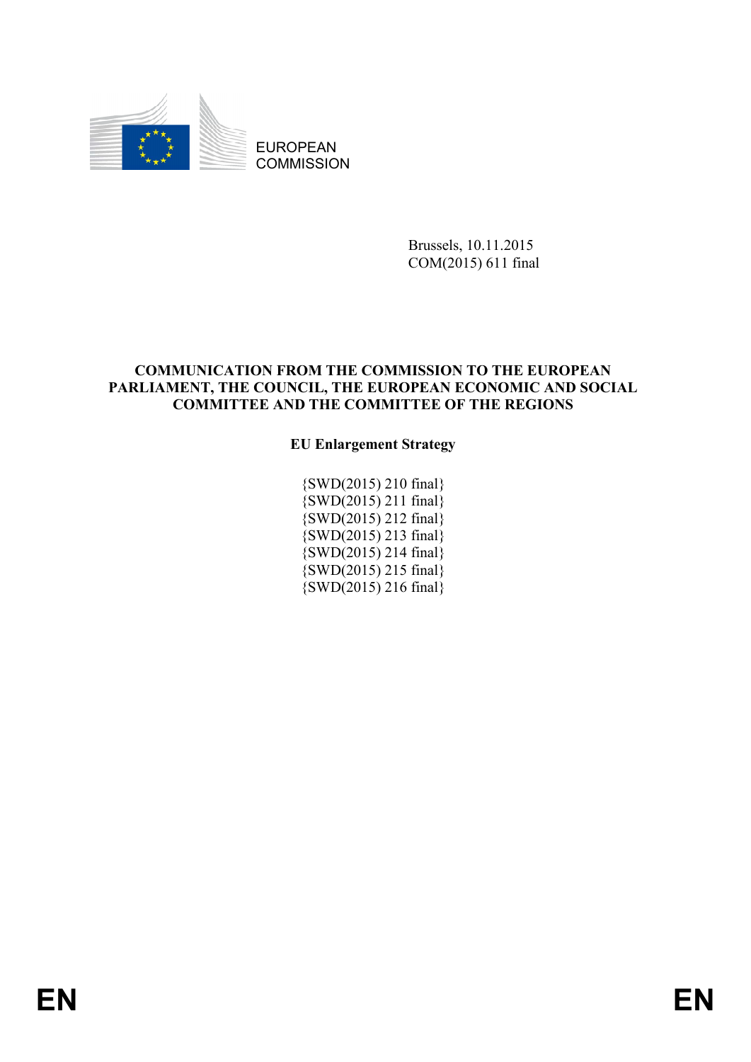EUROPEAN
COMMISSION

Brussels, 10.11.2015
COM(2015) 611 final

**COMMUNICATION FROM THE COMMISSION TO THE EUROPEAN PARLIAMENT, THE COUNCIL, THE EUROPEAN ECONOMIC AND SOCIAL COMMITTEE AND THE COMMITTEE OF THE REGIONS**

**EU Enlargement Strategy**

{SWD(2015) 210 final}
{SWD(2015) 211 final}
{SWD(2015) 212 final}
{SWD(2015) 213 final}
{SWD(2015) 214 final}
{SWD(2015) 215 final}
{SWD(2015) 216 final}

EN EN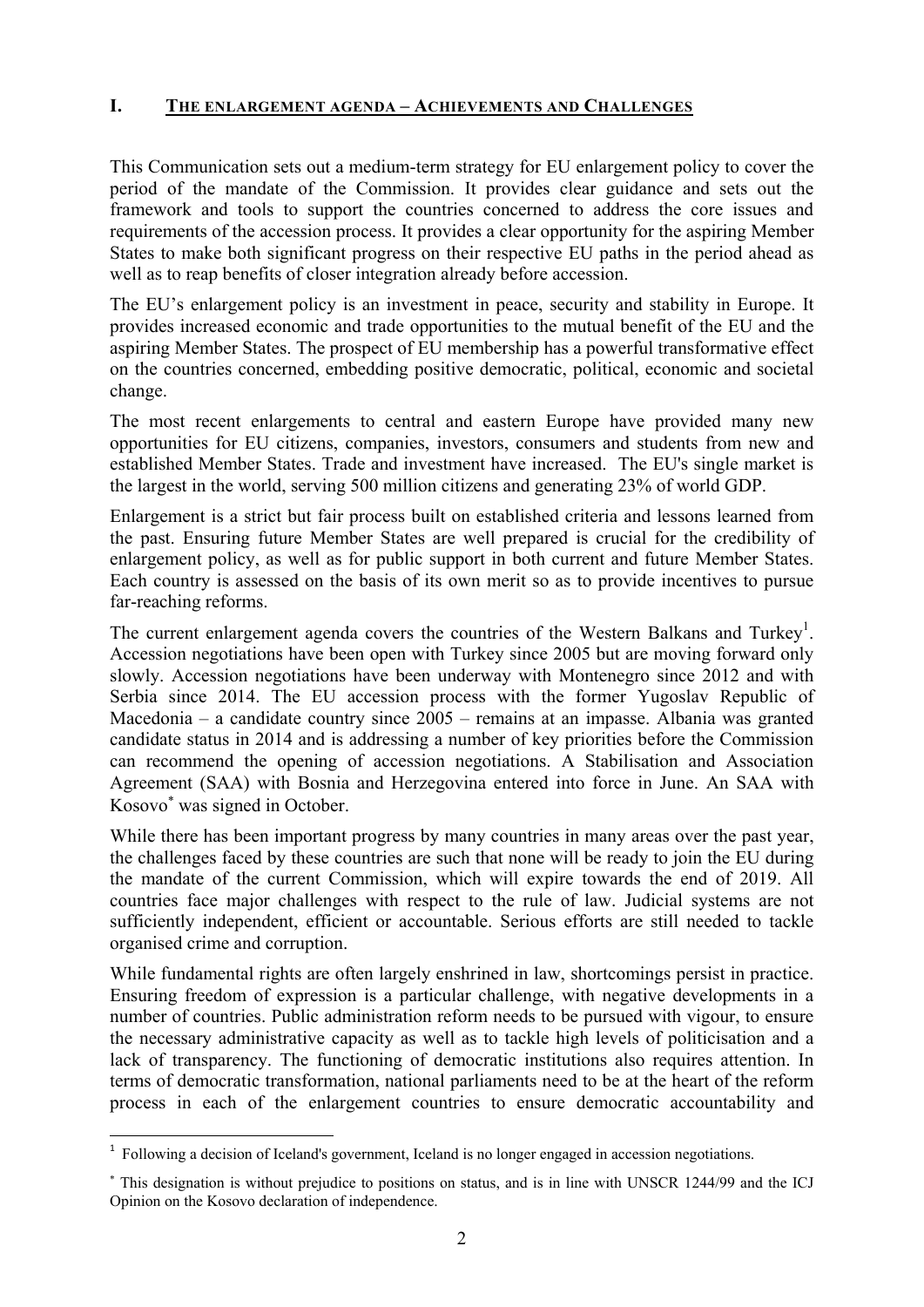# I. THE ENLARGEMENT AGENDA – ACHIEVEMENTS AND CHALLENGES

This Communication sets out a medium-term strategy for EU enlargement policy to cover the period of the mandate of the Commission. It provides clear guidance and sets out the framework and tools to support the countries concerned to address the core issues and requirements of the accession process. It provides a clear opportunity for the aspiring Member States to make both significant progress on their respective EU paths in the period ahead as well as to reap benefits of closer integration already before accession.

The EU's enlargement policy is an investment in peace, security and stability in Europe. It provides increased economic and trade opportunities to the mutual benefit of the EU and the aspiring Member States. The prospect of EU membership has a powerful transformative effect on the countries concerned, embedding positive democratic, political, economic and societal change.

The most recent enlargements to central and eastern Europe have provided many new opportunities for EU citizens, companies, investors, consumers and students from new and established Member States. Trade and investment have increased. The EU's single market is the largest in the world, serving 500 million citizens and generating 23% of world GDP.

Enlargement is a strict but fair process built on established criteria and lessons learned from the past. Ensuring future Member States are well prepared is crucial for the credibility of enlargement policy, as well as for public support in both current and future Member States. Each country is assessed on the basis of its own merit so as to provide incentives to pursue far-reaching reforms.

The current enlargement agenda covers the countries of the Western Balkans and Turkey[1]. Accession negotiations have been open with Turkey since 2005 but are moving forward only slowly. Accession negotiations have been underway with Montenegro since 2012 and with Serbia since 2014. The EU accession process with the former Yugoslav Republic of Macedonia – a candidate country since 2005 – remains at an impasse. Albania was granted candidate status in 2014 and is addressing a number of key priorities before the Commission can recommend the opening of accession negotiations. A Stabilisation and Association Agreement (SAA) with Bosnia and Herzegovina entered into force in June. An SAA with Kosovo[*] was signed in October.

While there has been important progress by many countries in many areas over the past year, the challenges faced by these countries are such that none will be ready to join the EU during the mandate of the current Commission, which will expire towards the end of 2019. All countries face major challenges with respect to the rule of law. Judicial systems are not sufficiently independent, efficient or accountable. Serious efforts are still needed to tackle organised crime and corruption.

While fundamental rights are often largely enshrined in law, shortcomings persist in practice. Ensuring freedom of expression is a particular challenge, with negative developments in a number of countries. Public administration reform needs to be pursued with vigour, to ensure the necessary administrative capacity as well as to tackle high levels of politicisation and a lack of transparency. The functioning of democratic institutions also requires attention. In terms of democratic transformation, national parliaments need to be at the heart of the reform process in each of the enlargement countries to ensure democratic accountability and

---

[1] Following a decision of Iceland's government, Iceland is no longer engaged in accession negotiations.

[*] This designation is without prejudice to positions on status, and is in line with UNSCR 1244/99 and the ICJ Opinion on the Kosovo declaration of independence.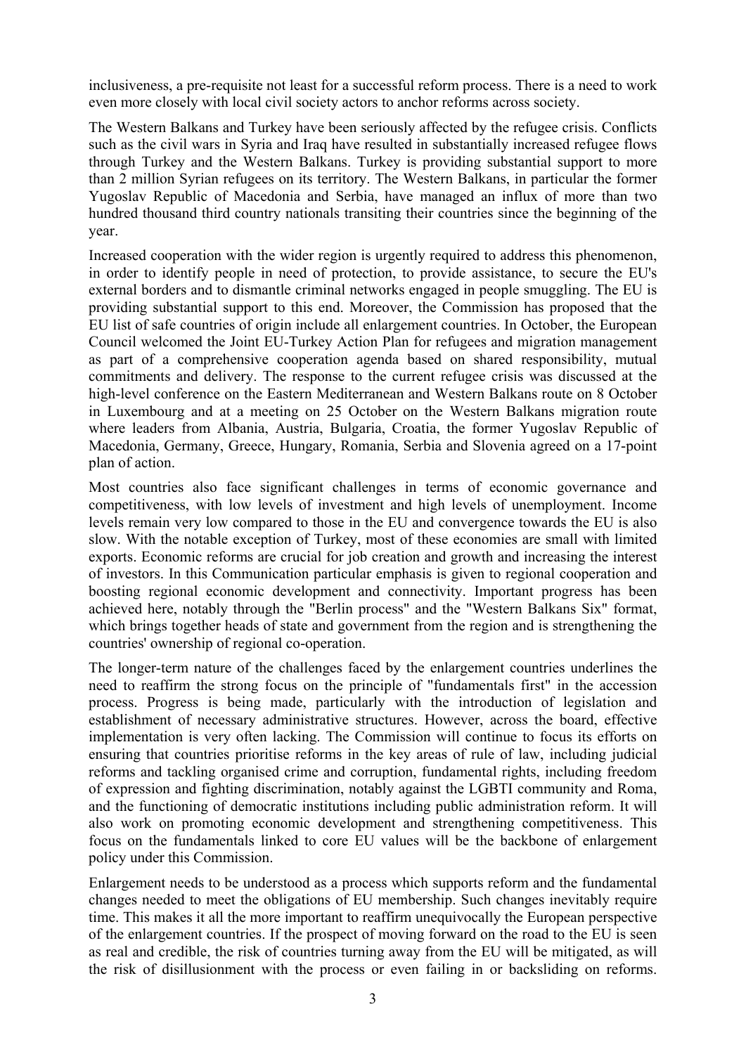inclusiveness, a pre-requisite not least for a successful reform process. There is a need to work even more closely with local civil society actors to anchor reforms across society.

The Western Balkans and Turkey have been seriously affected by the refugee crisis. Conflicts such as the civil wars in Syria and Iraq have resulted in substantially increased refugee flows through Turkey and the Western Balkans. Turkey is providing substantial support to more than 2 million Syrian refugees on its territory. The Western Balkans, in particular the former Yugoslav Republic of Macedonia and Serbia, have managed an influx of more than two hundred thousand third country nationals transiting their countries since the beginning of the year.

Increased cooperation with the wider region is urgently required to address this phenomenon, in order to identify people in need of protection, to provide assistance, to secure the EU's external borders and to dismantle criminal networks engaged in people smuggling. The EU is providing substantial support to this end. Moreover, the Commission has proposed that the EU list of safe countries of origin include all enlargement countries. In October, the European Council welcomed the Joint EU-Turkey Action Plan for refugees and migration management as part of a comprehensive cooperation agenda based on shared responsibility, mutual commitments and delivery. The response to the current refugee crisis was discussed at the high-level conference on the Eastern Mediterranean and Western Balkans route on 8 October in Luxembourg and at a meeting on 25 October on the Western Balkans migration route where leaders from Albania, Austria, Bulgaria, Croatia, the former Yugoslav Republic of Macedonia, Germany, Greece, Hungary, Romania, Serbia and Slovenia agreed on a 17-point plan of action.

Most countries also face significant challenges in terms of economic governance and competitiveness, with low levels of investment and high levels of unemployment. Income levels remain very low compared to those in the EU and convergence towards the EU is also slow. With the notable exception of Turkey, most of these economies are small with limited exports. Economic reforms are crucial for job creation and growth and increasing the interest of investors. In this Communication particular emphasis is given to regional cooperation and boosting regional economic development and connectivity. Important progress has been achieved here, notably through the "Berlin process" and the "Western Balkans Six" format, which brings together heads of state and government from the region and is strengthening the countries' ownership of regional co-operation.

The longer-term nature of the challenges faced by the enlargement countries underlines the need to reaffirm the strong focus on the principle of "fundamentals first" in the accession process. Progress is being made, particularly with the introduction of legislation and establishment of necessary administrative structures. However, across the board, effective implementation is very often lacking. The Commission will continue to focus its efforts on ensuring that countries prioritise reforms in the key areas of rule of law, including judicial reforms and tackling organised crime and corruption, fundamental rights, including freedom of expression and fighting discrimination, notably against the LGBTI community and Roma, and the functioning of democratic institutions including public administration reform. It will also work on promoting economic development and strengthening competitiveness. This focus on the fundamentals linked to core EU values will be the backbone of enlargement policy under this Commission.

Enlargement needs to be understood as a process which supports reform and the fundamental changes needed to meet the obligations of EU membership. Such changes inevitably require time. This makes it all the more important to reaffirm unequivocally the European perspective of the enlargement countries. If the prospect of moving forward on the road to the EU is seen as real and credible, the risk of countries turning away from the EU will be mitigated, as will the risk of disillusionment with the process or even failing in or backsliding on reforms.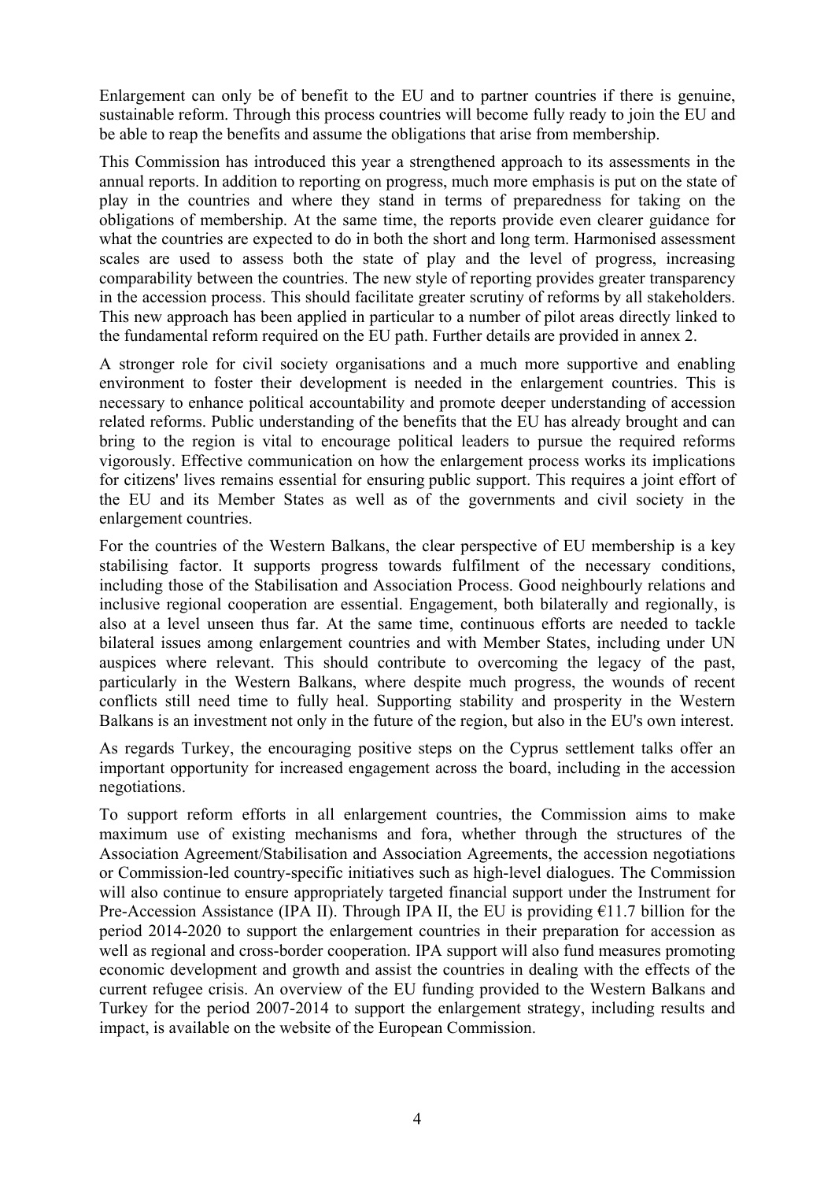Enlargement can only be of benefit to the EU and to partner countries if there is genuine, sustainable reform. Through this process countries will become fully ready to join the EU and be able to reap the benefits and assume the obligations that arise from membership.

This Commission has introduced this year a strengthened approach to its assessments in the annual reports. In addition to reporting on progress, much more emphasis is put on the state of play in the countries and where they stand in terms of preparedness for taking on the obligations of membership. At the same time, the reports provide even clearer guidance for what the countries are expected to do in both the short and long term. Harmonised assessment scales are used to assess both the state of play and the level of progress, increasing comparability between the countries. The new style of reporting provides greater transparency in the accession process. This should facilitate greater scrutiny of reforms by all stakeholders. This new approach has been applied in particular to a number of pilot areas directly linked to the fundamental reform required on the EU path. Further details are provided in annex 2.

A stronger role for civil society organisations and a much more supportive and enabling environment to foster their development is needed in the enlargement countries. This is necessary to enhance political accountability and promote deeper understanding of accession related reforms. Public understanding of the benefits that the EU has already brought and can bring to the region is vital to encourage political leaders to pursue the required reforms vigorously. Effective communication on how the enlargement process works its implications for citizens' lives remains essential for ensuring public support. This requires a joint effort of the EU and its Member States as well as of the governments and civil society in the enlargement countries.

For the countries of the Western Balkans, the clear perspective of EU membership is a key stabilising factor. It supports progress towards fulfilment of the necessary conditions, including those of the Stabilisation and Association Process. Good neighbourly relations and inclusive regional cooperation are essential. Engagement, both bilaterally and regionally, is also at a level unseen thus far. At the same time, continuous efforts are needed to tackle bilateral issues among enlargement countries and with Member States, including under UN auspices where relevant. This should contribute to overcoming the legacy of the past, particularly in the Western Balkans, where despite much progress, the wounds of recent conflicts still need time to fully heal. Supporting stability and prosperity in the Western Balkans is an investment not only in the future of the region, but also in the EU's own interest.

As regards Turkey, the encouraging positive steps on the Cyprus settlement talks offer an important opportunity for increased engagement across the board, including in the accession negotiations.

To support reform efforts in all enlargement countries, the Commission aims to make maximum use of existing mechanisms and fora, whether through the structures of the Association Agreement/Stabilisation and Association Agreements, the accession negotiations or Commission-led country-specific initiatives such as high-level dialogues. The Commission will also continue to ensure appropriately targeted financial support under the Instrument for Pre-Accession Assistance (IPA II). Through IPA II, the EU is providing €11.7 billion for the period 2014-2020 to support the enlargement countries in their preparation for accession as well as regional and cross-border cooperation. IPA support will also fund measures promoting economic development and growth and assist the countries in dealing with the effects of the current refugee crisis. An overview of the EU funding provided to the Western Balkans and Turkey for the period 2007-2014 to support the enlargement strategy, including results and impact, is available on the website of the European Commission.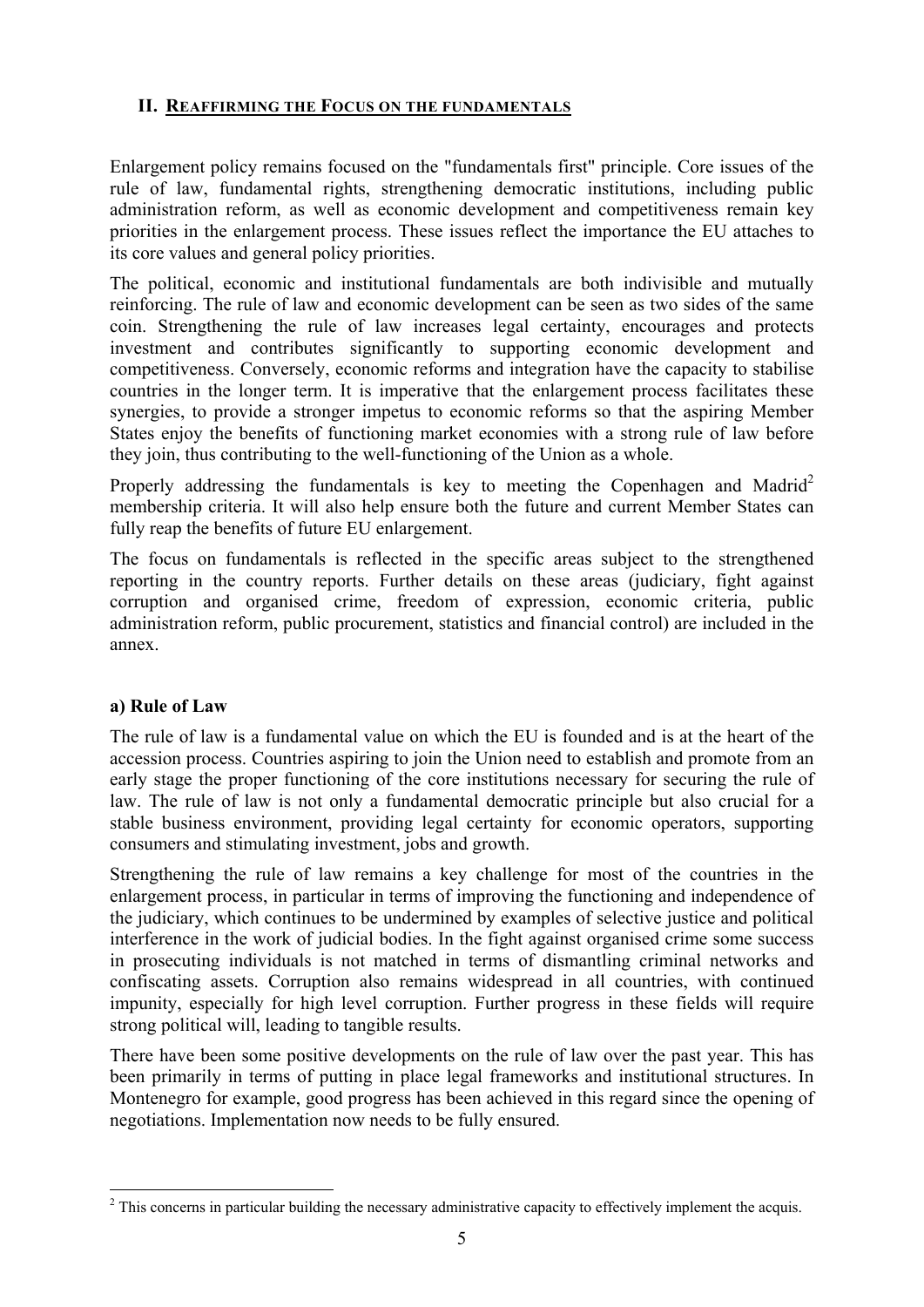## II. Reaffirming the Focus on the fundamentals

Enlargement policy remains focused on the "fundamentals first" principle. Core issues of the rule of law, fundamental rights, strengthening democratic institutions, including public administration reform, as well as economic development and competitiveness remain key priorities in the enlargement process. These issues reflect the importance the EU attaches to its core values and general policy priorities.

The political, economic and institutional fundamentals are both indivisible and mutually reinforcing. The rule of law and economic development can be seen as two sides of the same coin. Strengthening the rule of law increases legal certainty, encourages and protects investment and contributes significantly to supporting economic development and competitiveness. Conversely, economic reforms and integration have the capacity to stabilise countries in the longer term. It is imperative that the enlargement process facilitates these synergies, to provide a stronger impetus to economic reforms so that the aspiring Member States enjoy the benefits of functioning market economies with a strong rule of law before they join, thus contributing to the well-functioning of the Union as a whole.

Properly addressing the fundamentals is key to meeting the Copenhagen and Madrid[2] membership criteria. It will also help ensure both the future and current Member States can fully reap the benefits of future EU enlargement.

The focus on fundamentals is reflected in the specific areas subject to the strengthened reporting in the country reports. Further details on these areas (judiciary, fight against corruption and organised crime, freedom of expression, economic criteria, public administration reform, public procurement, statistics and financial control) are included in the annex.

### a) Rule of Law

The rule of law is a fundamental value on which the EU is founded and is at the heart of the accession process. Countries aspiring to join the Union need to establish and promote from an early stage the proper functioning of the core institutions necessary for securing the rule of law. The rule of law is not only a fundamental democratic principle but also crucial for a stable business environment, providing legal certainty for economic operators, supporting consumers and stimulating investment, jobs and growth.

Strengthening the rule of law remains a key challenge for most of the countries in the enlargement process, in particular in terms of improving the functioning and independence of the judiciary, which continues to be undermined by examples of selective justice and political interference in the work of judicial bodies. In the fight against organised crime some success in prosecuting individuals is not matched in terms of dismantling criminal networks and confiscating assets. Corruption also remains widespread in all countries, with continued impunity, especially for high level corruption. Further progress in these fields will require strong political will, leading to tangible results.

There have been some positive developments on the rule of law over the past year. This has been primarily in terms of putting in place legal frameworks and institutional structures. In Montenegro for example, good progress has been achieved in this regard since the opening of negotiations. Implementation now needs to be fully ensured.

---

[2] This concerns in particular building the necessary administrative capacity to effectively implement the acquis.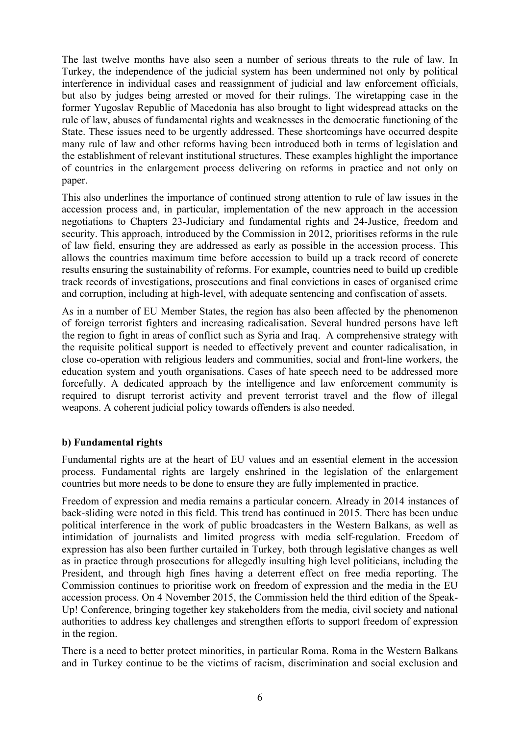The last twelve months have also seen a number of serious threats to the rule of law. In Turkey, the independence of the judicial system has been undermined not only by political interference in individual cases and reassignment of judicial and law enforcement officials, but also by judges being arrested or moved for their rulings. The wiretapping case in the former Yugoslav Republic of Macedonia has also brought to light widespread attacks on the rule of law, abuses of fundamental rights and weaknesses in the democratic functioning of the State. These issues need to be urgently addressed. These shortcomings have occurred despite many rule of law and other reforms having been introduced both in terms of legislation and the establishment of relevant institutional structures. These examples highlight the importance of countries in the enlargement process delivering on reforms in practice and not only on paper.

This also underlines the importance of continued strong attention to rule of law issues in the accession process and, in particular, implementation of the new approach in the accession negotiations to Chapters 23-Judiciary and fundamental rights and 24-Justice, freedom and security. This approach, introduced by the Commission in 2012, prioritises reforms in the rule of law field, ensuring they are addressed as early as possible in the accession process. This allows the countries maximum time before accession to build up a track record of concrete results ensuring the sustainability of reforms. For example, countries need to build up credible track records of investigations, prosecutions and final convictions in cases of organised crime and corruption, including at high-level, with adequate sentencing and confiscation of assets.

As in a number of EU Member States, the region has also been affected by the phenomenon of foreign terrorist fighters and increasing radicalisation. Several hundred persons have left the region to fight in areas of conflict such as Syria and Iraq. A comprehensive strategy with the requisite political support is needed to effectively prevent and counter radicalisation, in close co-operation with religious leaders and communities, social and front-line workers, the education system and youth organisations. Cases of hate speech need to be addressed more forcefully. A dedicated approach by the intelligence and law enforcement community is required to disrupt terrorist activity and prevent terrorist travel and the flow of illegal weapons. A coherent judicial policy towards offenders is also needed.

**b) Fundamental rights**

Fundamental rights are at the heart of EU values and an essential element in the accession process. Fundamental rights are largely enshrined in the legislation of the enlargement countries but more needs to be done to ensure they are fully implemented in practice.

Freedom of expression and media remains a particular concern. Already in 2014 instances of back-sliding were noted in this field. This trend has continued in 2015. There has been undue political interference in the work of public broadcasters in the Western Balkans, as well as intimidation of journalists and limited progress with media self-regulation. Freedom of expression has also been further curtailed in Turkey, both through legislative changes as well as in practice through prosecutions for allegedly insulting high level politicians, including the President, and through high fines having a deterrent effect on free media reporting. The Commission continues to prioritise work on freedom of expression and the media in the EU accession process. On 4 November 2015, the Commission held the third edition of the Speak-Up! Conference, bringing together key stakeholders from the media, civil society and national authorities to address key challenges and strengthen efforts to support freedom of expression in the region.

There is a need to better protect minorities, in particular Roma. Roma in the Western Balkans and in Turkey continue to be the victims of racism, discrimination and social exclusion and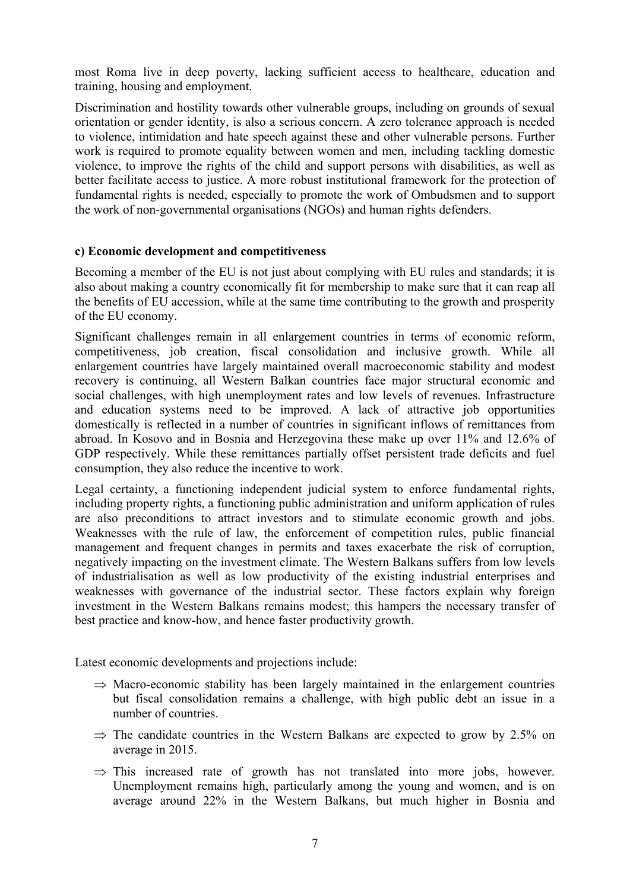most Roma live in deep poverty, lacking sufficient access to healthcare, education and training, housing and employment.

Discrimination and hostility towards other vulnerable groups, including on grounds of sexual orientation or gender identity, is also a serious concern. A zero tolerance approach is needed to violence, intimidation and hate speech against these and other vulnerable persons. Further work is required to promote equality between women and men, including tackling domestic violence, to improve the rights of the child and support persons with disabilities, as well as better facilitate access to justice. A more robust institutional framework for the protection of fundamental rights is needed, especially to promote the work of Ombudsmen and to support the work of non-governmental organisations (NGOs) and human rights defenders.

**c) Economic development and competitiveness**

Becoming a member of the EU is not just about complying with EU rules and standards; it is also about making a country economically fit for membership to make sure that it can reap all the benefits of EU accession, while at the same time contributing to the growth and prosperity of the EU economy.

Significant challenges remain in all enlargement countries in terms of economic reform, competitiveness, job creation, fiscal consolidation and inclusive growth. While all enlargement countries have largely maintained overall macroeconomic stability and modest recovery is continuing, all Western Balkan countries face major structural economic and social challenges, with high unemployment rates and low levels of revenues. Infrastructure and education systems need to be improved. A lack of attractive job opportunities domestically is reflected in a number of countries in significant inflows of remittances from abroad. In Kosovo and in Bosnia and Herzegovina these make up over 11% and 12.6% of GDP respectively. While these remittances partially offset persistent trade deficits and fuel consumption, they also reduce the incentive to work.

Legal certainty, a functioning independent judicial system to enforce fundamental rights, including property rights, a functioning public administration and uniform application of rules are also preconditions to attract investors and to stimulate economic growth and jobs. Weaknesses with the rule of law, the enforcement of competition rules, public financial management and frequent changes in permits and taxes exacerbate the risk of corruption, negatively impacting on the investment climate. The Western Balkans suffers from low levels of industrialisation as well as low productivity of the existing industrial enterprises and weaknesses with governance of the industrial sector. These factors explain why foreign investment in the Western Balkans remains modest; this hampers the necessary transfer of best practice and know-how, and hence faster productivity growth.

Latest economic developments and projections include:

- ⇒ Macro-economic stability has been largely maintained in the enlargement countries but fiscal consolidation remains a challenge, with high public debt an issue in a number of countries.
- ⇒ The candidate countries in the Western Balkans are expected to grow by 2.5% on average in 2015.
- ⇒ This increased rate of growth has not translated into more jobs, however. Unemployment remains high, particularly among the young and women, and is on average around 22% in the Western Balkans, but much higher in Bosnia and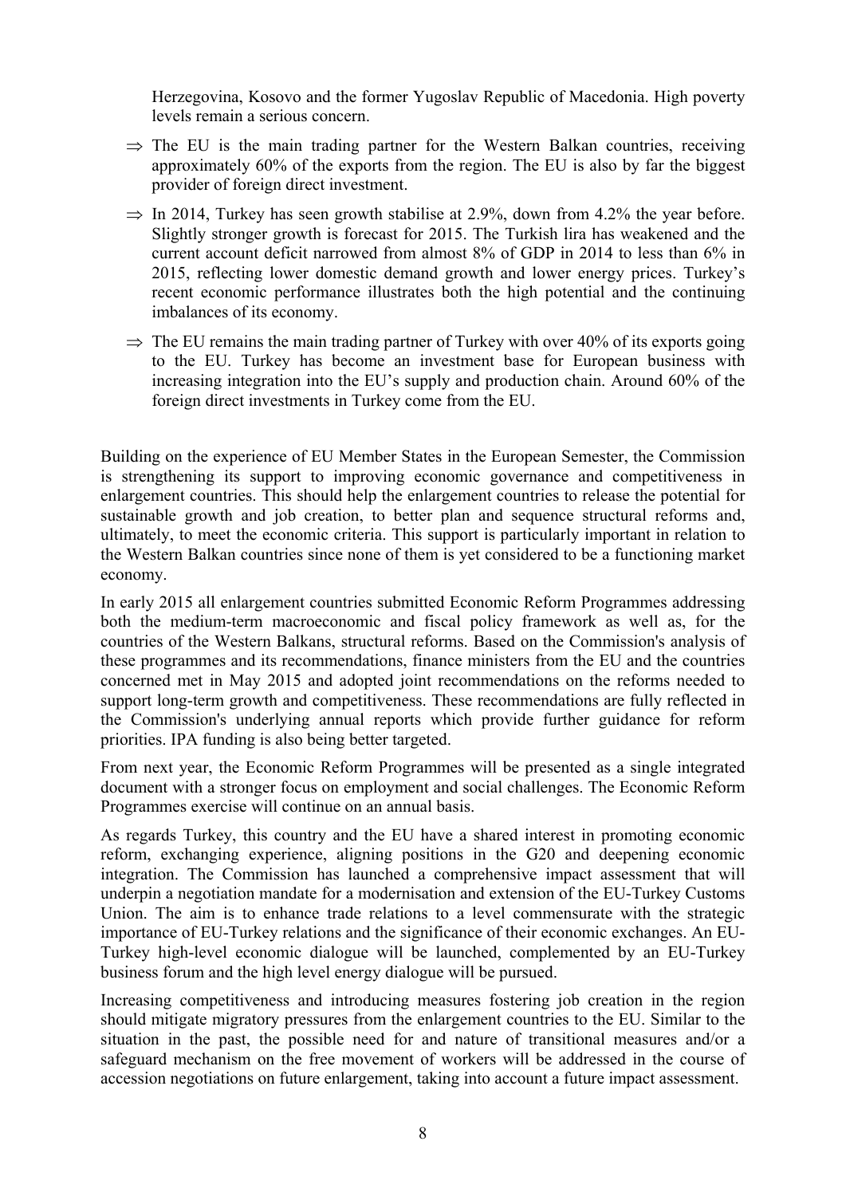Herzegovina, Kosovo and the former Yugoslav Republic of Macedonia. High poverty levels remain a serious concern.

⇒ The EU is the main trading partner for the Western Balkan countries, receiving approximately 60% of the exports from the region. The EU is also by far the biggest provider of foreign direct investment.

⇒ In 2014, Turkey has seen growth stabilise at 2.9%, down from 4.2% the year before. Slightly stronger growth is forecast for 2015. The Turkish lira has weakened and the current account deficit narrowed from almost 8% of GDP in 2014 to less than 6% in 2015, reflecting lower domestic demand growth and lower energy prices. Turkey's recent economic performance illustrates both the high potential and the continuing imbalances of its economy.

⇒ The EU remains the main trading partner of Turkey with over 40% of its exports going to the EU. Turkey has become an investment base for European business with increasing integration into the EU's supply and production chain. Around 60% of the foreign direct investments in Turkey come from the EU.

Building on the experience of EU Member States in the European Semester, the Commission is strengthening its support to improving economic governance and competitiveness in enlargement countries. This should help the enlargement countries to release the potential for sustainable growth and job creation, to better plan and sequence structural reforms and, ultimately, to meet the economic criteria. This support is particularly important in relation to the Western Balkan countries since none of them is yet considered to be a functioning market economy.

In early 2015 all enlargement countries submitted Economic Reform Programmes addressing both the medium-term macroeconomic and fiscal policy framework as well as, for the countries of the Western Balkans, structural reforms. Based on the Commission's analysis of these programmes and its recommendations, finance ministers from the EU and the countries concerned met in May 2015 and adopted joint recommendations on the reforms needed to support long-term growth and competitiveness. These recommendations are fully reflected in the Commission's underlying annual reports which provide further guidance for reform priorities. IPA funding is also being better targeted.

From next year, the Economic Reform Programmes will be presented as a single integrated document with a stronger focus on employment and social challenges. The Economic Reform Programmes exercise will continue on an annual basis.

As regards Turkey, this country and the EU have a shared interest in promoting economic reform, exchanging experience, aligning positions in the G20 and deepening economic integration. The Commission has launched a comprehensive impact assessment that will underpin a negotiation mandate for a modernisation and extension of the EU-Turkey Customs Union. The aim is to enhance trade relations to a level commensurate with the strategic importance of EU-Turkey relations and the significance of their economic exchanges. An EU-Turkey high-level economic dialogue will be launched, complemented by an EU-Turkey business forum and the high level energy dialogue will be pursued.

Increasing competitiveness and introducing measures fostering job creation in the region should mitigate migratory pressures from the enlargement countries to the EU. Similar to the situation in the past, the possible need for and nature of transitional measures and/or a safeguard mechanism on the free movement of workers will be addressed in the course of accession negotiations on future enlargement, taking into account a future impact assessment.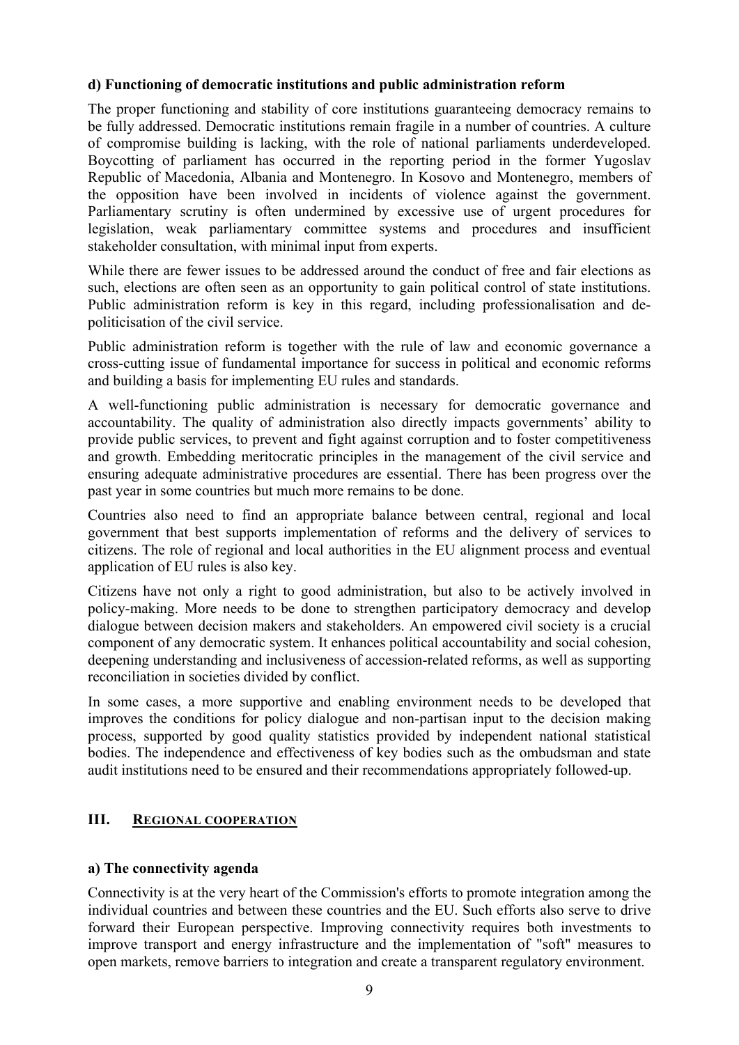**d) Functioning of democratic institutions and public administration reform**

The proper functioning and stability of core institutions guaranteeing democracy remains to be fully addressed. Democratic institutions remain fragile in a number of countries. A culture of compromise building is lacking, with the role of national parliaments underdeveloped. Boycotting of parliament has occurred in the reporting period in the former Yugoslav Republic of Macedonia, Albania and Montenegro. In Kosovo and Montenegro, members of the opposition have been involved in incidents of violence against the government. Parliamentary scrutiny is often undermined by excessive use of urgent procedures for legislation, weak parliamentary committee systems and procedures and insufficient stakeholder consultation, with minimal input from experts.

While there are fewer issues to be addressed around the conduct of free and fair elections as such, elections are often seen as an opportunity to gain political control of state institutions. Public administration reform is key in this regard, including professionalisation and de-politicisation of the civil service.

Public administration reform is together with the rule of law and economic governance a cross-cutting issue of fundamental importance for success in political and economic reforms and building a basis for implementing EU rules and standards.

A well-functioning public administration is necessary for democratic governance and accountability. The quality of administration also directly impacts governments' ability to provide public services, to prevent and fight against corruption and to foster competitiveness and growth. Embedding meritocratic principles in the management of the civil service and ensuring adequate administrative procedures are essential. There has been progress over the past year in some countries but much more remains to be done.

Countries also need to find an appropriate balance between central, regional and local government that best supports implementation of reforms and the delivery of services to citizens. The role of regional and local authorities in the EU alignment process and eventual application of EU rules is also key.

Citizens have not only a right to good administration, but also to be actively involved in policy-making. More needs to be done to strengthen participatory democracy and develop dialogue between decision makers and stakeholders. An empowered civil society is a crucial component of any democratic system. It enhances political accountability and social cohesion, deepening understanding and inclusiveness of accession-related reforms, as well as supporting reconciliation in societies divided by conflict.

In some cases, a more supportive and enabling environment needs to be developed that improves the conditions for policy dialogue and non-partisan input to the decision making process, supported by good quality statistics provided by independent national statistical bodies. The independence and effectiveness of key bodies such as the ombudsman and state audit institutions need to be ensured and their recommendations appropriately followed-up.

## III. REGIONAL COOPERATION

**a) The connectivity agenda**

Connectivity is at the very heart of the Commission's efforts to promote integration among the individual countries and between these countries and the EU. Such efforts also serve to drive forward their European perspective. Improving connectivity requires both investments to improve transport and energy infrastructure and the implementation of "soft" measures to open markets, remove barriers to integration and create a transparent regulatory environment.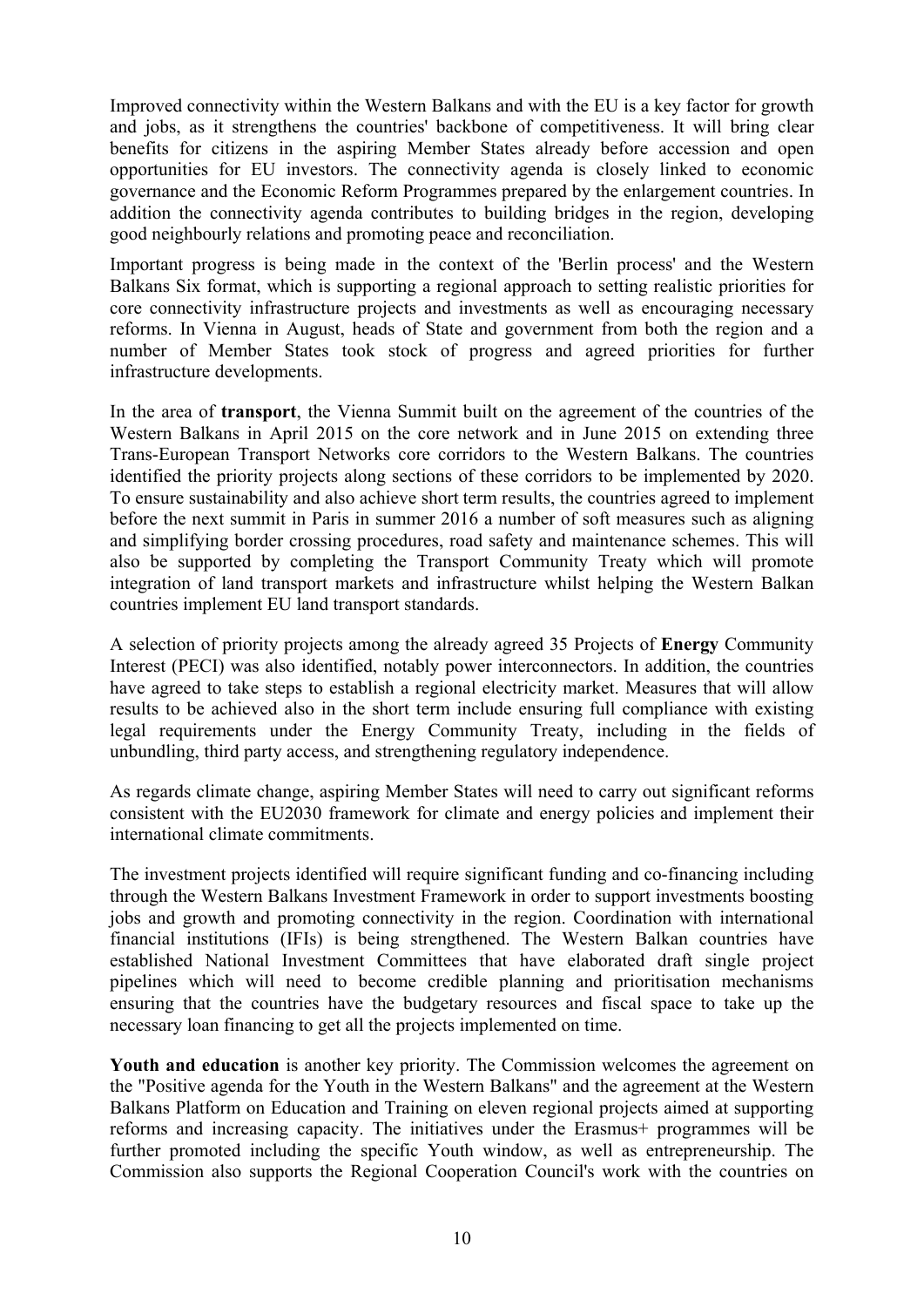Improved connectivity within the Western Balkans and with the EU is a key factor for growth and jobs, as it strengthens the countries' backbone of competitiveness. It will bring clear benefits for citizens in the aspiring Member States already before accession and open opportunities for EU investors. The connectivity agenda is closely linked to economic governance and the Economic Reform Programmes prepared by the enlargement countries. In addition the connectivity agenda contributes to building bridges in the region, developing good neighbourly relations and promoting peace and reconciliation.

Important progress is being made in the context of the 'Berlin process' and the Western Balkans Six format, which is supporting a regional approach to setting realistic priorities for core connectivity infrastructure projects and investments as well as encouraging necessary reforms. In Vienna in August, heads of State and government from both the region and a number of Member States took stock of progress and agreed priorities for further infrastructure developments.

In the area of **transport**, the Vienna Summit built on the agreement of the countries of the Western Balkans in April 2015 on the core network and in June 2015 on extending three Trans-European Transport Networks core corridors to the Western Balkans. The countries identified the priority projects along sections of these corridors to be implemented by 2020. To ensure sustainability and also achieve short term results, the countries agreed to implement before the next summit in Paris in summer 2016 a number of soft measures such as aligning and simplifying border crossing procedures, road safety and maintenance schemes. This will also be supported by completing the Transport Community Treaty which will promote integration of land transport markets and infrastructure whilst helping the Western Balkan countries implement EU land transport standards.

A selection of priority projects among the already agreed 35 Projects of **Energy** Community Interest (PECI) was also identified, notably power interconnectors. In addition, the countries have agreed to take steps to establish a regional electricity market. Measures that will allow results to be achieved also in the short term include ensuring full compliance with existing legal requirements under the Energy Community Treaty, including in the fields of unbundling, third party access, and strengthening regulatory independence.

As regards climate change, aspiring Member States will need to carry out significant reforms consistent with the EU2030 framework for climate and energy policies and implement their international climate commitments.

The investment projects identified will require significant funding and co-financing including through the Western Balkans Investment Framework in order to support investments boosting jobs and growth and promoting connectivity in the region. Coordination with international financial institutions (IFIs) is being strengthened. The Western Balkan countries have established National Investment Committees that have elaborated draft single project pipelines which will need to become credible planning and prioritisation mechanisms ensuring that the countries have the budgetary resources and fiscal space to take up the necessary loan financing to get all the projects implemented on time.

**Youth and education** is another key priority. The Commission welcomes the agreement on the "Positive agenda for the Youth in the Western Balkans" and the agreement at the Western Balkans Platform on Education and Training on eleven regional projects aimed at supporting reforms and increasing capacity. The initiatives under the Erasmus+ programmes will be further promoted including the specific Youth window, as well as entrepreneurship. The Commission also supports the Regional Cooperation Council's work with the countries on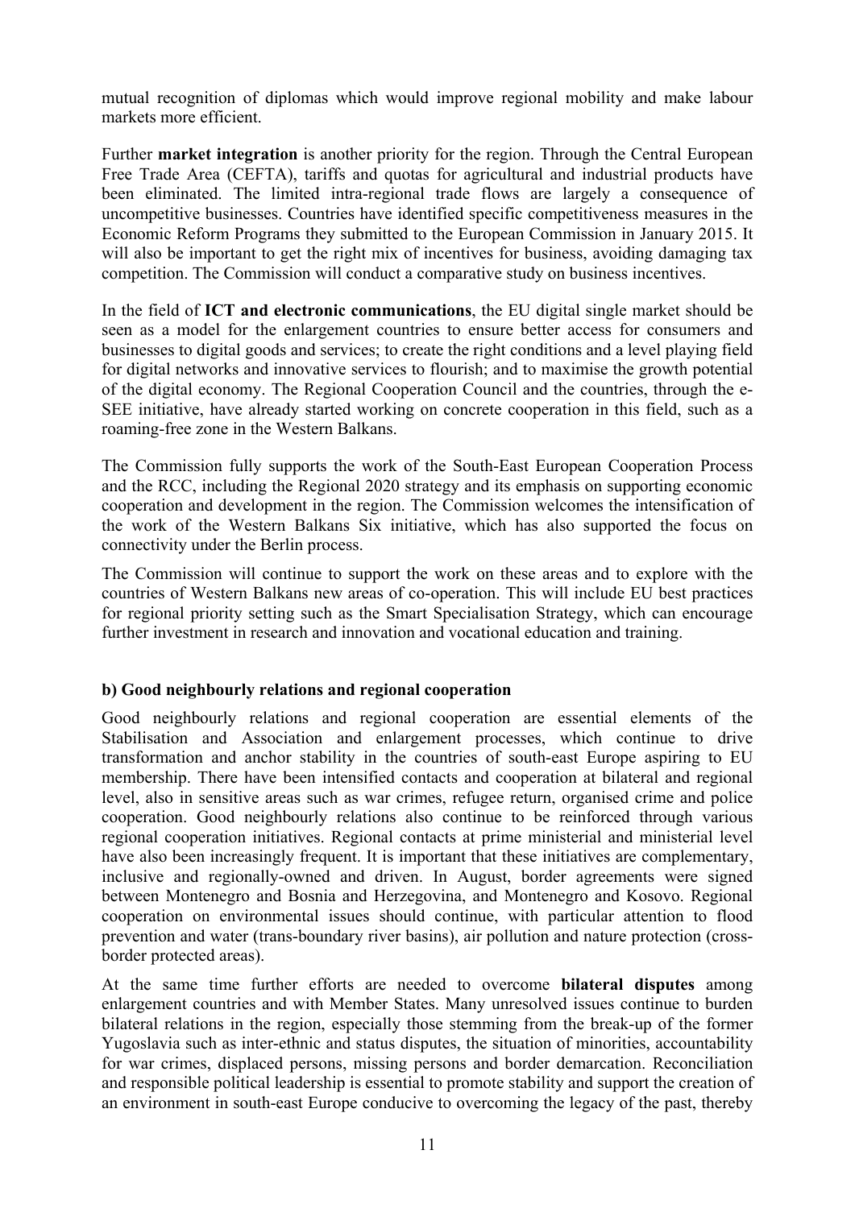mutual recognition of diplomas which would improve regional mobility and make labour markets more efficient.

Further **market integration** is another priority for the region. Through the Central European Free Trade Area (CEFTA), tariffs and quotas for agricultural and industrial products have been eliminated. The limited intra-regional trade flows are largely a consequence of uncompetitive businesses. Countries have identified specific competitiveness measures in the Economic Reform Programs they submitted to the European Commission in January 2015. It will also be important to get the right mix of incentives for business, avoiding damaging tax competition. The Commission will conduct a comparative study on business incentives.

In the field of **ICT and electronic communications**, the EU digital single market should be seen as a model for the enlargement countries to ensure better access for consumers and businesses to digital goods and services; to create the right conditions and a level playing field for digital networks and innovative services to flourish; and to maximise the growth potential of the digital economy. The Regional Cooperation Council and the countries, through the e-SEE initiative, have already started working on concrete cooperation in this field, such as a roaming-free zone in the Western Balkans.

The Commission fully supports the work of the South-East European Cooperation Process and the RCC, including the Regional 2020 strategy and its emphasis on supporting economic cooperation and development in the region. The Commission welcomes the intensification of the work of the Western Balkans Six initiative, which has also supported the focus on connectivity under the Berlin process.

The Commission will continue to support the work on these areas and to explore with the countries of Western Balkans new areas of co-operation. This will include EU best practices for regional priority setting such as the Smart Specialisation Strategy, which can encourage further investment in research and innovation and vocational education and training.

**b) Good neighbourly relations and regional cooperation**

Good neighbourly relations and regional cooperation are essential elements of the Stabilisation and Association and enlargement processes, which continue to drive transformation and anchor stability in the countries of south-east Europe aspiring to EU membership. There have been intensified contacts and cooperation at bilateral and regional level, also in sensitive areas such as war crimes, refugee return, organised crime and police cooperation. Good neighbourly relations also continue to be reinforced through various regional cooperation initiatives. Regional contacts at prime ministerial and ministerial level have also been increasingly frequent. It is important that these initiatives are complementary, inclusive and regionally-owned and driven. In August, border agreements were signed between Montenegro and Bosnia and Herzegovina, and Montenegro and Kosovo. Regional cooperation on environmental issues should continue, with particular attention to flood prevention and water (trans-boundary river basins), air pollution and nature protection (cross-border protected areas).

At the same time further efforts are needed to overcome **bilateral disputes** among enlargement countries and with Member States. Many unresolved issues continue to burden bilateral relations in the region, especially those stemming from the break-up of the former Yugoslavia such as inter-ethnic and status disputes, the situation of minorities, accountability for war crimes, displaced persons, missing persons and border demarcation. Reconciliation and responsible political leadership is essential to promote stability and support the creation of an environment in south-east Europe conducive to overcoming the legacy of the past, thereby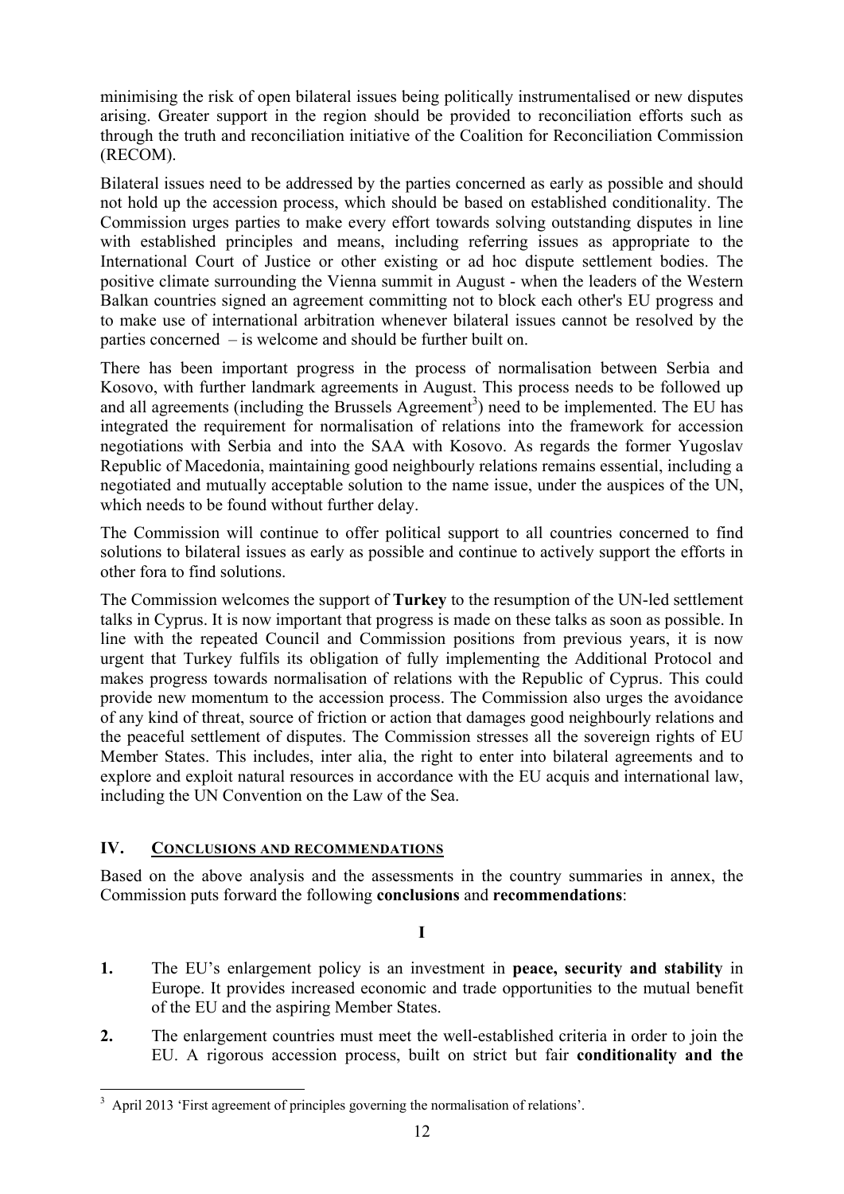minimising the risk of open bilateral issues being politically instrumentalised or new disputes arising. Greater support in the region should be provided to reconciliation efforts such as through the truth and reconciliation initiative of the Coalition for Reconciliation Commission (RECOM).

Bilateral issues need to be addressed by the parties concerned as early as possible and should not hold up the accession process, which should be based on established conditionality. The Commission urges parties to make every effort towards solving outstanding disputes in line with established principles and means, including referring issues as appropriate to the International Court of Justice or other existing or ad hoc dispute settlement bodies. The positive climate surrounding the Vienna summit in August - when the leaders of the Western Balkan countries signed an agreement committing not to block each other's EU progress and to make use of international arbitration whenever bilateral issues cannot be resolved by the parties concerned – is welcome and should be further built on.

There has been important progress in the process of normalisation between Serbia and Kosovo, with further landmark agreements in August. This process needs to be followed up and all agreements (including the Brussels Agreement[3]) need to be implemented. The EU has integrated the requirement for normalisation of relations into the framework for accession negotiations with Serbia and into the SAA with Kosovo. As regards the former Yugoslav Republic of Macedonia, maintaining good neighbourly relations remains essential, including a negotiated and mutually acceptable solution to the name issue, under the auspices of the UN, which needs to be found without further delay.

The Commission will continue to offer political support to all countries concerned to find solutions to bilateral issues as early as possible and continue to actively support the efforts in other fora to find solutions.

The Commission welcomes the support of **Turkey** to the resumption of the UN-led settlement talks in Cyprus. It is now important that progress is made on these talks as soon as possible. In line with the repeated Council and Commission positions from previous years, it is now urgent that Turkey fulfils its obligation of fully implementing the Additional Protocol and makes progress towards normalisation of relations with the Republic of Cyprus. This could provide new momentum to the accession process. The Commission also urges the avoidance of any kind of threat, source of friction or action that damages good neighbourly relations and the peaceful settlement of disputes. The Commission stresses all the sovereign rights of EU Member States. This includes, inter alia, the right to enter into bilateral agreements and to explore and exploit natural resources in accordance with the EU acquis and international law, including the UN Convention on the Law of the Sea.

## IV. CONCLUSIONS AND RECOMMENDATIONS

Based on the above analysis and the assessments in the country summaries in annex, the Commission puts forward the following **conclusions** and **recommendations**:

**I**

1. The EU's enlargement policy is an investment in **peace, security and stability** in Europe. It provides increased economic and trade opportunities to the mutual benefit of the EU and the aspiring Member States.

2. The enlargement countries must meet the well-established criteria in order to join the EU. A rigorous accession process, built on strict but fair **conditionality and the**

[3] April 2013 'First agreement of principles governing the normalisation of relations'.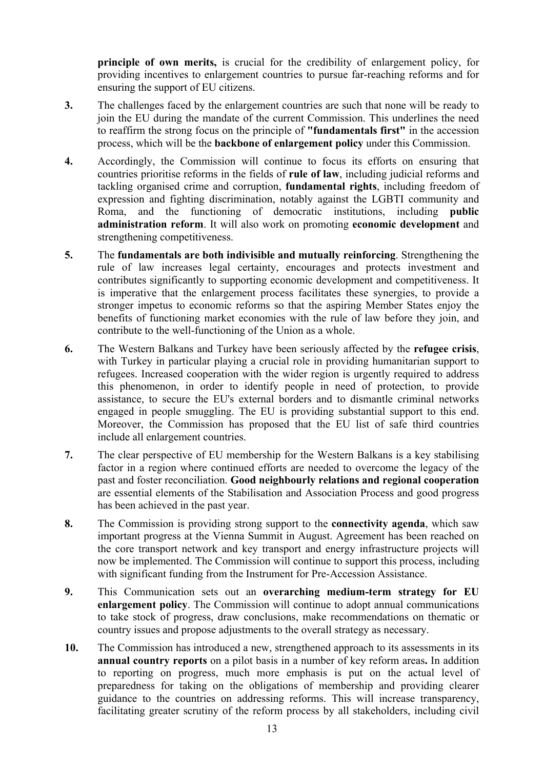**principle of own merits,** is crucial for the credibility of enlargement policy, for providing incentives to enlargement countries to pursue far-reaching reforms and for ensuring the support of EU citizens.

**3.** The challenges faced by the enlargement countries are such that none will be ready to join the EU during the mandate of the current Commission. This underlines the need to reaffirm the strong focus on the principle of **"fundamentals first"** in the accession process, which will be the **backbone of enlargement policy** under this Commission.

**4.** Accordingly, the Commission will continue to focus its efforts on ensuring that countries prioritise reforms in the fields of **rule of law**, including judicial reforms and tackling organised crime and corruption, **fundamental rights**, including freedom of expression and fighting discrimination, notably against the LGBTI community and Roma, and the functioning of democratic institutions, including **public administration reform**. It will also work on promoting **economic development** and strengthening competitiveness.

**5.** The **fundamentals are both indivisible and mutually reinforcing**. Strengthening the rule of law increases legal certainty, encourages and protects investment and contributes significantly to supporting economic development and competitiveness. It is imperative that the enlargement process facilitates these synergies, to provide a stronger impetus to economic reforms so that the aspiring Member States enjoy the benefits of functioning market economies with the rule of law before they join, and contribute to the well-functioning of the Union as a whole.

**6.** The Western Balkans and Turkey have been seriously affected by the **refugee crisis**, with Turkey in particular playing a crucial role in providing humanitarian support to refugees. Increased cooperation with the wider region is urgently required to address this phenomenon, in order to identify people in need of protection, to provide assistance, to secure the EU's external borders and to dismantle criminal networks engaged in people smuggling. The EU is providing substantial support to this end. Moreover, the Commission has proposed that the EU list of safe third countries include all enlargement countries.

**7.** The clear perspective of EU membership for the Western Balkans is a key stabilising factor in a region where continued efforts are needed to overcome the legacy of the past and foster reconciliation. **Good neighbourly relations and regional cooperation** are essential elements of the Stabilisation and Association Process and good progress has been achieved in the past year.

**8.** The Commission is providing strong support to the **connectivity agenda**, which saw important progress at the Vienna Summit in August. Agreement has been reached on the core transport network and key transport and energy infrastructure projects will now be implemented. The Commission will continue to support this process, including with significant funding from the Instrument for Pre-Accession Assistance.

**9.** This Communication sets out an **overarching medium-term strategy for EU enlargement policy**. The Commission will continue to adopt annual communications to take stock of progress, draw conclusions, make recommendations on thematic or country issues and propose adjustments to the overall strategy as necessary.

**10.** The Commission has introduced a new, strengthened approach to its assessments in its **annual country reports** on a pilot basis in a number of key reform areas**.** In addition to reporting on progress, much more emphasis is put on the actual level of preparedness for taking on the obligations of membership and providing clearer guidance to the countries on addressing reforms. This will increase transparency, facilitating greater scrutiny of the reform process by all stakeholders, including civil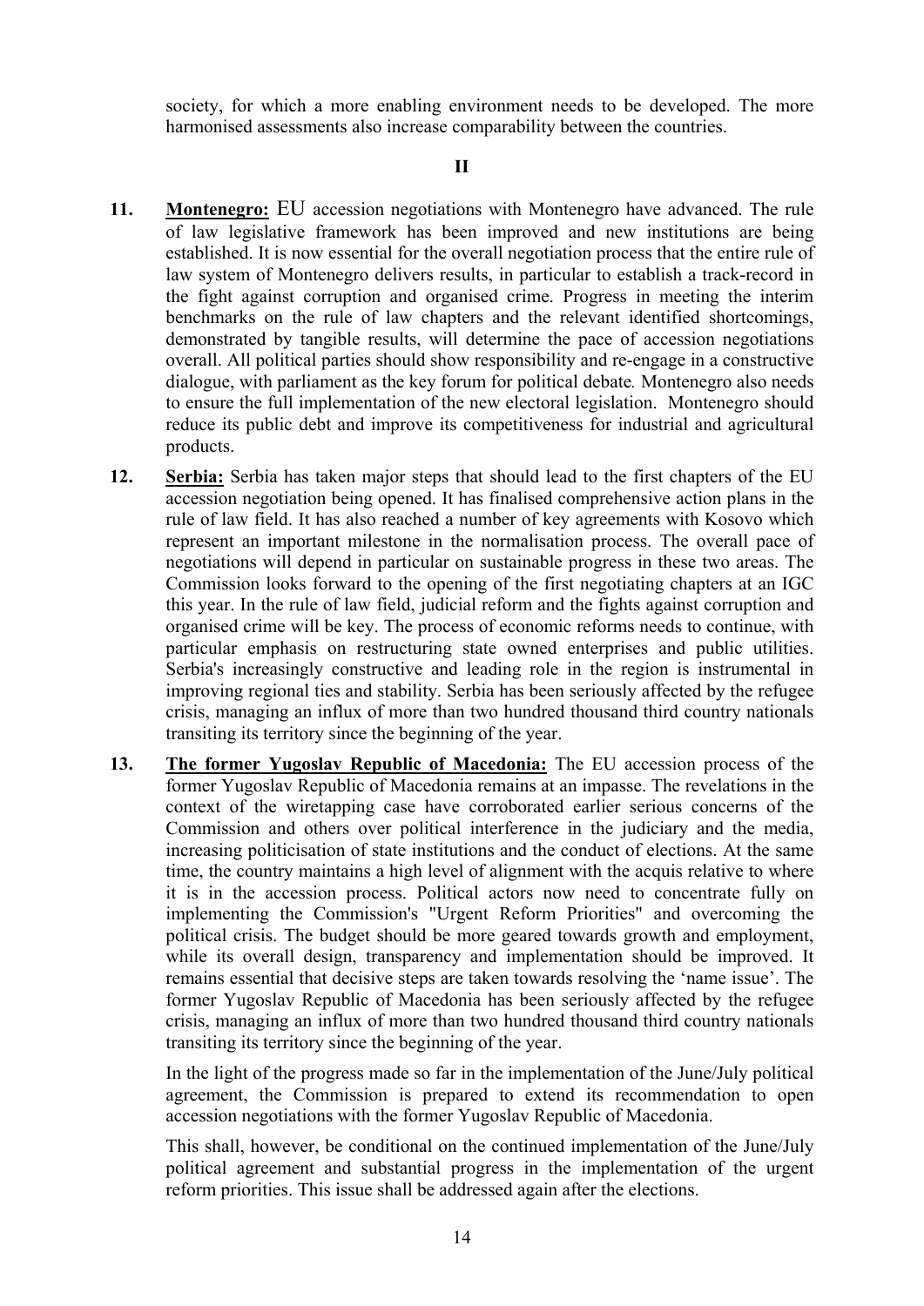society, for which a more enabling environment needs to be developed. The more harmonised assessments also increase comparability between the countries.

**II**

11. **Montenegro:** EU accession negotiations with Montenegro have advanced. The rule of law legislative framework has been improved and new institutions are being established. It is now essential for the overall negotiation process that the entire rule of law system of Montenegro delivers results, in particular to establish a track-record in the fight against corruption and organised crime. Progress in meeting the interim benchmarks on the rule of law chapters and the relevant identified shortcomings, demonstrated by tangible results, will determine the pace of accession negotiations overall. All political parties should show responsibility and re-engage in a constructive dialogue, with parliament as the key forum for political debate*.* Montenegro also needs to ensure the full implementation of the new electoral legislation. Montenegro should reduce its public debt and improve its competitiveness for industrial and agricultural products.

12. **Serbia:** Serbia has taken major steps that should lead to the first chapters of the EU accession negotiation being opened. It has finalised comprehensive action plans in the rule of law field. It has also reached a number of key agreements with Kosovo which represent an important milestone in the normalisation process. The overall pace of negotiations will depend in particular on sustainable progress in these two areas. The Commission looks forward to the opening of the first negotiating chapters at an IGC this year. In the rule of law field, judicial reform and the fights against corruption and organised crime will be key. The process of economic reforms needs to continue, with particular emphasis on restructuring state owned enterprises and public utilities. Serbia's increasingly constructive and leading role in the region is instrumental in improving regional ties and stability. Serbia has been seriously affected by the refugee crisis, managing an influx of more than two hundred thousand third country nationals transiting its territory since the beginning of the year.

13. **The former Yugoslav Republic of Macedonia:** The EU accession process of the former Yugoslav Republic of Macedonia remains at an impasse. The revelations in the context of the wiretapping case have corroborated earlier serious concerns of the Commission and others over political interference in the judiciary and the media, increasing politicisation of state institutions and the conduct of elections. At the same time, the country maintains a high level of alignment with the acquis relative to where it is in the accession process. Political actors now need to concentrate fully on implementing the Commission's "Urgent Reform Priorities" and overcoming the political crisis. The budget should be more geared towards growth and employment, while its overall design, transparency and implementation should be improved. It remains essential that decisive steps are taken towards resolving the 'name issue'. The former Yugoslav Republic of Macedonia has been seriously affected by the refugee crisis, managing an influx of more than two hundred thousand third country nationals transiting its territory since the beginning of the year.

    In the light of the progress made so far in the implementation of the June/July political agreement, the Commission is prepared to extend its recommendation to open accession negotiations with the former Yugoslav Republic of Macedonia.

    This shall, however, be conditional on the continued implementation of the June/July political agreement and substantial progress in the implementation of the urgent reform priorities. This issue shall be addressed again after the elections.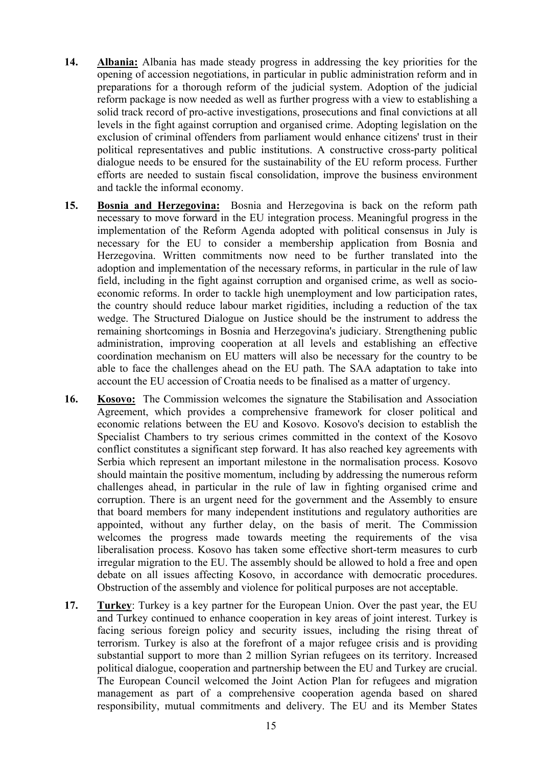**14.** **Albania:** Albania has made steady progress in addressing the key priorities for the opening of accession negotiations, in particular in public administration reform and in preparations for a thorough reform of the judicial system. Adoption of the judicial reform package is now needed as well as further progress with a view to establishing a solid track record of pro-active investigations, prosecutions and final convictions at all levels in the fight against corruption and organised crime. Adopting legislation on the exclusion of criminal offenders from parliament would enhance citizens' trust in their political representatives and public institutions. A constructive cross-party political dialogue needs to be ensured for the sustainability of the EU reform process. Further efforts are needed to sustain fiscal consolidation, improve the business environment and tackle the informal economy.

**15.** **Bosnia and Herzegovina:** Bosnia and Herzegovina is back on the reform path necessary to move forward in the EU integration process. Meaningful progress in the implementation of the Reform Agenda adopted with political consensus in July is necessary for the EU to consider a membership application from Bosnia and Herzegovina. Written commitments now need to be further translated into the adoption and implementation of the necessary reforms, in particular in the rule of law field, including in the fight against corruption and organised crime, as well as socio-economic reforms. In order to tackle high unemployment and low participation rates, the country should reduce labour market rigidities, including a reduction of the tax wedge. The Structured Dialogue on Justice should be the instrument to address the remaining shortcomings in Bosnia and Herzegovina's judiciary. Strengthening public administration, improving cooperation at all levels and establishing an effective coordination mechanism on EU matters will also be necessary for the country to be able to face the challenges ahead on the EU path. The SAA adaptation to take into account the EU accession of Croatia needs to be finalised as a matter of urgency.

**16.** **Kosovo:** The Commission welcomes the signature the Stabilisation and Association Agreement, which provides a comprehensive framework for closer political and economic relations between the EU and Kosovo. Kosovo's decision to establish the Specialist Chambers to try serious crimes committed in the context of the Kosovo conflict constitutes a significant step forward. It has also reached key agreements with Serbia which represent an important milestone in the normalisation process. Kosovo should maintain the positive momentum, including by addressing the numerous reform challenges ahead, in particular in the rule of law in fighting organised crime and corruption. There is an urgent need for the government and the Assembly to ensure that board members for many independent institutions and regulatory authorities are appointed, without any further delay, on the basis of merit. The Commission welcomes the progress made towards meeting the requirements of the visa liberalisation process. Kosovo has taken some effective short-term measures to curb irregular migration to the EU. The assembly should be allowed to hold a free and open debate on all issues affecting Kosovo, in accordance with democratic procedures. Obstruction of the assembly and violence for political purposes are not acceptable.

**17.** **Turkey**: Turkey is a key partner for the European Union. Over the past year, the EU and Turkey continued to enhance cooperation in key areas of joint interest. Turkey is facing serious foreign policy and security issues, including the rising threat of terrorism. Turkey is also at the forefront of a major refugee crisis and is providing substantial support to more than 2 million Syrian refugees on its territory. Increased political dialogue, cooperation and partnership between the EU and Turkey are crucial. The European Council welcomed the Joint Action Plan for refugees and migration management as part of a comprehensive cooperation agenda based on shared responsibility, mutual commitments and delivery. The EU and its Member States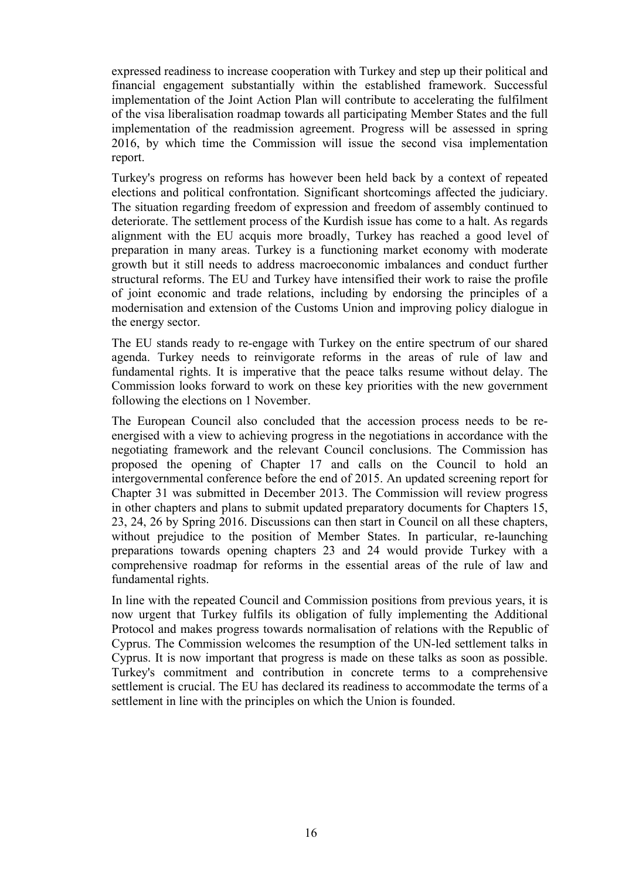expressed readiness to increase cooperation with Turkey and step up their political and financial engagement substantially within the established framework. Successful implementation of the Joint Action Plan will contribute to accelerating the fulfilment of the visa liberalisation roadmap towards all participating Member States and the full implementation of the readmission agreement. Progress will be assessed in spring 2016, by which time the Commission will issue the second visa implementation report.

Turkey's progress on reforms has however been held back by a context of repeated elections and political confrontation. Significant shortcomings affected the judiciary. The situation regarding freedom of expression and freedom of assembly continued to deteriorate. The settlement process of the Kurdish issue has come to a halt. As regards alignment with the EU acquis more broadly, Turkey has reached a good level of preparation in many areas. Turkey is a functioning market economy with moderate growth but it still needs to address macroeconomic imbalances and conduct further structural reforms. The EU and Turkey have intensified their work to raise the profile of joint economic and trade relations, including by endorsing the principles of a modernisation and extension of the Customs Union and improving policy dialogue in the energy sector.

The EU stands ready to re-engage with Turkey on the entire spectrum of our shared agenda. Turkey needs to reinvigorate reforms in the areas of rule of law and fundamental rights. It is imperative that the peace talks resume without delay. The Commission looks forward to work on these key priorities with the new government following the elections on 1 November.

The European Council also concluded that the accession process needs to be re-energised with a view to achieving progress in the negotiations in accordance with the negotiating framework and the relevant Council conclusions. The Commission has proposed the opening of Chapter 17 and calls on the Council to hold an intergovernmental conference before the end of 2015. An updated screening report for Chapter 31 was submitted in December 2013. The Commission will review progress in other chapters and plans to submit updated preparatory documents for Chapters 15, 23, 24, 26 by Spring 2016. Discussions can then start in Council on all these chapters, without prejudice to the position of Member States. In particular, re-launching preparations towards opening chapters 23 and 24 would provide Turkey with a comprehensive roadmap for reforms in the essential areas of the rule of law and fundamental rights.

In line with the repeated Council and Commission positions from previous years, it is now urgent that Turkey fulfils its obligation of fully implementing the Additional Protocol and makes progress towards normalisation of relations with the Republic of Cyprus. The Commission welcomes the resumption of the UN-led settlement talks in Cyprus. It is now important that progress is made on these talks as soon as possible. Turkey's commitment and contribution in concrete terms to a comprehensive settlement is crucial. The EU has declared its readiness to accommodate the terms of a settlement in line with the principles on which the Union is founded.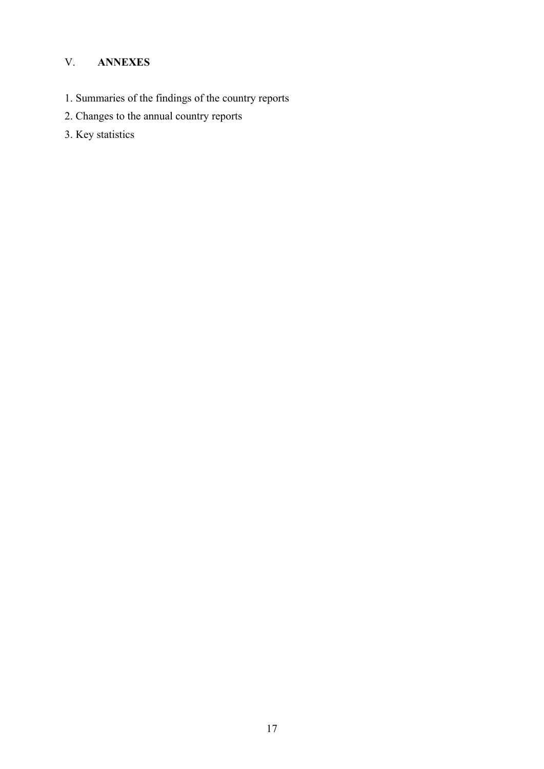## V. **ANNEXES**

1. Summaries of the findings of the country reports
2. Changes to the annual country reports
3. Key statistics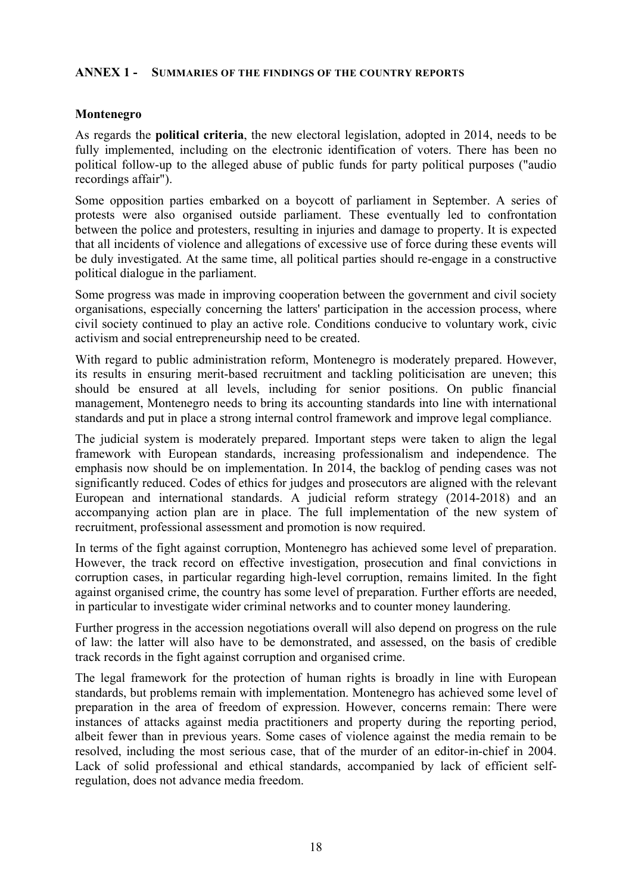## ANNEX 1 - SUMMARIES OF THE FINDINGS OF THE COUNTRY REPORTS

### Montenegro

As regards the **political criteria**, the new electoral legislation, adopted in 2014, needs to be fully implemented, including on the electronic identification of voters. There has been no political follow-up to the alleged abuse of public funds for party political purposes ("audio recordings affair").

Some opposition parties embarked on a boycott of parliament in September. A series of protests were also organised outside parliament. These eventually led to confrontation between the police and protesters, resulting in injuries and damage to property. It is expected that all incidents of violence and allegations of excessive use of force during these events will be duly investigated. At the same time, all political parties should re-engage in a constructive political dialogue in the parliament.

Some progress was made in improving cooperation between the government and civil society organisations, especially concerning the latters' participation in the accession process, where civil society continued to play an active role. Conditions conducive to voluntary work, civic activism and social entrepreneurship need to be created.

With regard to public administration reform, Montenegro is moderately prepared. However, its results in ensuring merit-based recruitment and tackling politicisation are uneven; this should be ensured at all levels, including for senior positions. On public financial management, Montenegro needs to bring its accounting standards into line with international standards and put in place a strong internal control framework and improve legal compliance.

The judicial system is moderately prepared. Important steps were taken to align the legal framework with European standards, increasing professionalism and independence. The emphasis now should be on implementation. In 2014, the backlog of pending cases was not significantly reduced. Codes of ethics for judges and prosecutors are aligned with the relevant European and international standards. A judicial reform strategy (2014-2018) and an accompanying action plan are in place. The full implementation of the new system of recruitment, professional assessment and promotion is now required.

In terms of the fight against corruption, Montenegro has achieved some level of preparation. However, the track record on effective investigation, prosecution and final convictions in corruption cases, in particular regarding high-level corruption, remains limited. In the fight against organised crime, the country has some level of preparation. Further efforts are needed, in particular to investigate wider criminal networks and to counter money laundering.

Further progress in the accession negotiations overall will also depend on progress on the rule of law: the latter will also have to be demonstrated, and assessed, on the basis of credible track records in the fight against corruption and organised crime.

The legal framework for the protection of human rights is broadly in line with European standards, but problems remain with implementation. Montenegro has achieved some level of preparation in the area of freedom of expression. However, concerns remain: There were instances of attacks against media practitioners and property during the reporting period, albeit fewer than in previous years. Some cases of violence against the media remain to be resolved, including the most serious case, that of the murder of an editor-in-chief in 2004. Lack of solid professional and ethical standards, accompanied by lack of efficient self-regulation, does not advance media freedom.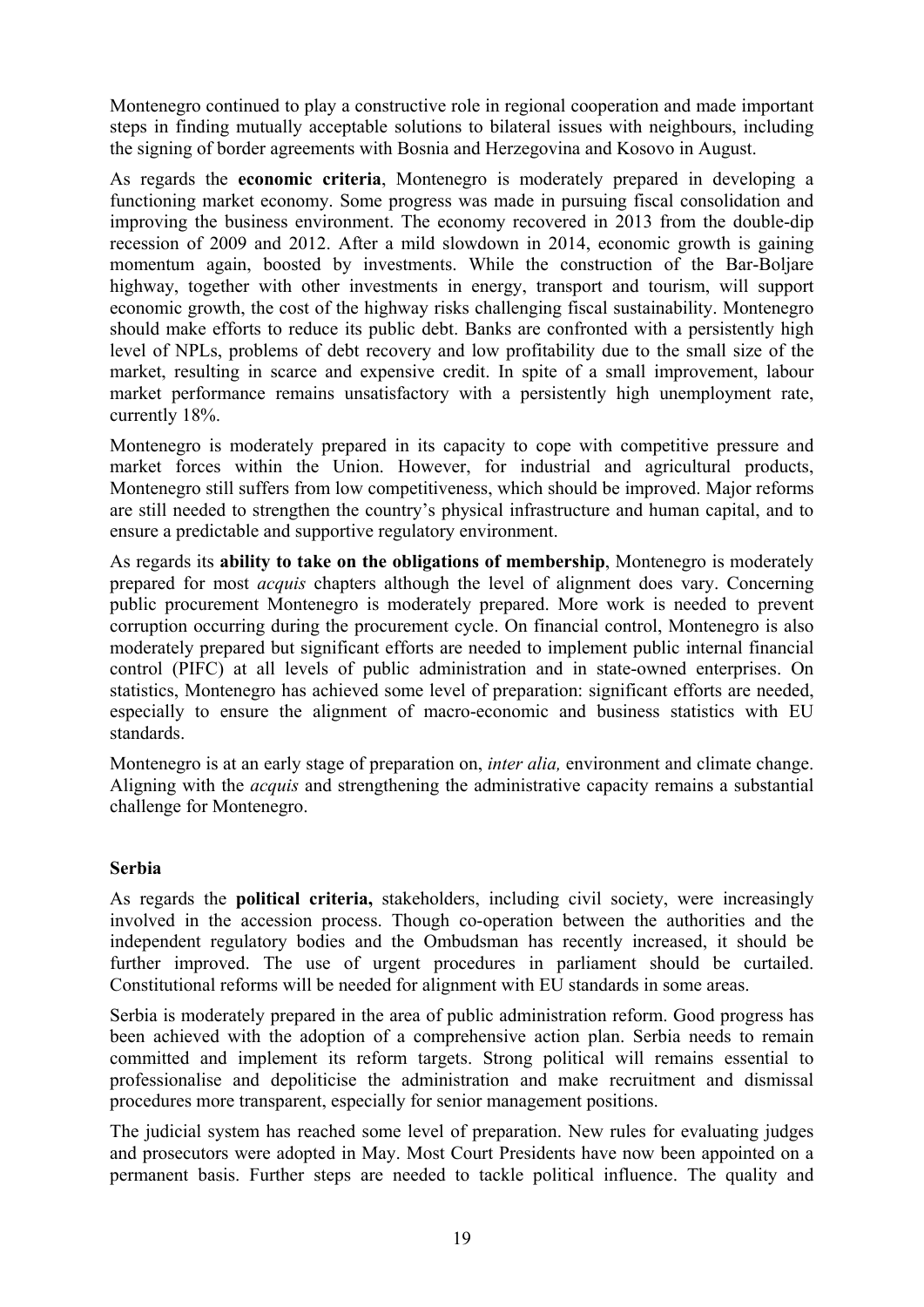Montenegro continued to play a constructive role in regional cooperation and made important steps in finding mutually acceptable solutions to bilateral issues with neighbours, including the signing of border agreements with Bosnia and Herzegovina and Kosovo in August.

As regards the **economic criteria**, Montenegro is moderately prepared in developing a functioning market economy. Some progress was made in pursuing fiscal consolidation and improving the business environment. The economy recovered in 2013 from the double-dip recession of 2009 and 2012. After a mild slowdown in 2014, economic growth is gaining momentum again, boosted by investments. While the construction of the Bar-Boljare highway, together with other investments in energy, transport and tourism, will support economic growth, the cost of the highway risks challenging fiscal sustainability. Montenegro should make efforts to reduce its public debt. Banks are confronted with a persistently high level of NPLs, problems of debt recovery and low profitability due to the small size of the market, resulting in scarce and expensive credit. In spite of a small improvement, labour market performance remains unsatisfactory with a persistently high unemployment rate, currently 18%.

Montenegro is moderately prepared in its capacity to cope with competitive pressure and market forces within the Union. However, for industrial and agricultural products, Montenegro still suffers from low competitiveness, which should be improved. Major reforms are still needed to strengthen the country's physical infrastructure and human capital, and to ensure a predictable and supportive regulatory environment.

As regards its **ability to take on the obligations of membership**, Montenegro is moderately prepared for most *acquis* chapters although the level of alignment does vary. Concerning public procurement Montenegro is moderately prepared. More work is needed to prevent corruption occurring during the procurement cycle. On financial control, Montenegro is also moderately prepared but significant efforts are needed to implement public internal financial control (PIFC) at all levels of public administration and in state-owned enterprises. On statistics, Montenegro has achieved some level of preparation: significant efforts are needed, especially to ensure the alignment of macro-economic and business statistics with EU standards.

Montenegro is at an early stage of preparation on, *inter alia,* environment and climate change. Aligning with the *acquis* and strengthening the administrative capacity remains a substantial challenge for Montenegro.

**Serbia**

As regards the **political criteria,** stakeholders, including civil society, were increasingly involved in the accession process. Though co-operation between the authorities and the independent regulatory bodies and the Ombudsman has recently increased, it should be further improved. The use of urgent procedures in parliament should be curtailed. Constitutional reforms will be needed for alignment with EU standards in some areas.

Serbia is moderately prepared in the area of public administration reform. Good progress has been achieved with the adoption of a comprehensive action plan. Serbia needs to remain committed and implement its reform targets. Strong political will remains essential to professionalise and depoliticise the administration and make recruitment and dismissal procedures more transparent, especially for senior management positions.

The judicial system has reached some level of preparation. New rules for evaluating judges and prosecutors were adopted in May. Most Court Presidents have now been appointed on a permanent basis. Further steps are needed to tackle political influence. The quality and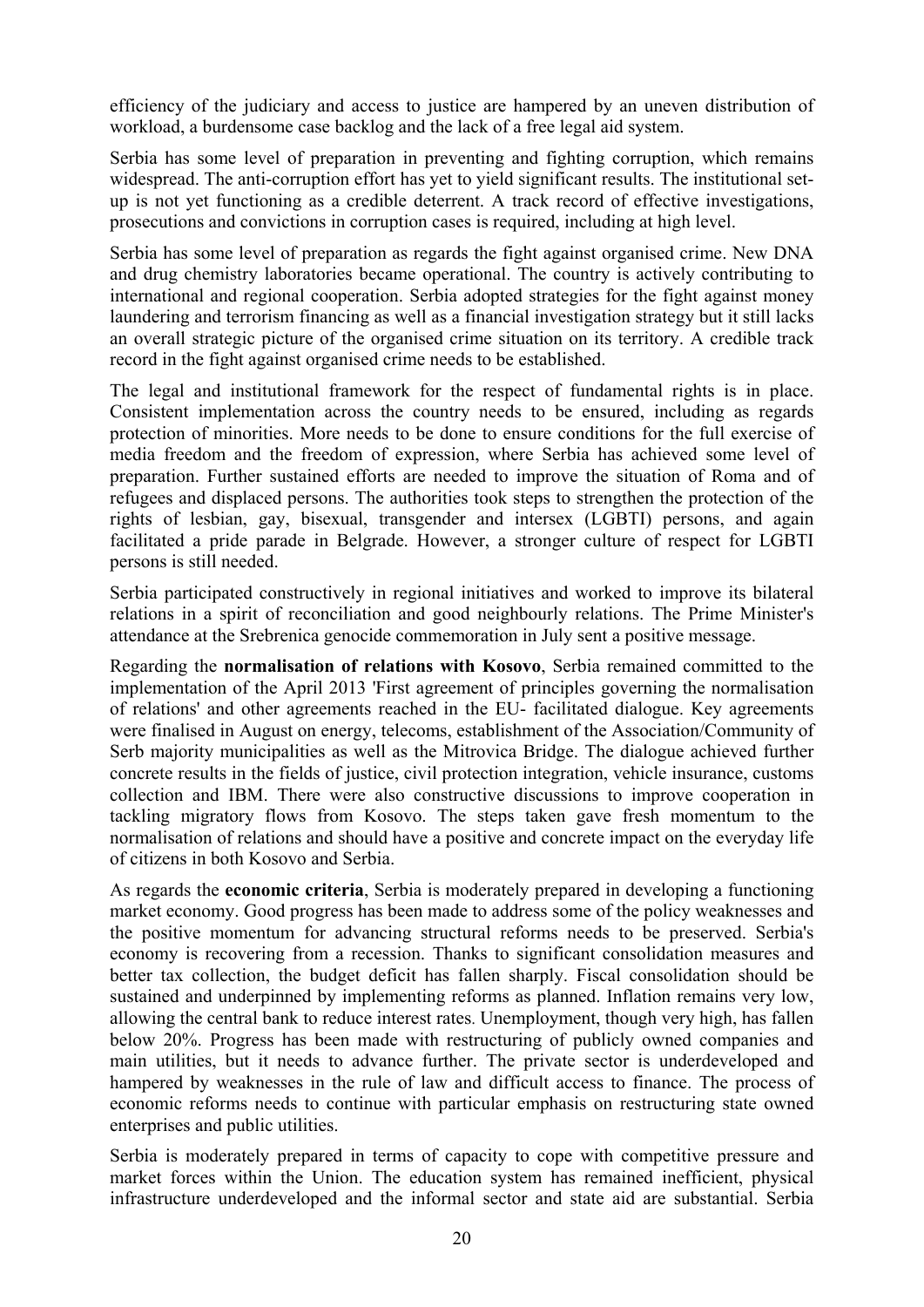efficiency of the judiciary and access to justice are hampered by an uneven distribution of workload, a burdensome case backlog and the lack of a free legal aid system.

Serbia has some level of preparation in preventing and fighting corruption, which remains widespread. The anti-corruption effort has yet to yield significant results. The institutional set-up is not yet functioning as a credible deterrent. A track record of effective investigations, prosecutions and convictions in corruption cases is required, including at high level.

Serbia has some level of preparation as regards the fight against organised crime. New DNA and drug chemistry laboratories became operational. The country is actively contributing to international and regional cooperation. Serbia adopted strategies for the fight against money laundering and terrorism financing as well as a financial investigation strategy but it still lacks an overall strategic picture of the organised crime situation on its territory. A credible track record in the fight against organised crime needs to be established.

The legal and institutional framework for the respect of fundamental rights is in place. Consistent implementation across the country needs to be ensured, including as regards protection of minorities. More needs to be done to ensure conditions for the full exercise of media freedom and the freedom of expression, where Serbia has achieved some level of preparation. Further sustained efforts are needed to improve the situation of Roma and of refugees and displaced persons. The authorities took steps to strengthen the protection of the rights of lesbian, gay, bisexual, transgender and intersex (LGBTI) persons, and again facilitated a pride parade in Belgrade. However, a stronger culture of respect for LGBTI persons is still needed.

Serbia participated constructively in regional initiatives and worked to improve its bilateral relations in a spirit of reconciliation and good neighbourly relations. The Prime Minister's attendance at the Srebrenica genocide commemoration in July sent a positive message.

Regarding the **normalisation of relations with Kosovo**, Serbia remained committed to the implementation of the April 2013 'First agreement of principles governing the normalisation of relations' and other agreements reached in the EU- facilitated dialogue. Key agreements were finalised in August on energy, telecoms, establishment of the Association/Community of Serb majority municipalities as well as the Mitrovica Bridge. The dialogue achieved further concrete results in the fields of justice, civil protection integration, vehicle insurance, customs collection and IBM. There were also constructive discussions to improve cooperation in tackling migratory flows from Kosovo. The steps taken gave fresh momentum to the normalisation of relations and should have a positive and concrete impact on the everyday life of citizens in both Kosovo and Serbia.

As regards the **economic criteria**, Serbia is moderately prepared in developing a functioning market economy. Good progress has been made to address some of the policy weaknesses and the positive momentum for advancing structural reforms needs to be preserved. Serbia's economy is recovering from a recession. Thanks to significant consolidation measures and better tax collection, the budget deficit has fallen sharply. Fiscal consolidation should be sustained and underpinned by implementing reforms as planned. Inflation remains very low, allowing the central bank to reduce interest rates. Unemployment, though very high, has fallen below 20%. Progress has been made with restructuring of publicly owned companies and main utilities, but it needs to advance further. The private sector is underdeveloped and hampered by weaknesses in the rule of law and difficult access to finance. The process of economic reforms needs to continue with particular emphasis on restructuring state owned enterprises and public utilities.

Serbia is moderately prepared in terms of capacity to cope with competitive pressure and market forces within the Union. The education system has remained inefficient, physical infrastructure underdeveloped and the informal sector and state aid are substantial. Serbia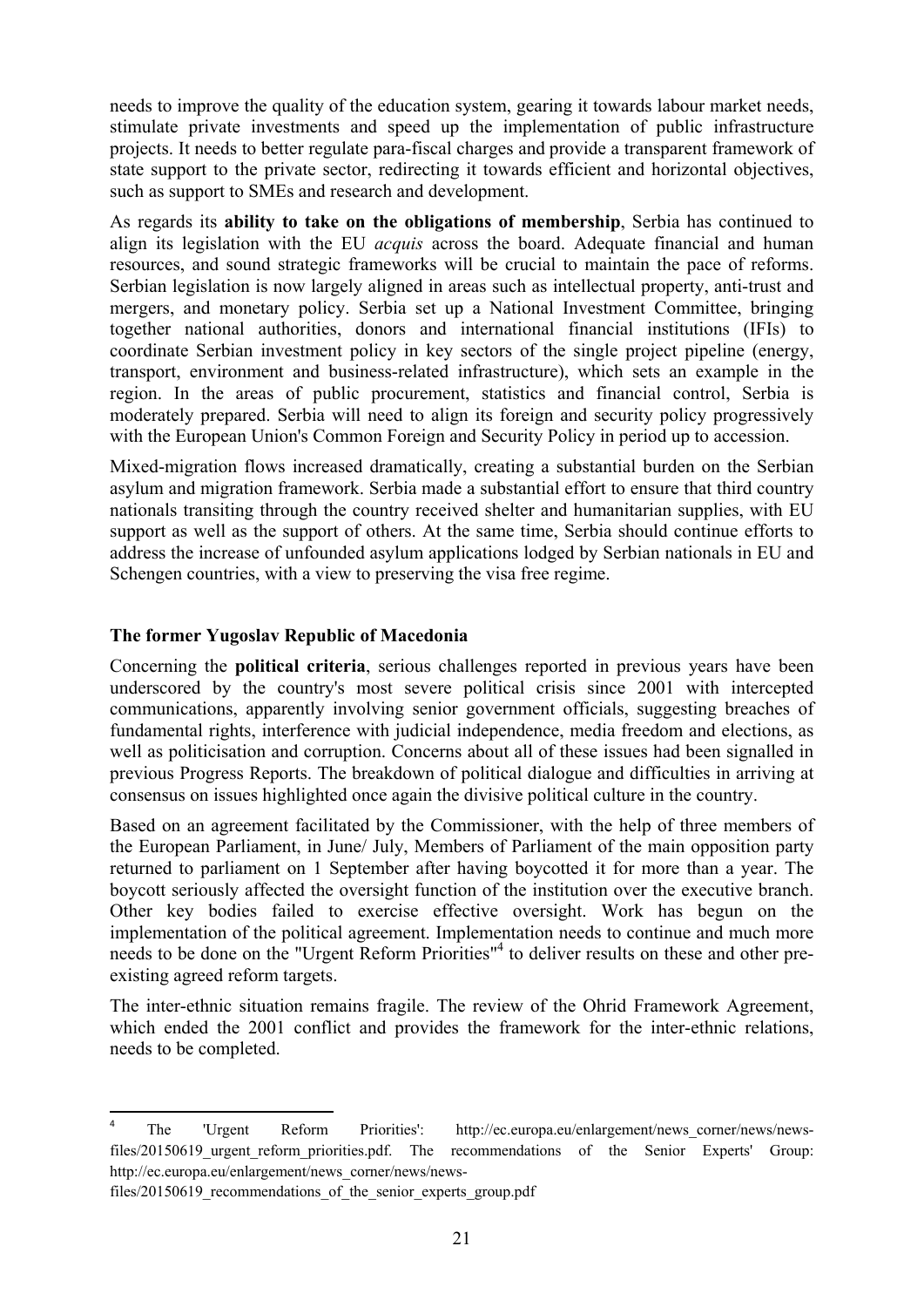needs to improve the quality of the education system, gearing it towards labour market needs, stimulate private investments and speed up the implementation of public infrastructure projects. It needs to better regulate para-fiscal charges and provide a transparent framework of state support to the private sector, redirecting it towards efficient and horizontal objectives, such as support to SMEs and research and development.

As regards its **ability to take on the obligations of membership**, Serbia has continued to align its legislation with the EU *acquis* across the board. Adequate financial and human resources, and sound strategic frameworks will be crucial to maintain the pace of reforms. Serbian legislation is now largely aligned in areas such as intellectual property, anti-trust and mergers, and monetary policy. Serbia set up a National Investment Committee, bringing together national authorities, donors and international financial institutions (IFIs) to coordinate Serbian investment policy in key sectors of the single project pipeline (energy, transport, environment and business-related infrastructure), which sets an example in the region. In the areas of public procurement, statistics and financial control, Serbia is moderately prepared. Serbia will need to align its foreign and security policy progressively with the European Union's Common Foreign and Security Policy in period up to accession.

Mixed-migration flows increased dramatically, creating a substantial burden on the Serbian asylum and migration framework. Serbia made a substantial effort to ensure that third country nationals transiting through the country received shelter and humanitarian supplies, with EU support as well as the support of others. At the same time, Serbia should continue efforts to address the increase of unfounded asylum applications lodged by Serbian nationals in EU and Schengen countries, with a view to preserving the visa free regime.

**The former Yugoslav Republic of Macedonia**

Concerning the **political criteria**, serious challenges reported in previous years have been underscored by the country's most severe political crisis since 2001 with intercepted communications, apparently involving senior government officials, suggesting breaches of fundamental rights, interference with judicial independence, media freedom and elections, as well as politicisation and corruption. Concerns about all of these issues had been signalled in previous Progress Reports. The breakdown of political dialogue and difficulties in arriving at consensus on issues highlighted once again the divisive political culture in the country.

Based on an agreement facilitated by the Commissioner, with the help of three members of the European Parliament, in June/ July, Members of Parliament of the main opposition party returned to parliament on 1 September after having boycotted it for more than a year. The boycott seriously affected the oversight function of the institution over the executive branch. Other key bodies failed to exercise effective oversight. Work has begun on the implementation of the political agreement. Implementation needs to continue and much more needs to be done on the "Urgent Reform Priorities"[4] to deliver results on these and other pre-existing agreed reform targets.

The inter-ethnic situation remains fragile. The review of the Ohrid Framework Agreement, which ended the 2001 conflict and provides the framework for the inter-ethnic relations, needs to be completed.

[4] The 'Urgent Reform Priorities': http://ec.europa.eu/enlargement/news_corner/news/news-files/20150619_urgent_reform_priorities.pdf. The recommendations of the Senior Experts' Group: http://ec.europa.eu/enlargement/news_corner/news/news-files/20150619_recommendations_of_the_senior_experts_group.pdf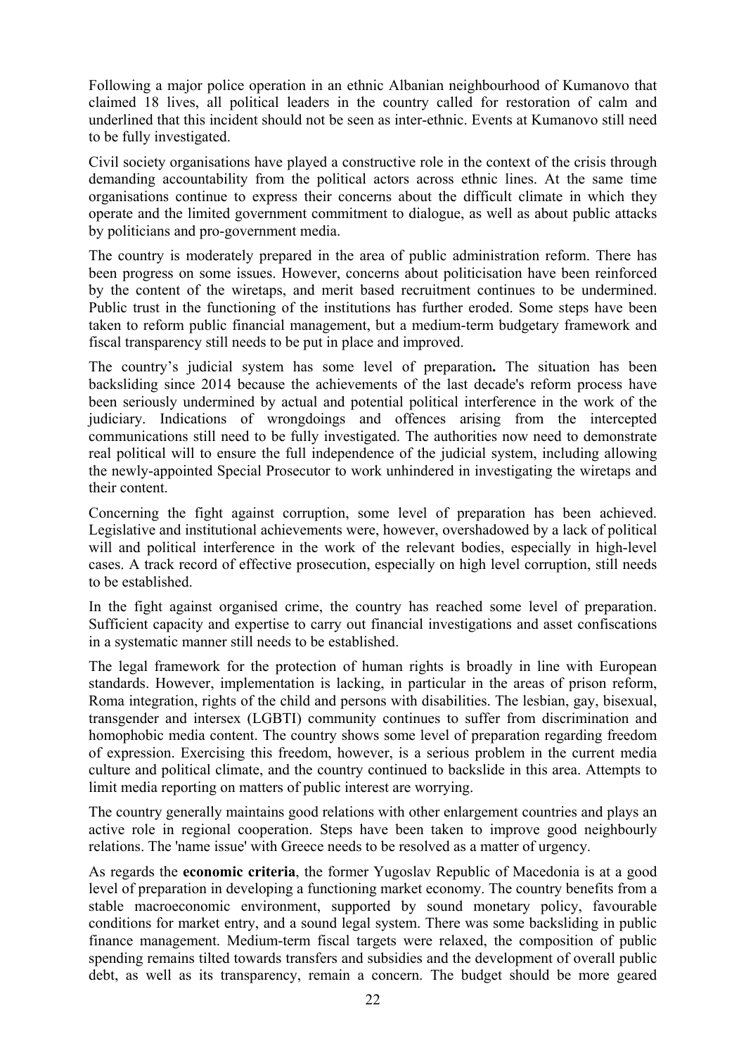Following a major police operation in an ethnic Albanian neighbourhood of Kumanovo that claimed 18 lives, all political leaders in the country called for restoration of calm and underlined that this incident should not be seen as inter-ethnic. Events at Kumanovo still need to be fully investigated.

Civil society organisations have played a constructive role in the context of the crisis through demanding accountability from the political actors across ethnic lines. At the same time organisations continue to express their concerns about the difficult climate in which they operate and the limited government commitment to dialogue, as well as about public attacks by politicians and pro-government media.

The country is moderately prepared in the area of public administration reform. There has been progress on some issues. However, concerns about politicisation have been reinforced by the content of the wiretaps, and merit based recruitment continues to be undermined. Public trust in the functioning of the institutions has further eroded. Some steps have been taken to reform public financial management, but a medium-term budgetary framework and fiscal transparency still needs to be put in place and improved.

The country's judicial system has some level of preparation**.** The situation has been backsliding since 2014 because the achievements of the last decade's reform process have been seriously undermined by actual and potential political interference in the work of the judiciary. Indications of wrongdoings and offences arising from the intercepted communications still need to be fully investigated. The authorities now need to demonstrate real political will to ensure the full independence of the judicial system, including allowing the newly-appointed Special Prosecutor to work unhindered in investigating the wiretaps and their content.

Concerning the fight against corruption, some level of preparation has been achieved. Legislative and institutional achievements were, however, overshadowed by a lack of political will and political interference in the work of the relevant bodies, especially in high-level cases. A track record of effective prosecution, especially on high level corruption, still needs to be established.

In the fight against organised crime, the country has reached some level of preparation. Sufficient capacity and expertise to carry out financial investigations and asset confiscations in a systematic manner still needs to be established.

The legal framework for the protection of human rights is broadly in line with European standards. However, implementation is lacking, in particular in the areas of prison reform, Roma integration, rights of the child and persons with disabilities. The lesbian, gay, bisexual, transgender and intersex (LGBTI) community continues to suffer from discrimination and homophobic media content. The country shows some level of preparation regarding freedom of expression. Exercising this freedom, however, is a serious problem in the current media culture and political climate, and the country continued to backslide in this area. Attempts to limit media reporting on matters of public interest are worrying.

The country generally maintains good relations with other enlargement countries and plays an active role in regional cooperation. Steps have been taken to improve good neighbourly relations. The 'name issue' with Greece needs to be resolved as a matter of urgency.

As regards the **economic criteria**, the former Yugoslav Republic of Macedonia is at a good level of preparation in developing a functioning market economy. The country benefits from a stable macroeconomic environment, supported by sound monetary policy, favourable conditions for market entry, and a sound legal system. There was some backsliding in public finance management. Medium-term fiscal targets were relaxed, the composition of public spending remains tilted towards transfers and subsidies and the development of overall public debt, as well as its transparency, remain a concern. The budget should be more geared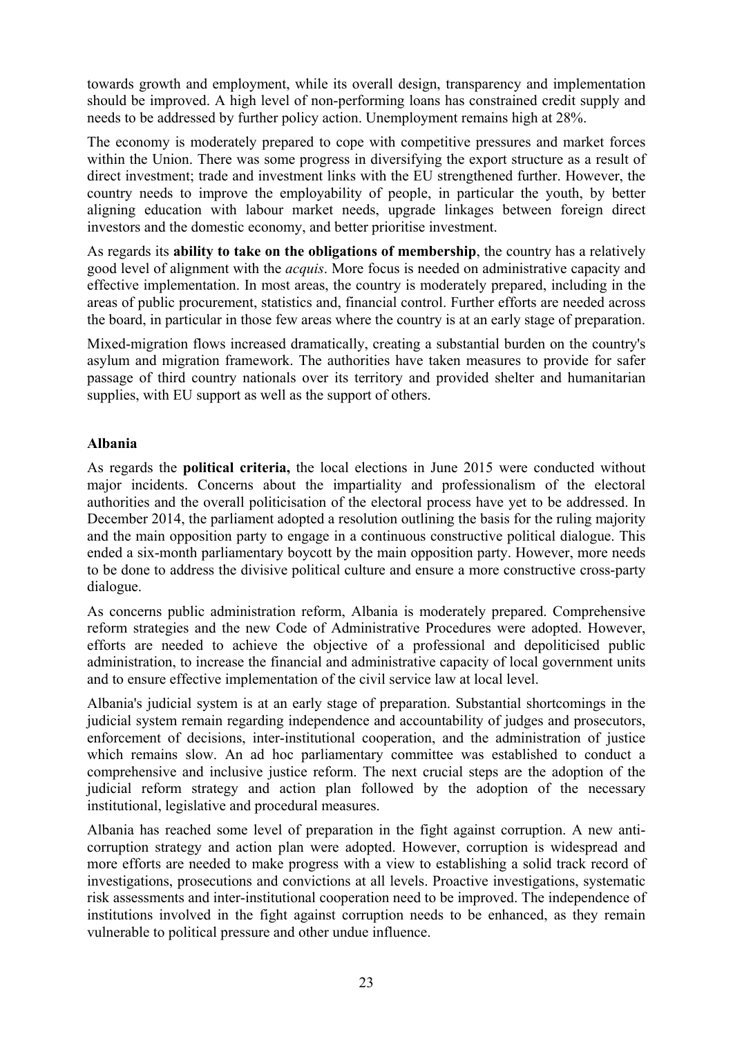towards growth and employment, while its overall design, transparency and implementation should be improved. A high level of non-performing loans has constrained credit supply and needs to be addressed by further policy action. Unemployment remains high at 28%.

The economy is moderately prepared to cope with competitive pressures and market forces within the Union. There was some progress in diversifying the export structure as a result of direct investment; trade and investment links with the EU strengthened further. However, the country needs to improve the employability of people, in particular the youth, by better aligning education with labour market needs, upgrade linkages between foreign direct investors and the domestic economy, and better prioritise investment.

As regards its **ability to take on the obligations of membership**, the country has a relatively good level of alignment with the *acquis*. More focus is needed on administrative capacity and effective implementation. In most areas, the country is moderately prepared, including in the areas of public procurement, statistics and, financial control. Further efforts are needed across the board, in particular in those few areas where the country is at an early stage of preparation.

Mixed-migration flows increased dramatically, creating a substantial burden on the country's asylum and migration framework. The authorities have taken measures to provide for safer passage of third country nationals over its territory and provided shelter and humanitarian supplies, with EU support as well as the support of others.

**Albania**

As regards the **political criteria,** the local elections in June 2015 were conducted without major incidents. Concerns about the impartiality and professionalism of the electoral authorities and the overall politicisation of the electoral process have yet to be addressed. In December 2014, the parliament adopted a resolution outlining the basis for the ruling majority and the main opposition party to engage in a continuous constructive political dialogue. This ended a six-month parliamentary boycott by the main opposition party. However, more needs to be done to address the divisive political culture and ensure a more constructive cross-party dialogue.

As concerns public administration reform, Albania is moderately prepared. Comprehensive reform strategies and the new Code of Administrative Procedures were adopted. However, efforts are needed to achieve the objective of a professional and depoliticised public administration, to increase the financial and administrative capacity of local government units and to ensure effective implementation of the civil service law at local level.

Albania's judicial system is at an early stage of preparation. Substantial shortcomings in the judicial system remain regarding independence and accountability of judges and prosecutors, enforcement of decisions, inter-institutional cooperation, and the administration of justice which remains slow. An ad hoc parliamentary committee was established to conduct a comprehensive and inclusive justice reform. The next crucial steps are the adoption of the judicial reform strategy and action plan followed by the adoption of the necessary institutional, legislative and procedural measures.

Albania has reached some level of preparation in the fight against corruption. A new anti-corruption strategy and action plan were adopted. However, corruption is widespread and more efforts are needed to make progress with a view to establishing a solid track record of investigations, prosecutions and convictions at all levels. Proactive investigations, systematic risk assessments and inter-institutional cooperation need to be improved. The independence of institutions involved in the fight against corruption needs to be enhanced, as they remain vulnerable to political pressure and other undue influence.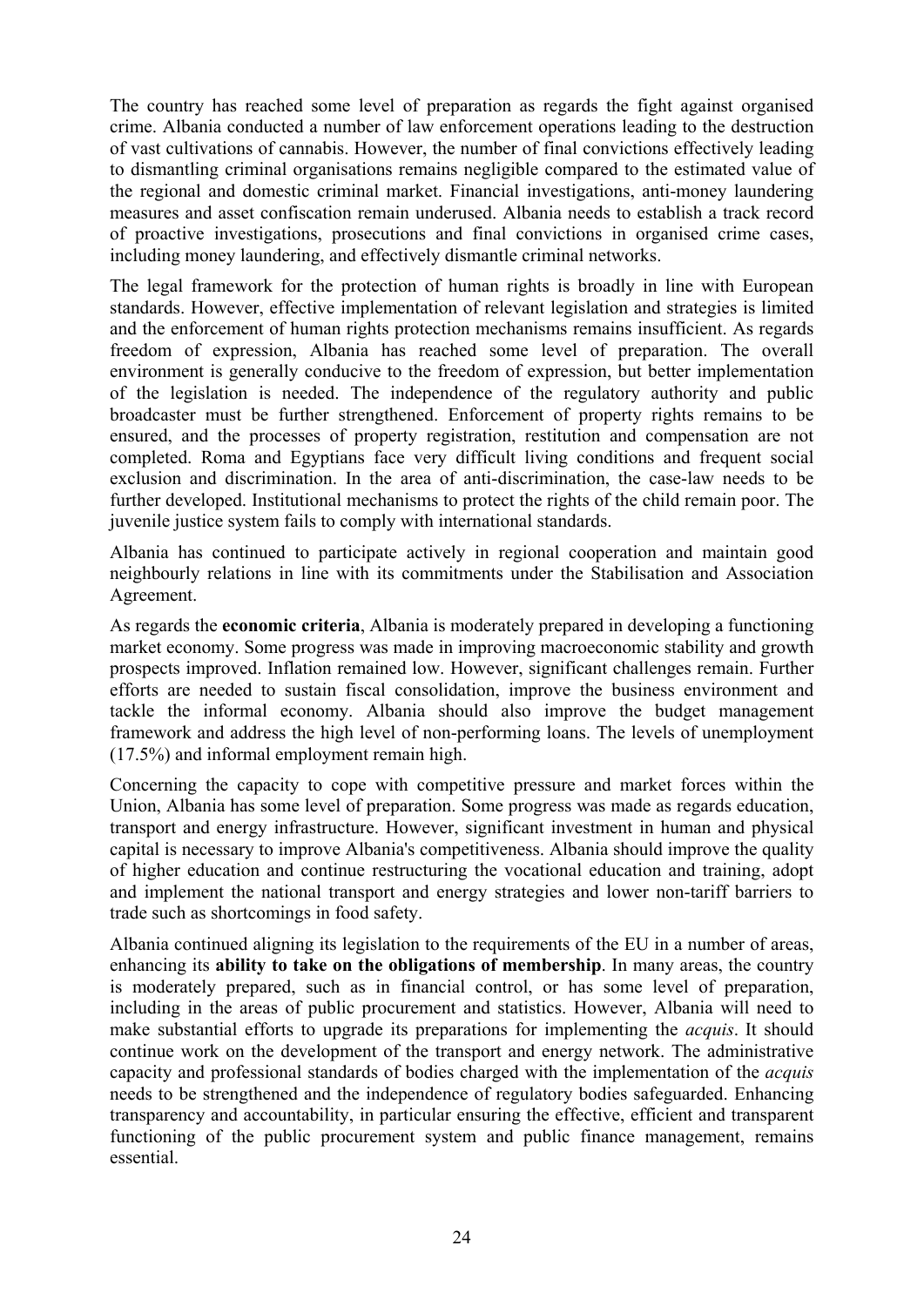The country has reached some level of preparation as regards the fight against organised crime. Albania conducted a number of law enforcement operations leading to the destruction of vast cultivations of cannabis. However, the number of final convictions effectively leading to dismantling criminal organisations remains negligible compared to the estimated value of the regional and domestic criminal market. Financial investigations, anti-money laundering measures and asset confiscation remain underused. Albania needs to establish a track record of proactive investigations, prosecutions and final convictions in organised crime cases, including money laundering, and effectively dismantle criminal networks.

The legal framework for the protection of human rights is broadly in line with European standards. However, effective implementation of relevant legislation and strategies is limited and the enforcement of human rights protection mechanisms remains insufficient. As regards freedom of expression, Albania has reached some level of preparation. The overall environment is generally conducive to the freedom of expression, but better implementation of the legislation is needed. The independence of the regulatory authority and public broadcaster must be further strengthened. Enforcement of property rights remains to be ensured, and the processes of property registration, restitution and compensation are not completed. Roma and Egyptians face very difficult living conditions and frequent social exclusion and discrimination. In the area of anti-discrimination, the case-law needs to be further developed. Institutional mechanisms to protect the rights of the child remain poor. The juvenile justice system fails to comply with international standards.

Albania has continued to participate actively in regional cooperation and maintain good neighbourly relations in line with its commitments under the Stabilisation and Association Agreement.

As regards the **economic criteria**, Albania is moderately prepared in developing a functioning market economy. Some progress was made in improving macroeconomic stability and growth prospects improved. Inflation remained low. However, significant challenges remain. Further efforts are needed to sustain fiscal consolidation, improve the business environment and tackle the informal economy. Albania should also improve the budget management framework and address the high level of non-performing loans. The levels of unemployment (17.5%) and informal employment remain high.

Concerning the capacity to cope with competitive pressure and market forces within the Union, Albania has some level of preparation. Some progress was made as regards education, transport and energy infrastructure. However, significant investment in human and physical capital is necessary to improve Albania's competitiveness. Albania should improve the quality of higher education and continue restructuring the vocational education and training, adopt and implement the national transport and energy strategies and lower non-tariff barriers to trade such as shortcomings in food safety.

Albania continued aligning its legislation to the requirements of the EU in a number of areas, enhancing its **ability to take on the obligations of membership**. In many areas, the country is moderately prepared, such as in financial control, or has some level of preparation, including in the areas of public procurement and statistics. However, Albania will need to make substantial efforts to upgrade its preparations for implementing the *acquis*. It should continue work on the development of the transport and energy network. The administrative capacity and professional standards of bodies charged with the implementation of the *acquis* needs to be strengthened and the independence of regulatory bodies safeguarded. Enhancing transparency and accountability, in particular ensuring the effective, efficient and transparent functioning of the public procurement system and public finance management, remains essential.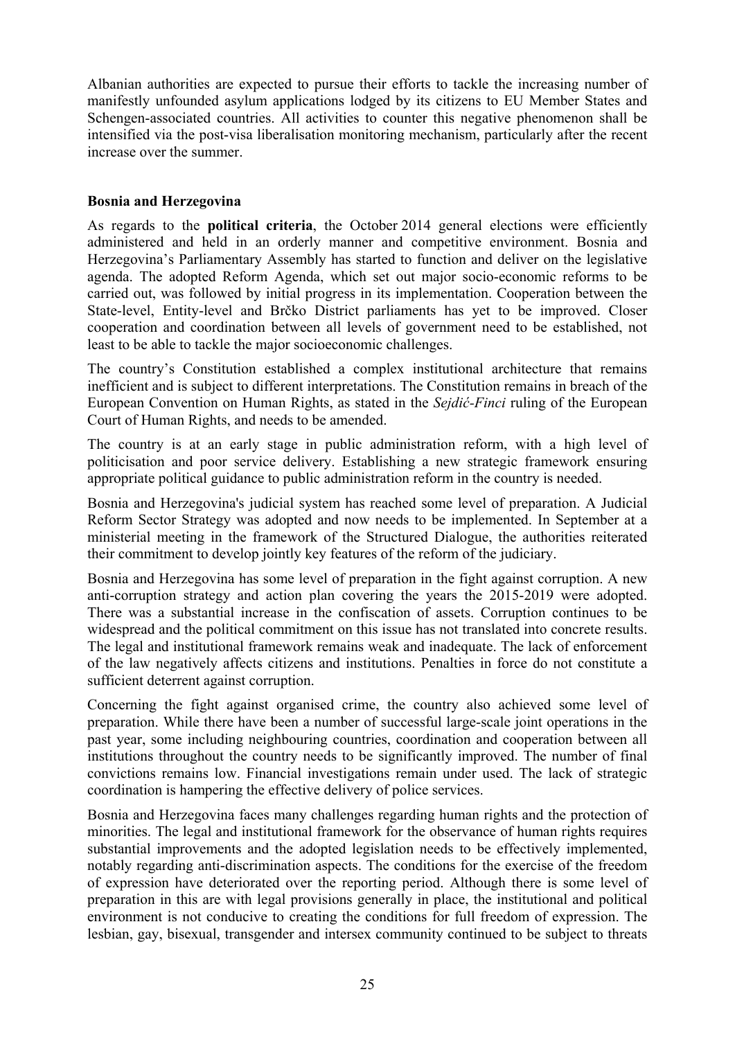Albanian authorities are expected to pursue their efforts to tackle the increasing number of manifestly unfounded asylum applications lodged by its citizens to EU Member States and Schengen-associated countries. All activities to counter this negative phenomenon shall be intensified via the post-visa liberalisation monitoring mechanism, particularly after the recent increase over the summer.

**Bosnia and Herzegovina**

As regards to the **political criteria**, the October 2014 general elections were efficiently administered and held in an orderly manner and competitive environment. Bosnia and Herzegovina's Parliamentary Assembly has started to function and deliver on the legislative agenda. The adopted Reform Agenda, which set out major socio-economic reforms to be carried out, was followed by initial progress in its implementation. Cooperation between the State-level, Entity-level and Brčko District parliaments has yet to be improved. Closer cooperation and coordination between all levels of government need to be established, not least to be able to tackle the major socioeconomic challenges.

The country's Constitution established a complex institutional architecture that remains inefficient and is subject to different interpretations. The Constitution remains in breach of the European Convention on Human Rights, as stated in the *Sejdić-Finci* ruling of the European Court of Human Rights, and needs to be amended.

The country is at an early stage in public administration reform, with a high level of politicisation and poor service delivery. Establishing a new strategic framework ensuring appropriate political guidance to public administration reform in the country is needed.

Bosnia and Herzegovina's judicial system has reached some level of preparation. A Judicial Reform Sector Strategy was adopted and now needs to be implemented. In September at a ministerial meeting in the framework of the Structured Dialogue, the authorities reiterated their commitment to develop jointly key features of the reform of the judiciary.

Bosnia and Herzegovina has some level of preparation in the fight against corruption. A new anti-corruption strategy and action plan covering the years the 2015-2019 were adopted. There was a substantial increase in the confiscation of assets. Corruption continues to be widespread and the political commitment on this issue has not translated into concrete results. The legal and institutional framework remains weak and inadequate. The lack of enforcement of the law negatively affects citizens and institutions. Penalties in force do not constitute a sufficient deterrent against corruption.

Concerning the fight against organised crime, the country also achieved some level of preparation. While there have been a number of successful large-scale joint operations in the past year, some including neighbouring countries, coordination and cooperation between all institutions throughout the country needs to be significantly improved. The number of final convictions remains low. Financial investigations remain under used. The lack of strategic coordination is hampering the effective delivery of police services.

Bosnia and Herzegovina faces many challenges regarding human rights and the protection of minorities. The legal and institutional framework for the observance of human rights requires substantial improvements and the adopted legislation needs to be effectively implemented, notably regarding anti-discrimination aspects. The conditions for the exercise of the freedom of expression have deteriorated over the reporting period. Although there is some level of preparation in this are with legal provisions generally in place, the institutional and political environment is not conducive to creating the conditions for full freedom of expression. The lesbian, gay, bisexual, transgender and intersex community continued to be subject to threats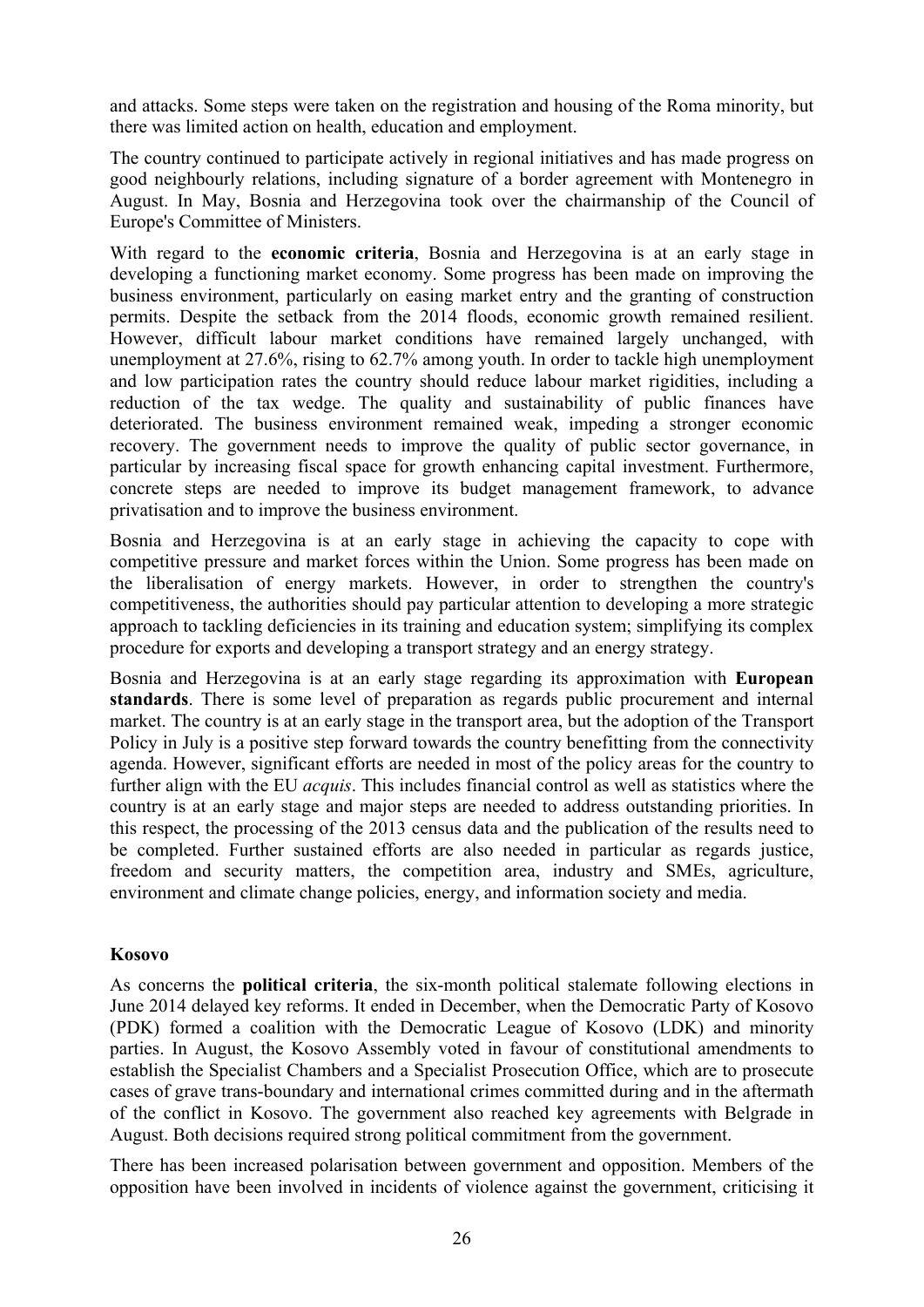and attacks. Some steps were taken on the registration and housing of the Roma minority, but there was limited action on health, education and employment.

The country continued to participate actively in regional initiatives and has made progress on good neighbourly relations, including signature of a border agreement with Montenegro in August. In May, Bosnia and Herzegovina took over the chairmanship of the Council of Europe's Committee of Ministers.

With regard to the **economic criteria**, Bosnia and Herzegovina is at an early stage in developing a functioning market economy. Some progress has been made on improving the business environment, particularly on easing market entry and the granting of construction permits. Despite the setback from the 2014 floods, economic growth remained resilient. However, difficult labour market conditions have remained largely unchanged, with unemployment at 27.6%, rising to 62.7% among youth. In order to tackle high unemployment and low participation rates the country should reduce labour market rigidities, including a reduction of the tax wedge. The quality and sustainability of public finances have deteriorated. The business environment remained weak, impeding a stronger economic recovery. The government needs to improve the quality of public sector governance, in particular by increasing fiscal space for growth enhancing capital investment. Furthermore, concrete steps are needed to improve its budget management framework, to advance privatisation and to improve the business environment.

Bosnia and Herzegovina is at an early stage in achieving the capacity to cope with competitive pressure and market forces within the Union. Some progress has been made on the liberalisation of energy markets. However, in order to strengthen the country's competitiveness, the authorities should pay particular attention to developing a more strategic approach to tackling deficiencies in its training and education system; simplifying its complex procedure for exports and developing a transport strategy and an energy strategy.

Bosnia and Herzegovina is at an early stage regarding its approximation with **European standards**. There is some level of preparation as regards public procurement and internal market. The country is at an early stage in the transport area, but the adoption of the Transport Policy in July is a positive step forward towards the country benefitting from the connectivity agenda. However, significant efforts are needed in most of the policy areas for the country to further align with the EU *acquis*. This includes financial control as well as statistics where the country is at an early stage and major steps are needed to address outstanding priorities. In this respect, the processing of the 2013 census data and the publication of the results need to be completed. Further sustained efforts are also needed in particular as regards justice, freedom and security matters, the competition area, industry and SMEs, agriculture, environment and climate change policies, energy, and information society and media.

**Kosovo**

As concerns the **political criteria**, the six-month political stalemate following elections in June 2014 delayed key reforms. It ended in December, when the Democratic Party of Kosovo (PDK) formed a coalition with the Democratic League of Kosovo (LDK) and minority parties. In August, the Kosovo Assembly voted in favour of constitutional amendments to establish the Specialist Chambers and a Specialist Prosecution Office, which are to prosecute cases of grave trans-boundary and international crimes committed during and in the aftermath of the conflict in Kosovo. The government also reached key agreements with Belgrade in August. Both decisions required strong political commitment from the government.

There has been increased polarisation between government and opposition. Members of the opposition have been involved in incidents of violence against the government, criticising it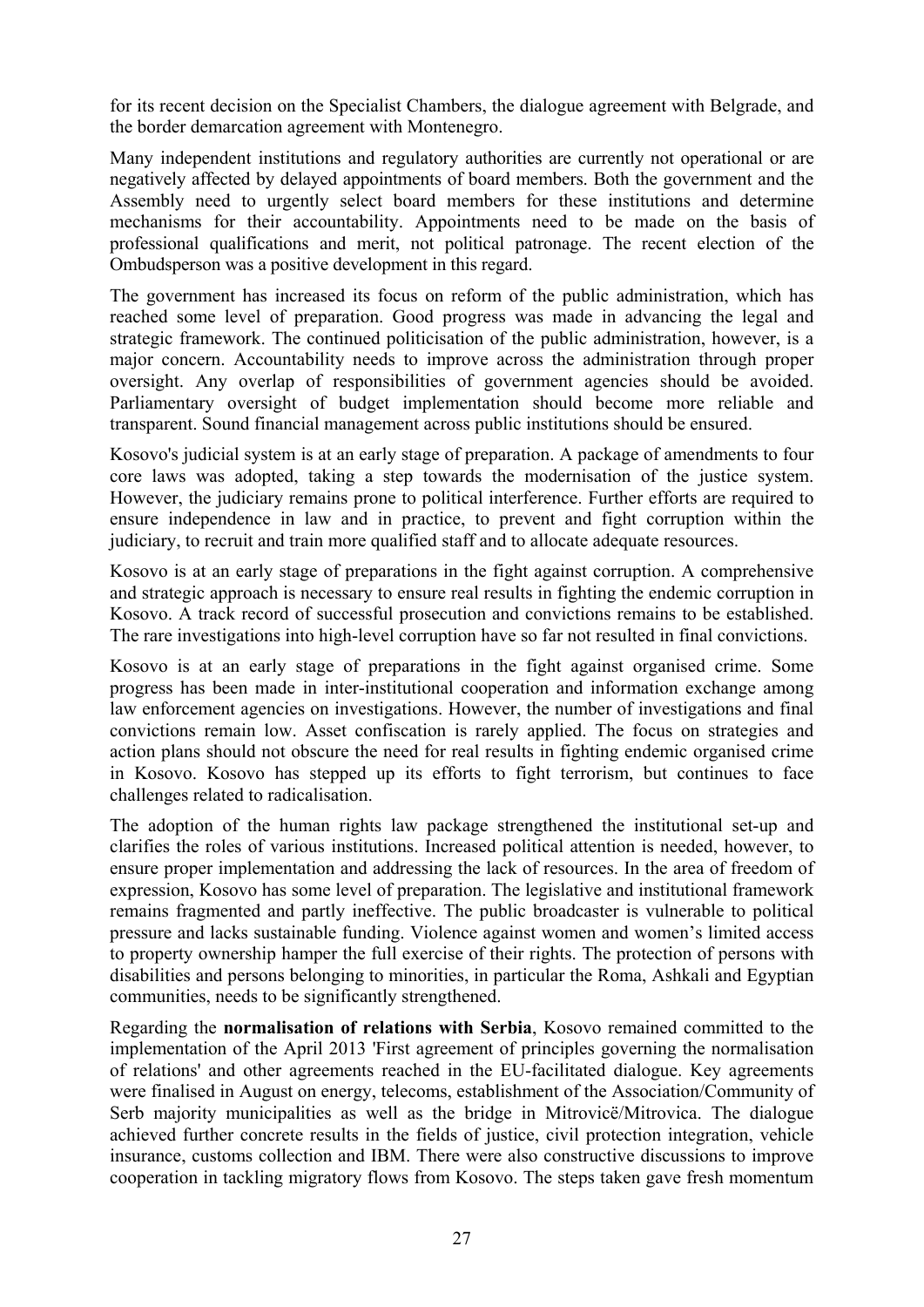for its recent decision on the Specialist Chambers, the dialogue agreement with Belgrade, and the border demarcation agreement with Montenegro.

Many independent institutions and regulatory authorities are currently not operational or are negatively affected by delayed appointments of board members. Both the government and the Assembly need to urgently select board members for these institutions and determine mechanisms for their accountability. Appointments need to be made on the basis of professional qualifications and merit, not political patronage. The recent election of the Ombudsperson was a positive development in this regard.

The government has increased its focus on reform of the public administration, which has reached some level of preparation. Good progress was made in advancing the legal and strategic framework. The continued politicisation of the public administration, however, is a major concern. Accountability needs to improve across the administration through proper oversight. Any overlap of responsibilities of government agencies should be avoided. Parliamentary oversight of budget implementation should become more reliable and transparent. Sound financial management across public institutions should be ensured.

Kosovo's judicial system is at an early stage of preparation. A package of amendments to four core laws was adopted, taking a step towards the modernisation of the justice system. However, the judiciary remains prone to political interference. Further efforts are required to ensure independence in law and in practice, to prevent and fight corruption within the judiciary, to recruit and train more qualified staff and to allocate adequate resources.

Kosovo is at an early stage of preparations in the fight against corruption. A comprehensive and strategic approach is necessary to ensure real results in fighting the endemic corruption in Kosovo. A track record of successful prosecution and convictions remains to be established. The rare investigations into high-level corruption have so far not resulted in final convictions.

Kosovo is at an early stage of preparations in the fight against organised crime. Some progress has been made in inter-institutional cooperation and information exchange among law enforcement agencies on investigations. However, the number of investigations and final convictions remain low. Asset confiscation is rarely applied. The focus on strategies and action plans should not obscure the need for real results in fighting endemic organised crime in Kosovo. Kosovo has stepped up its efforts to fight terrorism, but continues to face challenges related to radicalisation.

The adoption of the human rights law package strengthened the institutional set-up and clarifies the roles of various institutions. Increased political attention is needed, however, to ensure proper implementation and addressing the lack of resources. In the area of freedom of expression, Kosovo has some level of preparation. The legislative and institutional framework remains fragmented and partly ineffective. The public broadcaster is vulnerable to political pressure and lacks sustainable funding. Violence against women and women's limited access to property ownership hamper the full exercise of their rights. The protection of persons with disabilities and persons belonging to minorities, in particular the Roma, Ashkali and Egyptian communities, needs to be significantly strengthened.

Regarding the **normalisation of relations with Serbia**, Kosovo remained committed to the implementation of the April 2013 'First agreement of principles governing the normalisation of relations' and other agreements reached in the EU-facilitated dialogue. Key agreements were finalised in August on energy, telecoms, establishment of the Association/Community of Serb majority municipalities as well as the bridge in Mitrovicë/Mitrovica. The dialogue achieved further concrete results in the fields of justice, civil protection integration, vehicle insurance, customs collection and IBM. There were also constructive discussions to improve cooperation in tackling migratory flows from Kosovo. The steps taken gave fresh momentum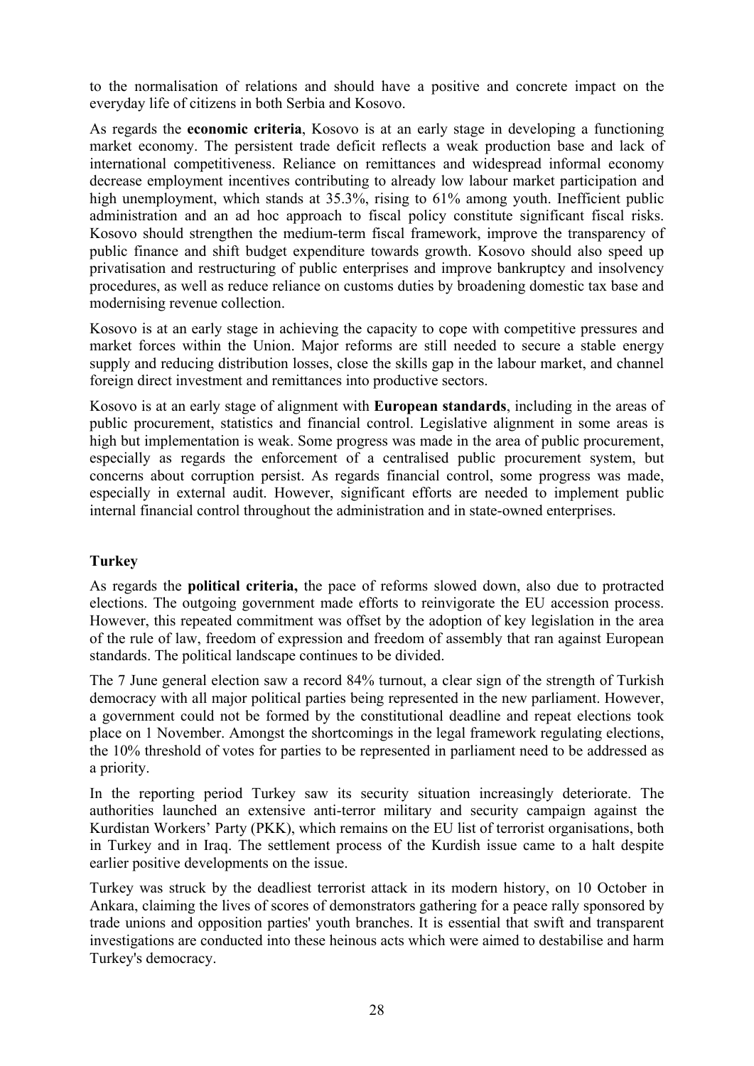to the normalisation of relations and should have a positive and concrete impact on the everyday life of citizens in both Serbia and Kosovo.

As regards the **economic criteria**, Kosovo is at an early stage in developing a functioning market economy. The persistent trade deficit reflects a weak production base and lack of international competitiveness. Reliance on remittances and widespread informal economy decrease employment incentives contributing to already low labour market participation and high unemployment, which stands at 35.3%, rising to 61% among youth. Inefficient public administration and an ad hoc approach to fiscal policy constitute significant fiscal risks. Kosovo should strengthen the medium-term fiscal framework, improve the transparency of public finance and shift budget expenditure towards growth. Kosovo should also speed up privatisation and restructuring of public enterprises and improve bankruptcy and insolvency procedures, as well as reduce reliance on customs duties by broadening domestic tax base and modernising revenue collection.

Kosovo is at an early stage in achieving the capacity to cope with competitive pressures and market forces within the Union. Major reforms are still needed to secure a stable energy supply and reducing distribution losses, close the skills gap in the labour market, and channel foreign direct investment and remittances into productive sectors.

Kosovo is at an early stage of alignment with **European standards**, including in the areas of public procurement, statistics and financial control. Legislative alignment in some areas is high but implementation is weak. Some progress was made in the area of public procurement, especially as regards the enforcement of a centralised public procurement system, but concerns about corruption persist. As regards financial control, some progress was made, especially in external audit. However, significant efforts are needed to implement public internal financial control throughout the administration and in state-owned enterprises.

## Turkey

As regards the **political criteria,** the pace of reforms slowed down, also due to protracted elections. The outgoing government made efforts to reinvigorate the EU accession process. However, this repeated commitment was offset by the adoption of key legislation in the area of the rule of law, freedom of expression and freedom of assembly that ran against European standards. The political landscape continues to be divided.

The 7 June general election saw a record 84% turnout, a clear sign of the strength of Turkish democracy with all major political parties being represented in the new parliament. However, a government could not be formed by the constitutional deadline and repeat elections took place on 1 November. Amongst the shortcomings in the legal framework regulating elections, the 10% threshold of votes for parties to be represented in parliament need to be addressed as a priority.

In the reporting period Turkey saw its security situation increasingly deteriorate. The authorities launched an extensive anti-terror military and security campaign against the Kurdistan Workers' Party (PKK), which remains on the EU list of terrorist organisations, both in Turkey and in Iraq. The settlement process of the Kurdish issue came to a halt despite earlier positive developments on the issue.

Turkey was struck by the deadliest terrorist attack in its modern history, on 10 October in Ankara, claiming the lives of scores of demonstrators gathering for a peace rally sponsored by trade unions and opposition parties' youth branches. It is essential that swift and transparent investigations are conducted into these heinous acts which were aimed to destabilise and harm Turkey's democracy.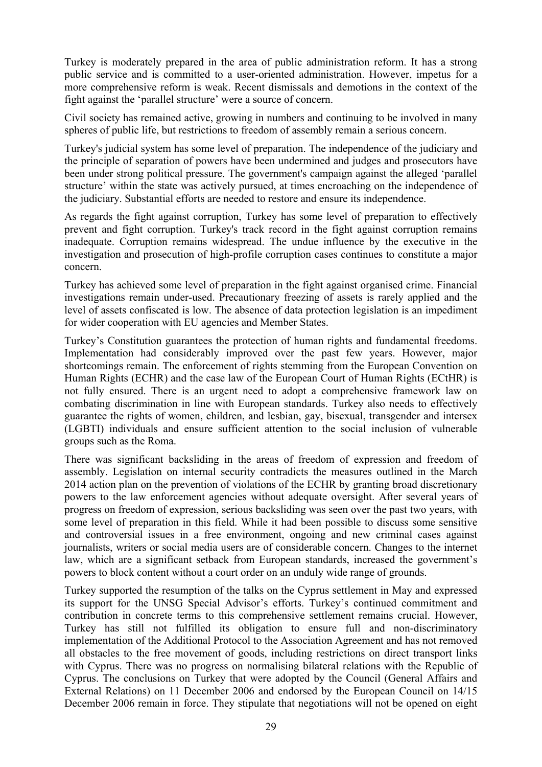Turkey is moderately prepared in the area of public administration reform. It has a strong public service and is committed to a user-oriented administration. However, impetus for a more comprehensive reform is weak. Recent dismissals and demotions in the context of the fight against the 'parallel structure' were a source of concern.

Civil society has remained active, growing in numbers and continuing to be involved in many spheres of public life, but restrictions to freedom of assembly remain a serious concern.

Turkey's judicial system has some level of preparation. The independence of the judiciary and the principle of separation of powers have been undermined and judges and prosecutors have been under strong political pressure. The government's campaign against the alleged 'parallel structure' within the state was actively pursued, at times encroaching on the independence of the judiciary. Substantial efforts are needed to restore and ensure its independence.

As regards the fight against corruption, Turkey has some level of preparation to effectively prevent and fight corruption. Turkey's track record in the fight against corruption remains inadequate. Corruption remains widespread. The undue influence by the executive in the investigation and prosecution of high-profile corruption cases continues to constitute a major concern.

Turkey has achieved some level of preparation in the fight against organised crime. Financial investigations remain under-used. Precautionary freezing of assets is rarely applied and the level of assets confiscated is low. The absence of data protection legislation is an impediment for wider cooperation with EU agencies and Member States.

Turkey's Constitution guarantees the protection of human rights and fundamental freedoms. Implementation had considerably improved over the past few years. However, major shortcomings remain. The enforcement of rights stemming from the European Convention on Human Rights (ECHR) and the case law of the European Court of Human Rights (ECtHR) is not fully ensured. There is an urgent need to adopt a comprehensive framework law on combating discrimination in line with European standards. Turkey also needs to effectively guarantee the rights of women, children, and lesbian, gay, bisexual, transgender and intersex (LGBTI) individuals and ensure sufficient attention to the social inclusion of vulnerable groups such as the Roma.

There was significant backsliding in the areas of freedom of expression and freedom of assembly. Legislation on internal security contradicts the measures outlined in the March 2014 action plan on the prevention of violations of the ECHR by granting broad discretionary powers to the law enforcement agencies without adequate oversight. After several years of progress on freedom of expression, serious backsliding was seen over the past two years, with some level of preparation in this field. While it had been possible to discuss some sensitive and controversial issues in a free environment, ongoing and new criminal cases against journalists, writers or social media users are of considerable concern. Changes to the internet law, which are a significant setback from European standards, increased the government's powers to block content without a court order on an unduly wide range of grounds.

Turkey supported the resumption of the talks on the Cyprus settlement in May and expressed its support for the UNSG Special Advisor's efforts. Turkey's continued commitment and contribution in concrete terms to this comprehensive settlement remains crucial. However, Turkey has still not fulfilled its obligation to ensure full and non-discriminatory implementation of the Additional Protocol to the Association Agreement and has not removed all obstacles to the free movement of goods, including restrictions on direct transport links with Cyprus. There was no progress on normalising bilateral relations with the Republic of Cyprus. The conclusions on Turkey that were adopted by the Council (General Affairs and External Relations) on 11 December 2006 and endorsed by the European Council on 14/15 December 2006 remain in force. They stipulate that negotiations will not be opened on eight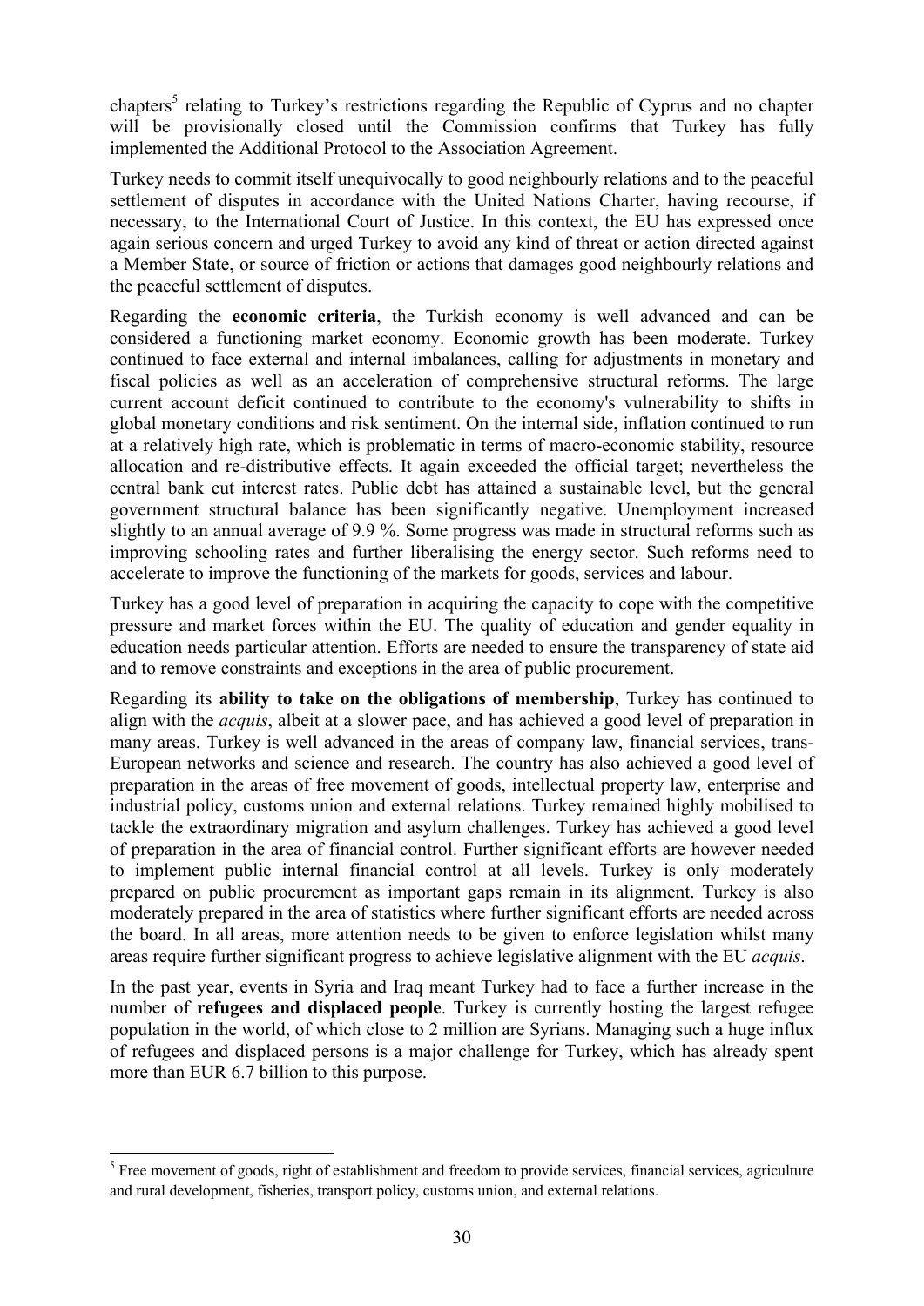chapters[5] relating to Turkey's restrictions regarding the Republic of Cyprus and no chapter will be provisionally closed until the Commission confirms that Turkey has fully implemented the Additional Protocol to the Association Agreement.

Turkey needs to commit itself unequivocally to good neighbourly relations and to the peaceful settlement of disputes in accordance with the United Nations Charter, having recourse, if necessary, to the International Court of Justice. In this context, the EU has expressed once again serious concern and urged Turkey to avoid any kind of threat or action directed against a Member State, or source of friction or actions that damages good neighbourly relations and the peaceful settlement of disputes.

Regarding the **economic criteria**, the Turkish economy is well advanced and can be considered a functioning market economy. Economic growth has been moderate. Turkey continued to face external and internal imbalances, calling for adjustments in monetary and fiscal policies as well as an acceleration of comprehensive structural reforms. The large current account deficit continued to contribute to the economy's vulnerability to shifts in global monetary conditions and risk sentiment. On the internal side, inflation continued to run at a relatively high rate, which is problematic in terms of macro-economic stability, resource allocation and re-distributive effects. It again exceeded the official target; nevertheless the central bank cut interest rates. Public debt has attained a sustainable level, but the general government structural balance has been significantly negative. Unemployment increased slightly to an annual average of 9.9 %. Some progress was made in structural reforms such as improving schooling rates and further liberalising the energy sector. Such reforms need to accelerate to improve the functioning of the markets for goods, services and labour.

Turkey has a good level of preparation in acquiring the capacity to cope with the competitive pressure and market forces within the EU. The quality of education and gender equality in education needs particular attention. Efforts are needed to ensure the transparency of state aid and to remove constraints and exceptions in the area of public procurement.

Regarding its **ability to take on the obligations of membership**, Turkey has continued to align with the *acquis*, albeit at a slower pace, and has achieved a good level of preparation in many areas. Turkey is well advanced in the areas of company law, financial services, trans-European networks and science and research. The country has also achieved a good level of preparation in the areas of free movement of goods, intellectual property law, enterprise and industrial policy, customs union and external relations. Turkey remained highly mobilised to tackle the extraordinary migration and asylum challenges. Turkey has achieved a good level of preparation in the area of financial control. Further significant efforts are however needed to implement public internal financial control at all levels. Turkey is only moderately prepared on public procurement as important gaps remain in its alignment. Turkey is also moderately prepared in the area of statistics where further significant efforts are needed across the board. In all areas, more attention needs to be given to enforce legislation whilst many areas require further significant progress to achieve legislative alignment with the EU *acquis*.

In the past year, events in Syria and Iraq meant Turkey had to face a further increase in the number of **refugees and displaced people**. Turkey is currently hosting the largest refugee population in the world, of which close to 2 million are Syrians. Managing such a huge influx of refugees and displaced persons is a major challenge for Turkey, which has already spent more than EUR 6.7 billion to this purpose.

---

[5] Free movement of goods, right of establishment and freedom to provide services, financial services, agriculture and rural development, fisheries, transport policy, customs union, and external relations.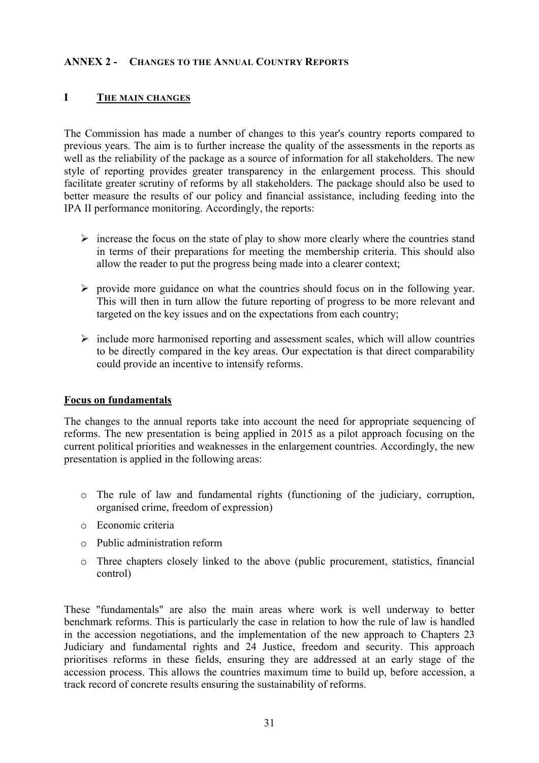## ANNEX 2 - CHANGES TO THE ANNUAL COUNTRY REPORTS

### I THE MAIN CHANGES

The Commission has made a number of changes to this year's country reports compared to previous years. The aim is to further increase the quality of the assessments in the reports as well as the reliability of the package as a source of information for all stakeholders. The new style of reporting provides greater transparency in the enlargement process. This should facilitate greater scrutiny of reforms by all stakeholders. The package should also be used to better measure the results of our policy and financial assistance, including feeding into the IPA II performance monitoring. Accordingly, the reports:

- increase the focus on the state of play to show more clearly where the countries stand in terms of their preparations for meeting the membership criteria. This should also allow the reader to put the progress being made into a clearer context;
- provide more guidance on what the countries should focus on in the following year. This will then in turn allow the future reporting of progress to be more relevant and targeted on the key issues and on the expectations from each country;
- include more harmonised reporting and assessment scales, which will allow countries to be directly compared in the key areas. Our expectation is that direct comparability could provide an incentive to intensify reforms.

**Focus on fundamentals**

The changes to the annual reports take into account the need for appropriate sequencing of reforms. The new presentation is being applied in 2015 as a pilot approach focusing on the current political priorities and weaknesses in the enlargement countries. Accordingly, the new presentation is applied in the following areas:

- The rule of law and fundamental rights (functioning of the judiciary, corruption, organised crime, freedom of expression)
- Economic criteria
- Public administration reform
- Three chapters closely linked to the above (public procurement, statistics, financial control)

These "fundamentals" are also the main areas where work is well underway to better benchmark reforms. This is particularly the case in relation to how the rule of law is handled in the accession negotiations, and the implementation of the new approach to Chapters 23 Judiciary and fundamental rights and 24 Justice, freedom and security. This approach prioritises reforms in these fields, ensuring they are addressed at an early stage of the accession process. This allows the countries maximum time to build up, before accession, a track record of concrete results ensuring the sustainability of reforms.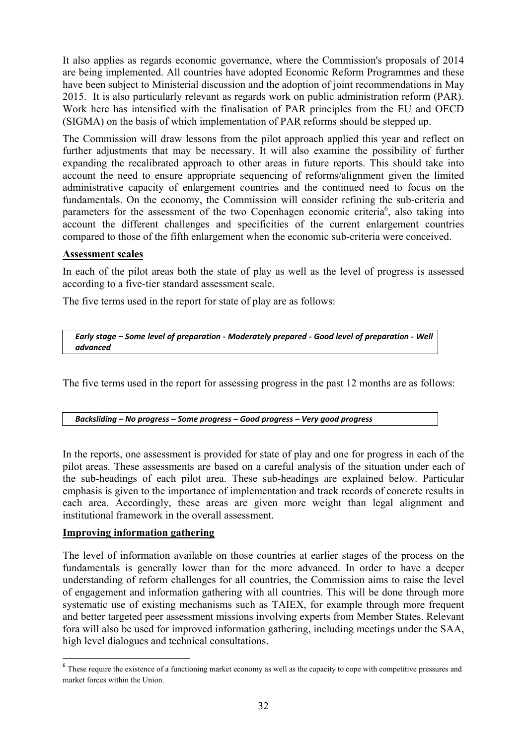It also applies as regards economic governance, where the Commission's proposals of 2014 are being implemented. All countries have adopted Economic Reform Programmes and these have been subject to Ministerial discussion and the adoption of joint recommendations in May 2015. It is also particularly relevant as regards work on public administration reform (PAR). Work here has intensified with the finalisation of PAR principles from the EU and OECD (SIGMA) on the basis of which implementation of PAR reforms should be stepped up.

The Commission will draw lessons from the pilot approach applied this year and reflect on further adjustments that may be necessary. It will also examine the possibility of further expanding the recalibrated approach to other areas in future reports. This should take into account the need to ensure appropriate sequencing of reforms/alignment given the limited administrative capacity of enlargement countries and the continued need to focus on the fundamentals. On the economy, the Commission will consider refining the sub-criteria and parameters for the assessment of the two Copenhagen economic criteria[6], also taking into account the different challenges and specificities of the current enlargement countries compared to those of the fifth enlargement when the economic sub-criteria were conceived.

**Assessment scales**

In each of the pilot areas both the state of play as well as the level of progress is assessed according to a five-tier standard assessment scale.

The five terms used in the report for state of play are as follows:

***Early stage – Some level of preparation - Moderately prepared - Good level of preparation - Well advanced***

The five terms used in the report for assessing progress in the past 12 months are as follows:

***Backsliding – No progress – Some progress – Good progress – Very good progress***

In the reports, one assessment is provided for state of play and one for progress in each of the pilot areas. These assessments are based on a careful analysis of the situation under each of the sub-headings of each pilot area. These sub-headings are explained below. Particular emphasis is given to the importance of implementation and track records of concrete results in each area. Accordingly, these areas are given more weight than legal alignment and institutional framework in the overall assessment.

**Improving information gathering**

The level of information available on those countries at earlier stages of the process on the fundamentals is generally lower than for the more advanced. In order to have a deeper understanding of reform challenges for all countries, the Commission aims to raise the level of engagement and information gathering with all countries. This will be done through more systematic use of existing mechanisms such as TAIEX, for example through more frequent and better targeted peer assessment missions involving experts from Member States. Relevant fora will also be used for improved information gathering, including meetings under the SAA, high level dialogues and technical consultations.

---

[6] These require the existence of a functioning market economy as well as the capacity to cope with competitive pressures and market forces within the Union.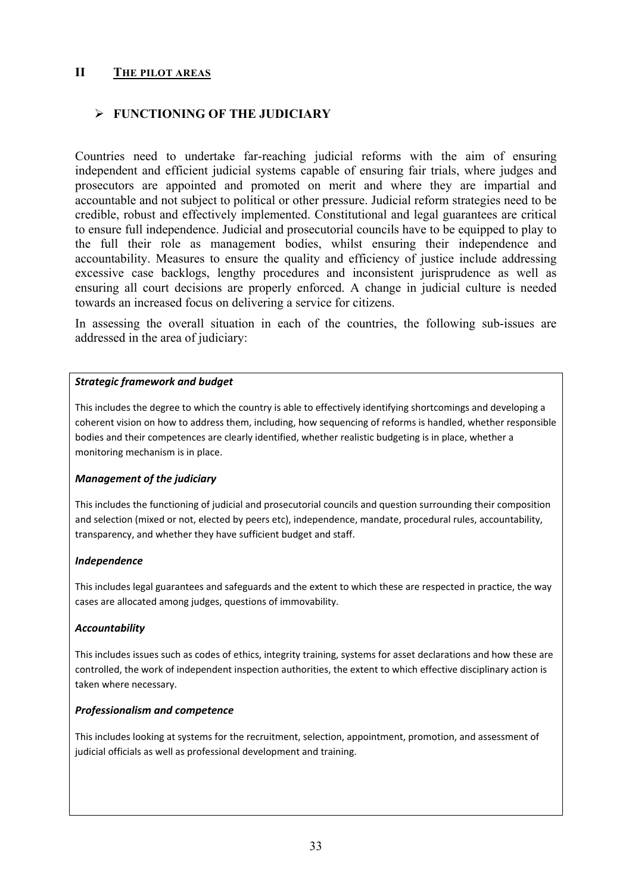## II THE PILOT AREAS

### ➢ FUNCTIONING OF THE JUDICIARY

Countries need to undertake far-reaching judicial reforms with the aim of ensuring independent and efficient judicial systems capable of ensuring fair trials, where judges and prosecutors are appointed and promoted on merit and where they are impartial and accountable and not subject to political or other pressure. Judicial reform strategies need to be credible, robust and effectively implemented. Constitutional and legal guarantees are critical to ensure full independence. Judicial and prosecutorial councils have to be equipped to play to the full their role as management bodies, whilst ensuring their independence and accountability. Measures to ensure the quality and efficiency of justice include addressing excessive case backlogs, lengthy procedures and inconsistent jurisprudence as well as ensuring all court decisions are properly enforced. A change in judicial culture is needed towards an increased focus on delivering a service for citizens.

In assessing the overall situation in each of the countries, the following sub-issues are addressed in the area of judiciary:

***Strategic framework and budget***

This includes the degree to which the country is able to effectively identifying shortcomings and developing a coherent vision on how to address them, including, how sequencing of reforms is handled, whether responsible bodies and their competences are clearly identified, whether realistic budgeting is in place, whether a monitoring mechanism is in place.

***Management of the judiciary***

This includes the functioning of judicial and prosecutorial councils and question surrounding their composition and selection (mixed or not, elected by peers etc), independence, mandate, procedural rules, accountability, transparency, and whether they have sufficient budget and staff.

***Independence***

This includes legal guarantees and safeguards and the extent to which these are respected in practice, the way cases are allocated among judges, questions of immovability.

***Accountability***

This includes issues such as codes of ethics, integrity training, systems for asset declarations and how these are controlled, the work of independent inspection authorities, the extent to which effective disciplinary action is taken where necessary.

***Professionalism and competence***

This includes looking at systems for the recruitment, selection, appointment, promotion, and assessment of judicial officials as well as professional development and training.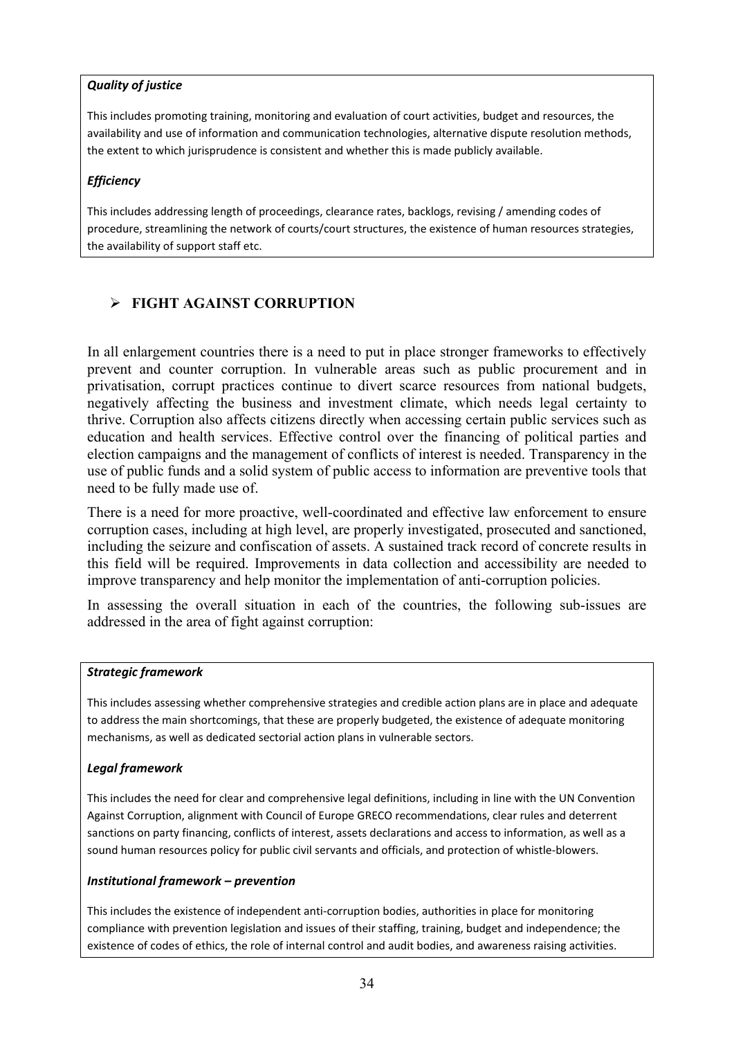***Quality of justice***

This includes promoting training, monitoring and evaluation of court activities, budget and resources, the availability and use of information and communication technologies, alternative dispute resolution methods, the extent to which jurisprudence is consistent and whether this is made publicly available.

***Efficiency***

This includes addressing length of proceedings, clearance rates, backlogs, revising / amending codes of procedure, streamlining the network of courts/court structures, the existence of human resources strategies, the availability of support staff etc.

## ➢ FIGHT AGAINST CORRUPTION

In all enlargement countries there is a need to put in place stronger frameworks to effectively prevent and counter corruption. In vulnerable areas such as public procurement and in privatisation, corrupt practices continue to divert scarce resources from national budgets, negatively affecting the business and investment climate, which needs legal certainty to thrive. Corruption also affects citizens directly when accessing certain public services such as education and health services. Effective control over the financing of political parties and election campaigns and the management of conflicts of interest is needed. Transparency in the use of public funds and a solid system of public access to information are preventive tools that need to be fully made use of.

There is a need for more proactive, well-coordinated and effective law enforcement to ensure corruption cases, including at high level, are properly investigated, prosecuted and sanctioned, including the seizure and confiscation of assets. A sustained track record of concrete results in this field will be required. Improvements in data collection and accessibility are needed to improve transparency and help monitor the implementation of anti-corruption policies.

In assessing the overall situation in each of the countries, the following sub-issues are addressed in the area of fight against corruption:

***Strategic framework***

This includes assessing whether comprehensive strategies and credible action plans are in place and adequate to address the main shortcomings, that these are properly budgeted, the existence of adequate monitoring mechanisms, as well as dedicated sectorial action plans in vulnerable sectors.

***Legal framework***

This includes the need for clear and comprehensive legal definitions, including in line with the UN Convention Against Corruption, alignment with Council of Europe GRECO recommendations, clear rules and deterrent sanctions on party financing, conflicts of interest, assets declarations and access to information, as well as a sound human resources policy for public civil servants and officials, and protection of whistle-blowers.

***Institutional framework – prevention***

This includes the existence of independent anti-corruption bodies, authorities in place for monitoring compliance with prevention legislation and issues of their staffing, training, budget and independence; the existence of codes of ethics, the role of internal control and audit bodies, and awareness raising activities.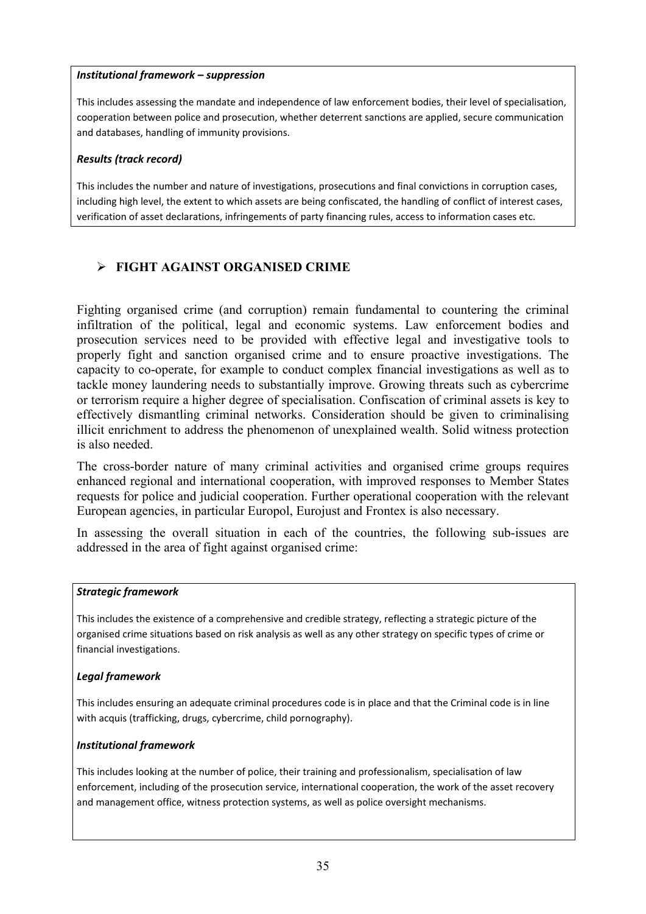***Institutional framework – suppression***

This includes assessing the mandate and independence of law enforcement bodies, their level of specialisation, cooperation between police and prosecution, whether deterrent sanctions are applied, secure communication and databases, handling of immunity provisions.

***Results (track record)***

This includes the number and nature of investigations, prosecutions and final convictions in corruption cases, including high level, the extent to which assets are being confiscated, the handling of conflict of interest cases, verification of asset declarations, infringements of party financing rules, access to information cases etc.

## ➢ FIGHT AGAINST ORGANISED CRIME

Fighting organised crime (and corruption) remain fundamental to countering the criminal infiltration of the political, legal and economic systems. Law enforcement bodies and prosecution services need to be provided with effective legal and investigative tools to properly fight and sanction organised crime and to ensure proactive investigations. The capacity to co-operate, for example to conduct complex financial investigations as well as to tackle money laundering needs to substantially improve. Growing threats such as cybercrime or terrorism require a higher degree of specialisation. Confiscation of criminal assets is key to effectively dismantling criminal networks. Consideration should be given to criminalising illicit enrichment to address the phenomenon of unexplained wealth. Solid witness protection is also needed.

The cross-border nature of many criminal activities and organised crime groups requires enhanced regional and international cooperation, with improved responses to Member States requests for police and judicial cooperation. Further operational cooperation with the relevant European agencies, in particular Europol, Eurojust and Frontex is also necessary.

In assessing the overall situation in each of the countries, the following sub-issues are addressed in the area of fight against organised crime:

***Strategic framework***

This includes the existence of a comprehensive and credible strategy, reflecting a strategic picture of the organised crime situations based on risk analysis as well as any other strategy on specific types of crime or financial investigations.

***Legal framework***

This includes ensuring an adequate criminal procedures code is in place and that the Criminal code is in line with acquis (trafficking, drugs, cybercrime, child pornography).

***Institutional framework***

This includes looking at the number of police, their training and professionalism, specialisation of law enforcement, including of the prosecution service, international cooperation, the work of the asset recovery and management office, witness protection systems, as well as police oversight mechanisms.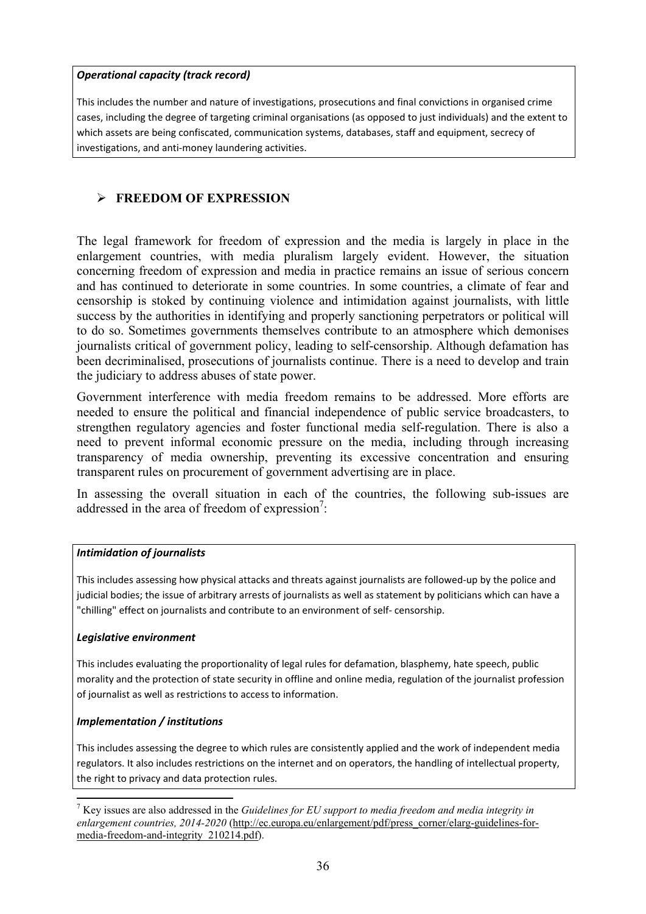***Operational capacity (track record)***

This includes the number and nature of investigations, prosecutions and final convictions in organised crime cases, including the degree of targeting criminal organisations (as opposed to just individuals) and the extent to which assets are being confiscated, communication systems, databases, staff and equipment, secrecy of investigations, and anti-money laundering activities.

## ➢ FREEDOM OF EXPRESSION

The legal framework for freedom of expression and the media is largely in place in the enlargement countries, with media pluralism largely evident. However, the situation concerning freedom of expression and media in practice remains an issue of serious concern and has continued to deteriorate in some countries. In some countries, a climate of fear and censorship is stoked by continuing violence and intimidation against journalists, with little success by the authorities in identifying and properly sanctioning perpetrators or political will to do so. Sometimes governments themselves contribute to an atmosphere which demonises journalists critical of government policy, leading to self-censorship. Although defamation has been decriminalised, prosecutions of journalists continue. There is a need to develop and train the judiciary to address abuses of state power.

Government interference with media freedom remains to be addressed. More efforts are needed to ensure the political and financial independence of public service broadcasters, to strengthen regulatory agencies and foster functional media self-regulation. There is also a need to prevent informal economic pressure on the media, including through increasing transparency of media ownership, preventing its excessive concentration and ensuring transparent rules on procurement of government advertising are in place.

In assessing the overall situation in each of the countries, the following sub-issues are addressed in the area of freedom of expression[7]:

***Intimidation of journalists***

This includes assessing how physical attacks and threats against journalists are followed-up by the police and judicial bodies; the issue of arbitrary arrests of journalists as well as statement by politicians which can have a "chilling" effect on journalists and contribute to an environment of self- censorship.

***Legislative environment***

This includes evaluating the proportionality of legal rules for defamation, blasphemy, hate speech, public morality and the protection of state security in offline and online media, regulation of the journalist profession of journalist as well as restrictions to access to information.

***Implementation / institutions***

This includes assessing the degree to which rules are consistently applied and the work of independent media regulators. It also includes restrictions on the internet and on operators, the handling of intellectual property, the right to privacy and data protection rules.

[7] Key issues are also addressed in the *Guidelines for EU support to media freedom and media integrity in enlargement countries, 2014-2020* (http://ec.europa.eu/enlargement/pdf/press_corner/elarg-guidelines-for-media-freedom-and-integrity_210214.pdf).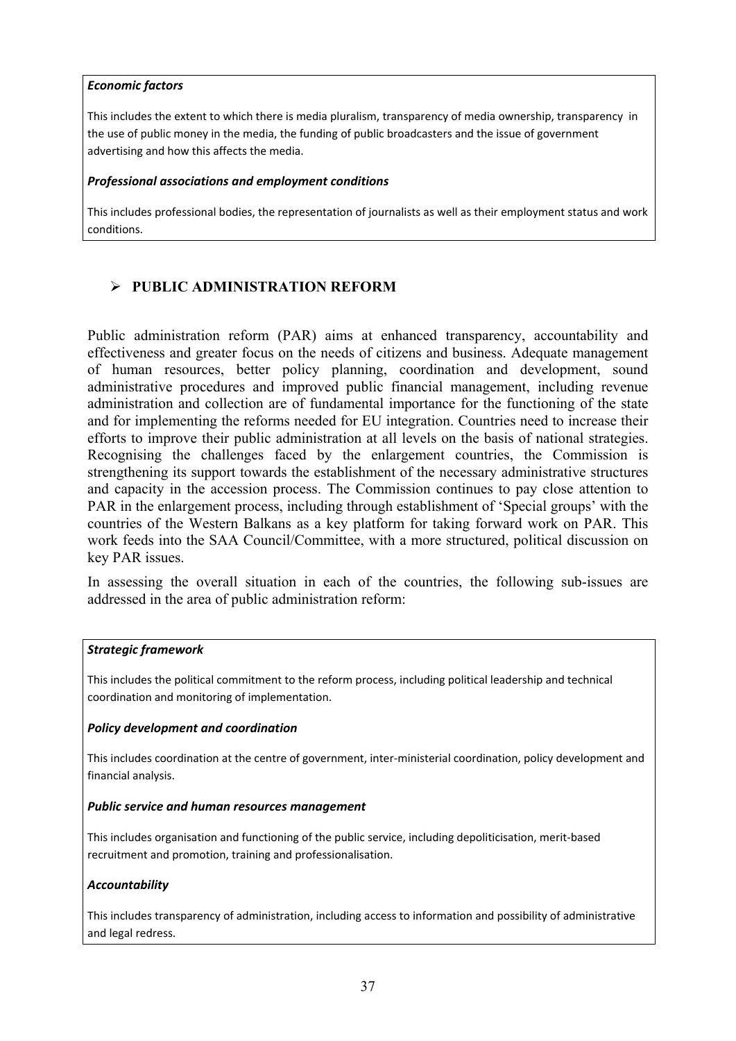***Economic factors***

This includes the extent to which there is media pluralism, transparency of media ownership, transparency in the use of public money in the media, the funding of public broadcasters and the issue of government advertising and how this affects the media.

***Professional associations and employment conditions***

This includes professional bodies, the representation of journalists as well as their employment status and work conditions.

## ➢ PUBLIC ADMINISTRATION REFORM

Public administration reform (PAR) aims at enhanced transparency, accountability and effectiveness and greater focus on the needs of citizens and business. Adequate management of human resources, better policy planning, coordination and development, sound administrative procedures and improved public financial management, including revenue administration and collection are of fundamental importance for the functioning of the state and for implementing the reforms needed for EU integration. Countries need to increase their efforts to improve their public administration at all levels on the basis of national strategies. Recognising the challenges faced by the enlargement countries, the Commission is strengthening its support towards the establishment of the necessary administrative structures and capacity in the accession process. The Commission continues to pay close attention to PAR in the enlargement process, including through establishment of 'Special groups' with the countries of the Western Balkans as a key platform for taking forward work on PAR. This work feeds into the SAA Council/Committee, with a more structured, political discussion on key PAR issues.

In assessing the overall situation in each of the countries, the following sub-issues are addressed in the area of public administration reform:

***Strategic framework***

This includes the political commitment to the reform process, including political leadership and technical coordination and monitoring of implementation.

***Policy development and coordination***

This includes coordination at the centre of government, inter-ministerial coordination, policy development and financial analysis.

***Public service and human resources management***

This includes organisation and functioning of the public service, including depoliticisation, merit-based recruitment and promotion, training and professionalisation.

***Accountability***

This includes transparency of administration, including access to information and possibility of administrative and legal redress.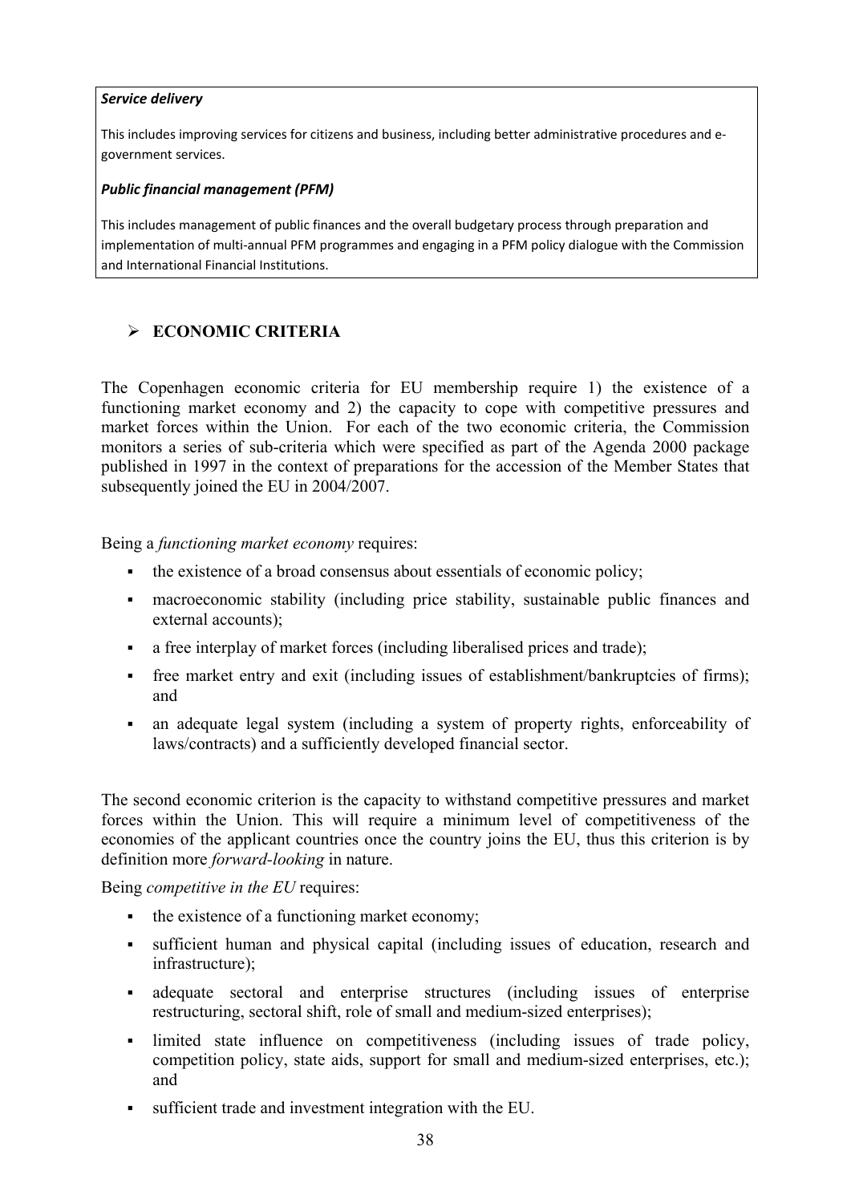***Service delivery***

This includes improving services for citizens and business, including better administrative procedures and e-government services.

***Public financial management (PFM)***

This includes management of public finances and the overall budgetary process through preparation and implementation of multi-annual PFM programmes and engaging in a PFM policy dialogue with the Commission and International Financial Institutions.

## ➢ ECONOMIC CRITERIA

The Copenhagen economic criteria for EU membership require 1) the existence of a functioning market economy and 2) the capacity to cope with competitive pressures and market forces within the Union. For each of the two economic criteria, the Commission monitors a series of sub-criteria which were specified as part of the Agenda 2000 package published in 1997 in the context of preparations for the accession of the Member States that subsequently joined the EU in 2004/2007.

Being a *functioning market economy* requires:

- the existence of a broad consensus about essentials of economic policy;
- macroeconomic stability (including price stability, sustainable public finances and external accounts);
- a free interplay of market forces (including liberalised prices and trade);
- free market entry and exit (including issues of establishment/bankruptcies of firms); and
- an adequate legal system (including a system of property rights, enforceability of laws/contracts) and a sufficiently developed financial sector.

The second economic criterion is the capacity to withstand competitive pressures and market forces within the Union. This will require a minimum level of competitiveness of the economies of the applicant countries once the country joins the EU, thus this criterion is by definition more *forward-looking* in nature.

Being *competitive in the EU* requires:

- the existence of a functioning market economy;
- sufficient human and physical capital (including issues of education, research and infrastructure);
- adequate sectoral and enterprise structures (including issues of enterprise restructuring, sectoral shift, role of small and medium-sized enterprises);
- limited state influence on competitiveness (including issues of trade policy, competition policy, state aids, support for small and medium-sized enterprises, etc.); and
- sufficient trade and investment integration with the EU.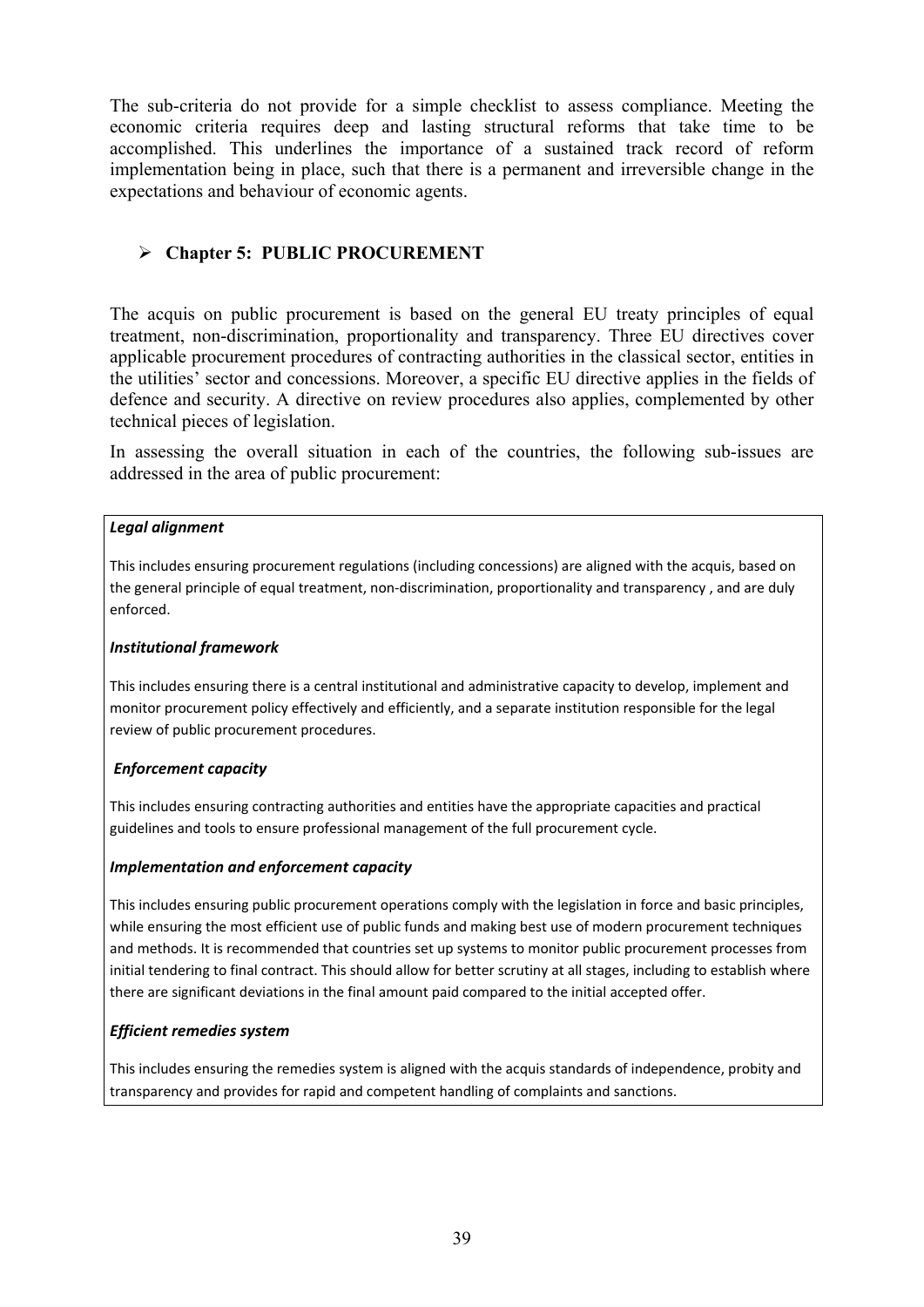The sub-criteria do not provide for a simple checklist to assess compliance. Meeting the economic criteria requires deep and lasting structural reforms that take time to be accomplished. This underlines the importance of a sustained track record of reform implementation being in place, such that there is a permanent and irreversible change in the expectations and behaviour of economic agents.

- **Chapter 5: PUBLIC PROCUREMENT**

The acquis on public procurement is based on the general EU treaty principles of equal treatment, non-discrimination, proportionality and transparency. Three EU directives cover applicable procurement procedures of contracting authorities in the classical sector, entities in the utilities' sector and concessions. Moreover, a specific EU directive applies in the fields of defence and security. A directive on review procedures also applies, complemented by other technical pieces of legislation.

In assessing the overall situation in each of the countries, the following sub-issues are addressed in the area of public procurement:

***Legal alignment***

This includes ensuring procurement regulations (including concessions) are aligned with the acquis, based on the general principle of equal treatment, non-discrimination, proportionality and transparency , and are duly enforced.

***Institutional framework***

This includes ensuring there is a central institutional and administrative capacity to develop, implement and monitor procurement policy effectively and efficiently, and a separate institution responsible for the legal review of public procurement procedures.

***Enforcement capacity***

This includes ensuring contracting authorities and entities have the appropriate capacities and practical guidelines and tools to ensure professional management of the full procurement cycle.

***Implementation and enforcement capacity***

This includes ensuring public procurement operations comply with the legislation in force and basic principles, while ensuring the most efficient use of public funds and making best use of modern procurement techniques and methods. It is recommended that countries set up systems to monitor public procurement processes from initial tendering to final contract. This should allow for better scrutiny at all stages, including to establish where there are significant deviations in the final amount paid compared to the initial accepted offer.

***Efficient remedies system***

This includes ensuring the remedies system is aligned with the acquis standards of independence, probity and transparency and provides for rapid and competent handling of complaints and sanctions.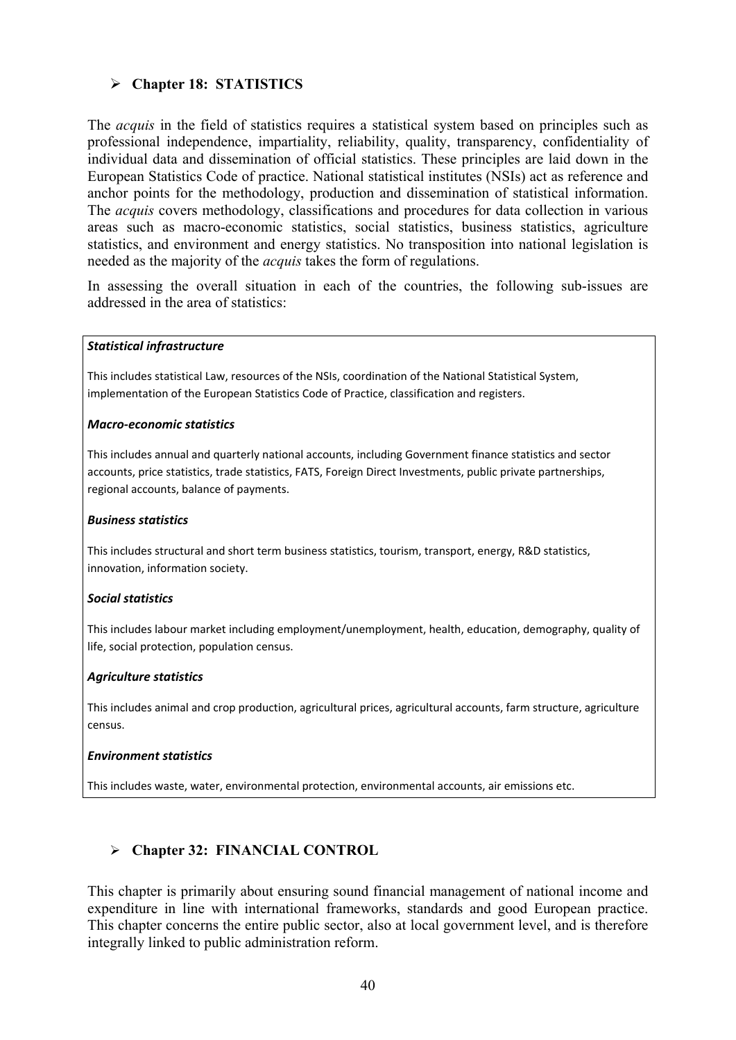## ➢ Chapter 18: STATISTICS

The *acquis* in the field of statistics requires a statistical system based on principles such as professional independence, impartiality, reliability, quality, transparency, confidentiality of individual data and dissemination of official statistics. These principles are laid down in the European Statistics Code of practice. National statistical institutes (NSIs) act as reference and anchor points for the methodology, production and dissemination of statistical information. The *acquis* covers methodology, classifications and procedures for data collection in various areas such as macro-economic statistics, social statistics, business statistics, agriculture statistics, and environment and energy statistics. No transposition into national legislation is needed as the majority of the *acquis* takes the form of regulations.

In assessing the overall situation in each of the countries, the following sub-issues are addressed in the area of statistics:

***Statistical infrastructure***

This includes statistical Law, resources of the NSIs, coordination of the National Statistical System, implementation of the European Statistics Code of Practice, classification and registers.

***Macro-economic statistics***

This includes annual and quarterly national accounts, including Government finance statistics and sector accounts, price statistics, trade statistics, FATS, Foreign Direct Investments, public private partnerships, regional accounts, balance of payments.

***Business statistics***

This includes structural and short term business statistics, tourism, transport, energy, R&D statistics, innovation, information society.

***Social statistics***

This includes labour market including employment/unemployment, health, education, demography, quality of life, social protection, population census.

***Agriculture statistics***

This includes animal and crop production, agricultural prices, agricultural accounts, farm structure, agriculture census.

***Environment statistics***

This includes waste, water, environmental protection, environmental accounts, air emissions etc.

## ➢ Chapter 32: FINANCIAL CONTROL

This chapter is primarily about ensuring sound financial management of national income and expenditure in line with international frameworks, standards and good European practice. This chapter concerns the entire public sector, also at local government level, and is therefore integrally linked to public administration reform.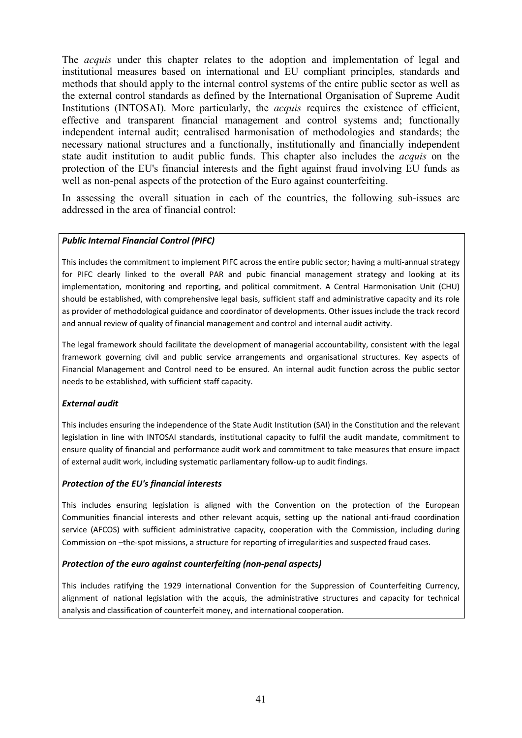The *acquis* under this chapter relates to the adoption and implementation of legal and institutional measures based on international and EU compliant principles, standards and methods that should apply to the internal control systems of the entire public sector as well as the external control standards as defined by the International Organisation of Supreme Audit Institutions (INTOSAI). More particularly, the *acquis* requires the existence of efficient, effective and transparent financial management and control systems and; functionally independent internal audit; centralised harmonisation of methodologies and standards; the necessary national structures and a functionally, institutionally and financially independent state audit institution to audit public funds. This chapter also includes the *acquis* on the protection of the EU's financial interests and the fight against fraud involving EU funds as well as non-penal aspects of the protection of the Euro against counterfeiting.

In assessing the overall situation in each of the countries, the following sub-issues are addressed in the area of financial control:

***Public Internal Financial Control (PIFC)***

This includes the commitment to implement PIFC across the entire public sector; having a multi-annual strategy for PIFC clearly linked to the overall PAR and pubic financial management strategy and looking at its implementation, monitoring and reporting, and political commitment. A Central Harmonisation Unit (CHU) should be established, with comprehensive legal basis, sufficient staff and administrative capacity and its role as provider of methodological guidance and coordinator of developments. Other issues include the track record and annual review of quality of financial management and control and internal audit activity.

The legal framework should facilitate the development of managerial accountability, consistent with the legal framework governing civil and public service arrangements and organisational structures. Key aspects of Financial Management and Control need to be ensured. An internal audit function across the public sector needs to be established, with sufficient staff capacity.

***External audit***

This includes ensuring the independence of the State Audit Institution (SAI) in the Constitution and the relevant legislation in line with INTOSAI standards, institutional capacity to fulfil the audit mandate, commitment to ensure quality of financial and performance audit work and commitment to take measures that ensure impact of external audit work, including systematic parliamentary follow-up to audit findings.

***Protection of the EU's financial interests***

This includes ensuring legislation is aligned with the Convention on the protection of the European Communities financial interests and other relevant acquis, setting up the national anti-fraud coordination service (AFCOS) with sufficient administrative capacity, cooperation with the Commission, including during Commission on –the-spot missions, a structure for reporting of irregularities and suspected fraud cases.

***Protection of the euro against counterfeiting (non-penal aspects)***

This includes ratifying the 1929 international Convention for the Suppression of Counterfeiting Currency, alignment of national legislation with the acquis, the administrative structures and capacity for technical analysis and classification of counterfeit money, and international cooperation.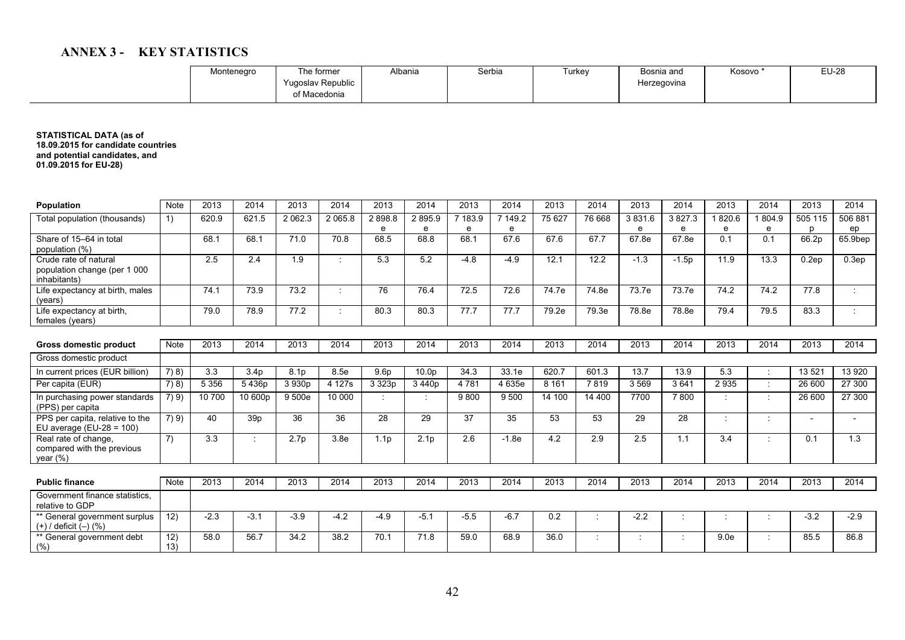# ANNEX 3 - KEY STATISTICS

**STATISTICAL DATA (as of 18.09.2015 for candidate countries and potential candidates, and 01.09.2015 for EU-28)**

| | | Montenegro | | The former Yugoslav Republic of Macedonia | | Albania | | Serbia | | Turkey | | Bosnia and Herzegovina | | Kosovo * | | EU-28 | |
|---|---|---|---|---|---|---|---|---|---|---|---|---|---|---|---|---|---|
| **Population** | Note | 2013 | 2014 | 2013 | 2014 | 2013 | 2014 | 2013 | 2014 | 2013 | 2014 | 2013 | 2014 | 2013 | 2014 | 2013 | 2014 |
| Total population (thousands) | 1) | 620.9 | 621.5 | 2 062.3 | 2 065.8 | 2 898.8 e | 2 895.9 e | 7 183.9 e | 7 149.2 e | 75 627 | 76 668 | 3 831.6 e | 3 827.3 e | 1 820.6 e | 1 804.9 e | 505 115 p | 506 881 ep |
| Share of 15–64 in total population (%) | | 68.1 | 68.1 | 71.0 | 70.8 | 68.5 | 68.8 | 68.1 | 67.6 | 67.6 | 67.7 | 67.8e | 67.8e | 0.1 | 0.1 | 66.2p | 65.9bep |
| Crude rate of natural population change (per 1 000 inhabitants) | | 2.5 | 2.4 | 1.9 | : | 5.3 | 5.2 | -4.8 | -4.9 | 12.1 | 12.2 | -1.3 | -1.5p | 11.9 | 13.3 | 0.2ep | 0.3ep |
| Life expectancy at birth, males (years) | | 74.1 | 73.9 | 73.2 | : | 76 | 76.4 | 72.5 | 72.6 | 74.7e | 74.8e | 73.7e | 73.7e | 74.2 | 74.2 | 77.8 | : |
| Life expectancy at birth, females (years) | | 79.0 | 78.9 | 77.2 | : | 80.3 | 80.3 | 77.7 | 77.7 | 79.2e | 79.3e | 78.8e | 78.8e | 79.4 | 79.5 | 83.3 | : |
| **Gross domestic product** | Note | 2013 | 2014 | 2013 | 2014 | 2013 | 2014 | 2013 | 2014 | 2013 | 2014 | 2013 | 2014 | 2013 | 2014 | 2013 | 2014 |
| Gross domestic product | | | | | | | | | | | | | | | | | |
| In current prices (EUR billion) | 7) 8) | 3.3 | 3.4p | 8.1p | 8.5e | 9.6p | 10.0p | 34.3 | 33.1e | 620.7 | 601.3 | 13.7 | 13.9 | 5.3 | : | 13 521 | 13 920 |
| Per capita (EUR) | 7) 8) | 5 356 | 5 436p | 3 930p | 4 127s | 3 323p | 3 440p | 4 781 | 4 635e | 8 161 | 7 819 | 3 569 | 3 641 | 2 935 | : | 26 600 | 27 300 |
| In purchasing power standards (PPS) per capita | 7) 9) | 10 700 | 10 600p | 9 500e | 10 000 | : | : | 9 800 | 9 500 | 14 100 | 14 400 | 7700 | 7 800 | : | : | 26 600 | 27 300 |
| PPS per capita, relative to the EU average (EU-28 = 100) | 7) 9) | 40 | 39p | 36 | 36 | 28 | 29 | 37 | 35 | 53 | 53 | 29 | 28 | : | : | - | - |
| Real rate of change, compared with the previous year (%) | 7) | 3.3 | : | 2.7p | 3.8e | 1.1p | 2.1p | 2.6 | -1.8e | 4.2 | 2.9 | 2.5 | 1.1 | 3.4 | : | 0.1 | 1.3 |
| **Public finance** | Note | 2013 | 2014 | 2013 | 2014 | 2013 | 2014 | 2013 | 2014 | 2013 | 2014 | 2013 | 2014 | 2013 | 2014 | 2013 | 2014 |
| Government finance statistics, relative to GDP | | | | | | | | | | | | | | | | | |
| ** General government surplus (+) / deficit (–) (%) | 12) | -2.3 | -3.1 | -3.9 | -4.2 | -4.9 | -5.1 | -5.5 | -6.7 | 0.2 | : | -2.2 | : | : | : | -3.2 | -2.9 |
| ** General government debt (%) | 12) 13) | 58.0 | 56.7 | 34.2 | 38.2 | 70.1 | 71.8 | 59.0 | 68.9 | 36.0 | : | : | : | 9.0e | : | 85.5 | 86.8 |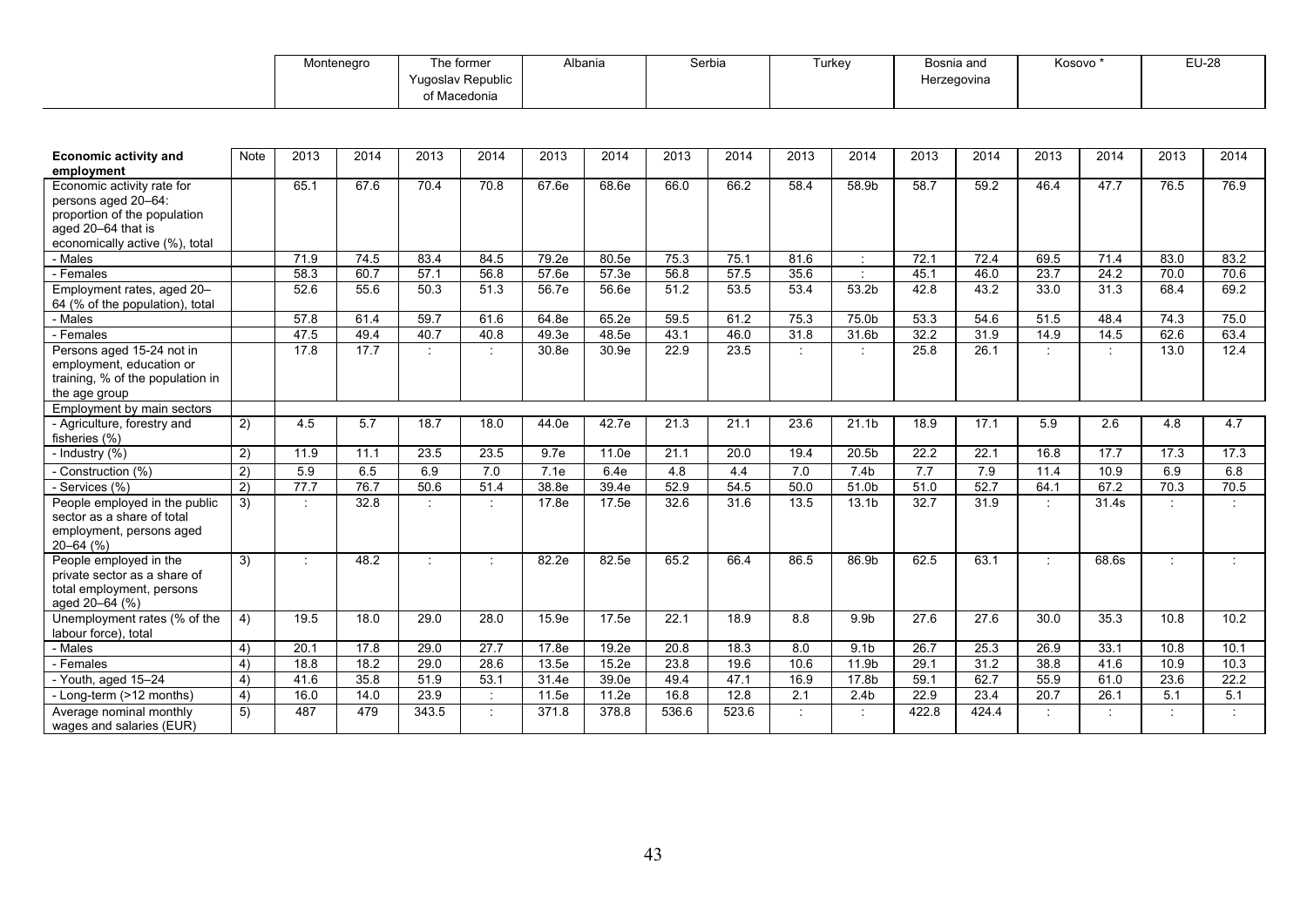| Economic activity and employment | Note | Montenegro | | The former Yugoslav Republic of Macedonia | | Albania | | Serbia | | Turkey | | Bosnia and Herzegovina | | Kosovo * | | EU-28 | |
|---|---|---|---|---|---|---|---|---|---|---|---|---|---|---|---|---|---|
| | | 2013 | 2014 | 2013 | 2014 | 2013 | 2014 | 2013 | 2014 | 2013 | 2014 | 2013 | 2014 | 2013 | 2014 | 2013 | 2014 |
| Economic activity rate for persons aged 20–64: proportion of the population aged 20–64 that is economically active (%), total | | 65.1 | 67.6 | 70.4 | 70.8 | 67.6e | 68.6e | 66.0 | 66.2 | 58.4 | 58.9b | 58.7 | 59.2 | 46.4 | 47.7 | 76.5 | 76.9 |
| - Males | | 71.9 | 74.5 | 83.4 | 84.5 | 79.2e | 80.5e | 75.3 | 75.1 | 81.6 | : | 72.1 | 72.4 | 69.5 | 71.4 | 83.0 | 83.2 |
| - Females | | 58.3 | 60.7 | 57.1 | 56.8 | 57.6e | 57.3e | 56.8 | 57.5 | 35.6 | : | 45.1 | 46.0 | 23.7 | 24.2 | 70.0 | 70.6 |
| Employment rates, aged 20–64 (% of the population), total | | 52.6 | 55.6 | 50.3 | 51.3 | 56.7e | 56.6e | 51.2 | 53.5 | 53.4 | 53.2b | 42.8 | 43.2 | 33.0 | 31.3 | 68.4 | 69.2 |
| - Males | | 57.8 | 61.4 | 59.7 | 61.6 | 64.8e | 65.2e | 59.5 | 61.2 | 75.3 | 75.0b | 53.3 | 54.6 | 51.5 | 48.4 | 74.3 | 75.0 |
| - Females | | 47.5 | 49.4 | 40.7 | 40.8 | 49.3e | 48.5e | 43.1 | 46.0 | 31.8 | 31.6b | 32.2 | 31.9 | 14.9 | 14.5 | 62.6 | 63.4 |
| Persons aged 15-24 not in employment, education or training, % of the population in the age group | | 17.8 | 17.7 | : | : | 30.8e | 30.9e | 22.9 | 23.5 | : | : | 25.8 | 26.1 | : | : | 13.0 | 12.4 |
| Employment by main sectors | | | | | | | | | | | | | | | | | |
| - Agriculture, forestry and fisheries (%) | 2) | 4.5 | 5.7 | 18.7 | 18.0 | 44.0e | 42.7e | 21.3 | 21.1 | 23.6 | 21.1b | 18.9 | 17.1 | 5.9 | 2.6 | 4.8 | 4.7 |
| - Industry (%) | 2) | 11.9 | 11.1 | 23.5 | 23.5 | 9.7e | 11.0e | 21.1 | 20.0 | 19.4 | 20.5b | 22.2 | 22.1 | 16.8 | 17.7 | 17.3 | 17.3 |
| - Construction (%) | 2) | 5.9 | 6.5 | 6.9 | 7.0 | 7.1e | 6.4e | 4.8 | 4.4 | 7.0 | 7.4b | 7.7 | 7.9 | 11.4 | 10.9 | 6.9 | 6.8 |
| - Services (%) | 2) | 77.7 | 76.7 | 50.6 | 51.4 | 38.8e | 39.4e | 52.9 | 54.5 | 50.0 | 51.0b | 51.0 | 52.7 | 64.1 | 67.2 | 70.3 | 70.5 |
| People employed in the public sector as a share of total employment, persons aged 20–64 (%) | 3) | : | 32.8 | : | : | 17.8e | 17.5e | 32.6 | 31.6 | 13.5 | 13.1b | 32.7 | 31.9 | : | 31.4s | : | : |
| People employed in the private sector as a share of total employment, persons aged 20–64 (%) | 3) | : | 48.2 | : | : | 82.2e | 82.5e | 65.2 | 66.4 | 86.5 | 86.9b | 62.5 | 63.1 | : | 68.6s | : | : |
| Unemployment rates (% of the labour force), total | 4) | 19.5 | 18.0 | 29.0 | 28.0 | 15.9e | 17.5e | 22.1 | 18.9 | 8.8 | 9.9b | 27.6 | 27.6 | 30.0 | 35.3 | 10.8 | 10.2 |
| - Males | 4) | 20.1 | 17.8 | 29.0 | 27.7 | 17.8e | 19.2e | 20.8 | 18.3 | 8.0 | 9.1b | 26.7 | 25.3 | 26.9 | 33.1 | 10.8 | 10.1 |
| - Females | 4) | 18.8 | 18.2 | 29.0 | 28.6 | 13.5e | 15.2e | 23.8 | 19.6 | 10.6 | 11.9b | 29.1 | 31.2 | 38.8 | 41.6 | 10.9 | 10.3 |
| - Youth, aged 15–24 | 4) | 41.6 | 35.8 | 51.9 | 53.1 | 31.4e | 39.0e | 49.4 | 47.1 | 16.9 | 17.8b | 59.1 | 62.7 | 55.9 | 61.0 | 23.6 | 22.2 |
| - Long-term (>12 months) | 4) | 16.0 | 14.0 | 23.9 | : | 11.5e | 11.2e | 16.8 | 12.8 | 2.1 | 2.4b | 22.9 | 23.4 | 20.7 | 26.1 | 5.1 | 5.1 |
| Average nominal monthly wages and salaries (EUR) | 5) | 487 | 479 | 343.5 | : | 371.8 | 378.8 | 536.6 | 523.6 | : | : | 422.8 | 424.4 | : | : | : | : |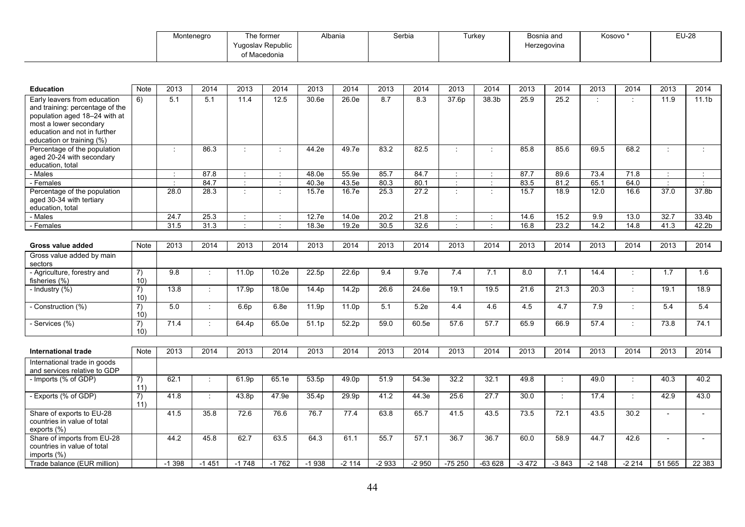| | Note | Montenegro | | The former Yugoslav Republic of Macedonia | | Albania | | Serbia | | Turkey | | Bosnia and Herzegovina | | Kosovo * | | EU-28 | |
|---|---|---|---|---|---|---|---|---|---|---|---|---|---|---|---|---|---|
| **Education** | Note | 2013 | 2014 | 2013 | 2014 | 2013 | 2014 | 2013 | 2014 | 2013 | 2014 | 2013 | 2014 | 2013 | 2014 | 2013 | 2014 |
| Early leavers from education and training: percentage of the population aged 18–24 with at most a lower secondary education and not in further education or training (%) | 6) | 5.1 | 5.1 | 11.4 | 12.5 | 30.6e | 26.0e | 8.7 | 8.3 | 37.6p | 38.3b | 25.9 | 25.2 | : | : | 11.9 | 11.1b |
| Percentage of the population aged 20-24 with secondary education, total | | : | 86.3 | : | : | 44.2e | 49.7e | 83.2 | 82.5 | : | : | 85.8 | 85.6 | 69.5 | 68.2 | : | : |
| - Males | | : | 87.8 | : | : | 48.0e | 55.9e | 85.7 | 84.7 | : | : | 87.7 | 89.6 | 73.4 | 71.8 | : | : |
| - Females | | : | 84.7 | : | : | 40.3e | 43.5e | 80.3 | 80.1 | : | : | 83.5 | 81.2 | 65.1 | 64.0 | : | : |
| Percentage of the population aged 30-34 with tertiary education, total | | 28.0 | 28.3 | : | : | 15.7e | 16.7e | 25.3 | 27.2 | : | : | 15.7 | 18.9 | 12.0 | 16.6 | 37.0 | 37.8b |
| - Males | | 24.7 | 25.3 | : | : | 12.7e | 14.0e | 20.2 | 21.8 | : | : | 14.6 | 15.2 | 9.9 | 13.0 | 32.7 | 33.4b |
| - Females | | 31.5 | 31.3 | : | : | 18.3e | 19.2e | 30.5 | 32.6 | : | : | 16.8 | 23.2 | 14.2 | 14.8 | 41.3 | 42.2b |
| **Gross value added** | Note | 2013 | 2014 | 2013 | 2014 | 2013 | 2014 | 2013 | 2014 | 2013 | 2014 | 2013 | 2014 | 2013 | 2014 | 2013 | 2014 |
| Gross value added by main sectors | | | | | | | | | | | | | | | | | |
| - Agriculture, forestry and fisheries (%) | 7) 10) | 9.8 | : | 11.0p | 10.2e | 22.5p | 22.6p | 9.4 | 9.7e | 7.4 | 7.1 | 8.0 | 7.1 | 14.4 | : | 1.7 | 1.6 |
| - Industry (%) | 7) 10) | 13.8 | : | 17.9p | 18.0e | 14.4p | 14.2p | 26.6 | 24.6e | 19.1 | 19.5 | 21.6 | 21.3 | 20.3 | : | 19.1 | 18.9 |
| - Construction (%) | 7) 10) | 5.0 | : | 6.6p | 6.8e | 11.9p | 11.0p | 5.1 | 5.2e | 4.4 | 4.6 | 4.5 | 4.7 | 7.9 | : | 5.4 | 5.4 |
| - Services (%) | 7) 10) | 71.4 | : | 64.4p | 65.0e | 51.1p | 52.2p | 59.0 | 60.5e | 57.6 | 57.7 | 65.9 | 66.9 | 57.4 | : | 73.8 | 74.1 |
| **International trade** | Note | 2013 | 2014 | 2013 | 2014 | 2013 | 2014 | 2013 | 2014 | 2013 | 2014 | 2013 | 2014 | 2013 | 2014 | 2013 | 2014 |
| International trade in goods and services relative to GDP | | | | | | | | | | | | | | | | | |
| - Imports (% of GDP) | 7) 11) | 62.1 | : | 61.9p | 65.1e | 53.5p | 49.0p | 51.9 | 54.3e | 32.2 | 32.1 | 49.8 | : | 49.0 | : | 40.3 | 40.2 |
| - Exports (% of GDP) | 7) 11) | 41.8 | : | 43.8p | 47.9e | 35.4p | 29.9p | 41.2 | 44.3e | 25.6 | 27.7 | 30.0 | : | 17.4 | : | 42.9 | 43.0 |
| Share of exports to EU-28 countries in value of total exports (%) | | 41.5 | 35.8 | 72.6 | 76.6 | 76.7 | 77.4 | 63.8 | 65.7 | 41.5 | 43.5 | 73.5 | 72.1 | 43.5 | 30.2 | - | - |
| Share of imports from EU-28 countries in value of total imports (%) | | 44.2 | 45.8 | 62.7 | 63.5 | 64.3 | 61.1 | 55.7 | 57.1 | 36.7 | 36.7 | 60.0 | 58.9 | 44.7 | 42.6 | - | - |
| Trade balance (EUR million) | | -1 398 | -1 451 | -1 748 | -1 762 | -1 938 | -2 114 | -2 933 | -2 950 | -75 250 | -63 628 | -3 472 | -3 843 | -2 148 | -2 214 | 51 565 | 22 383 |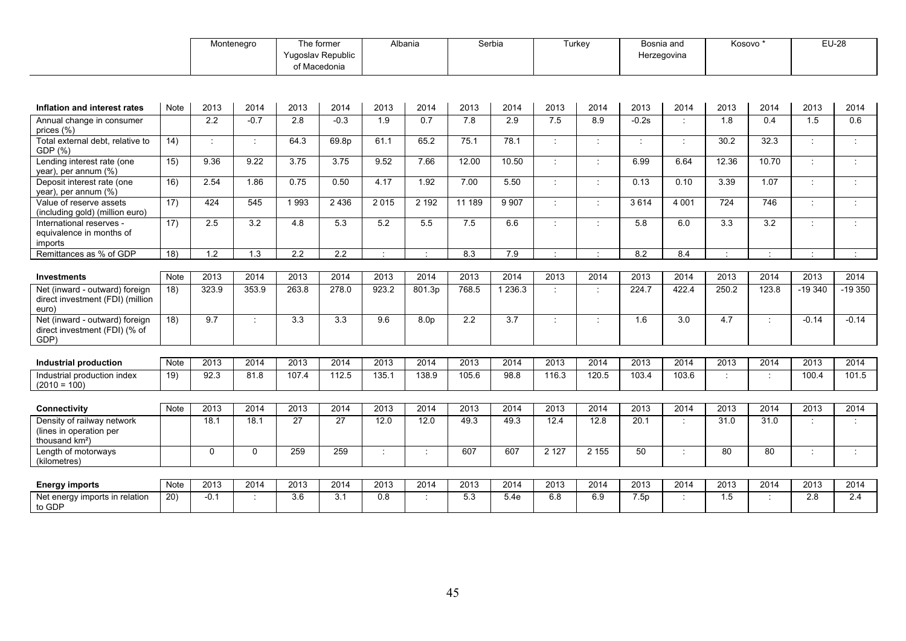| | | Montenegro | | The former Yugoslav Republic of Macedonia | | Albania | | Serbia | | Turkey | | Bosnia and Herzegovina | | Kosovo * | | EU-28 | |
|---|---|---|---|---|---|---|---|---|---|---|---|---|---|---|---|---|---|
| **Inflation and interest rates** | Note | 2013 | 2014 | 2013 | 2014 | 2013 | 2014 | 2013 | 2014 | 2013 | 2014 | 2013 | 2014 | 2013 | 2014 | 2013 | 2014 |
| Annual change in consumer prices (%) | | 2.2 | -0.7 | 2.8 | -0.3 | 1.9 | 0.7 | 7.8 | 2.9 | 7.5 | 8.9 | -0.2s | : | 1.8 | 0.4 | 1.5 | 0.6 |
| Total external debt, relative to GDP (%) | 14) | : | : | 64.3 | 69.8p | 61.1 | 65.2 | 75.1 | 78.1 | : | : | : | : | 30.2 | 32.3 | : | : |
| Lending interest rate (one year), per annum (%) | 15) | 9.36 | 9.22 | 3.75 | 3.75 | 9.52 | 7.66 | 12.00 | 10.50 | : | : | 6.99 | 6.64 | 12.36 | 10.70 | : | : |
| Deposit interest rate (one year), per annum (%) | 16) | 2.54 | 1.86 | 0.75 | 0.50 | 4.17 | 1.92 | 7.00 | 5.50 | : | : | 0.13 | 0.10 | 3.39 | 1.07 | : | : |
| Value of reserve assets (including gold) (million euro) | 17) | 424 | 545 | 1 993 | 2 436 | 2 015 | 2 192 | 11 189 | 9 907 | : | : | 3 614 | 4 001 | 724 | 746 | : | : |
| International reserves - equivalence in months of imports | 17) | 2.5 | 3.2 | 4.8 | 5.3 | 5.2 | 5.5 | 7.5 | 6.6 | : | : | 5.8 | 6.0 | 3.3 | 3.2 | : | : |
| Remittances as % of GDP | 18) | 1.2 | 1.3 | 2.2 | 2.2 | : | : | 8.3 | 7.9 | : | : | 8.2 | 8.4 | : | : | : | : |
| **Investments** | Note | 2013 | 2014 | 2013 | 2014 | 2013 | 2014 | 2013 | 2014 | 2013 | 2014 | 2013 | 2014 | 2013 | 2014 | 2013 | 2014 |
| Net (inward - outward) foreign direct investment (FDI) (million euro) | 18) | 323.9 | 353.9 | 263.8 | 278.0 | 923.2 | 801.3p | 768.5 | 1 236.3 | : | : | 224.7 | 422.4 | 250.2 | 123.8 | -19 340 | -19 350 |
| Net (inward - outward) foreign direct investment (FDI) (% of GDP) | 18) | 9.7 | : | 3.3 | 3.3 | 9.6 | 8.0p | 2.2 | 3.7 | : | : | 1.6 | 3.0 | 4.7 | : | -0.14 | -0.14 |
| **Industrial production** | Note | 2013 | 2014 | 2013 | 2014 | 2013 | 2014 | 2013 | 2014 | 2013 | 2014 | 2013 | 2014 | 2013 | 2014 | 2013 | 2014 |
| Industrial production index (2010 = 100) | 19) | 92.3 | 81.8 | 107.4 | 112.5 | 135.1 | 138.9 | 105.6 | 98.8 | 116.3 | 120.5 | 103.4 | 103.6 | : | : | 100.4 | 101.5 |
| **Connectivity** | Note | 2013 | 2014 | 2013 | 2014 | 2013 | 2014 | 2013 | 2014 | 2013 | 2014 | 2013 | 2014 | 2013 | 2014 | 2013 | 2014 |
| Density of railway network (lines in operation per thousand km²) | | 18.1 | 18.1 | 27 | 27 | 12.0 | 12.0 | 49.3 | 49.3 | 12.4 | 12.8 | 20.1 | : | 31.0 | 31.0 | : | : |
| Length of motorways (kilometres) | | 0 | 0 | 259 | 259 | : | : | 607 | 607 | 2 127 | 2 155 | 50 | : | 80 | 80 | : | : |
| **Energy imports** | Note | 2013 | 2014 | 2013 | 2014 | 2013 | 2014 | 2013 | 2014 | 2013 | 2014 | 2013 | 2014 | 2013 | 2014 | 2013 | 2014 |
| Net energy imports in relation to GDP | 20) | -0.1 | : | 3.6 | 3.1 | 0.8 | : | 5.3 | 5.4e | 6.8 | 6.9 | 7.5p | : | 1.5 | : | 2.8 | 2.4 |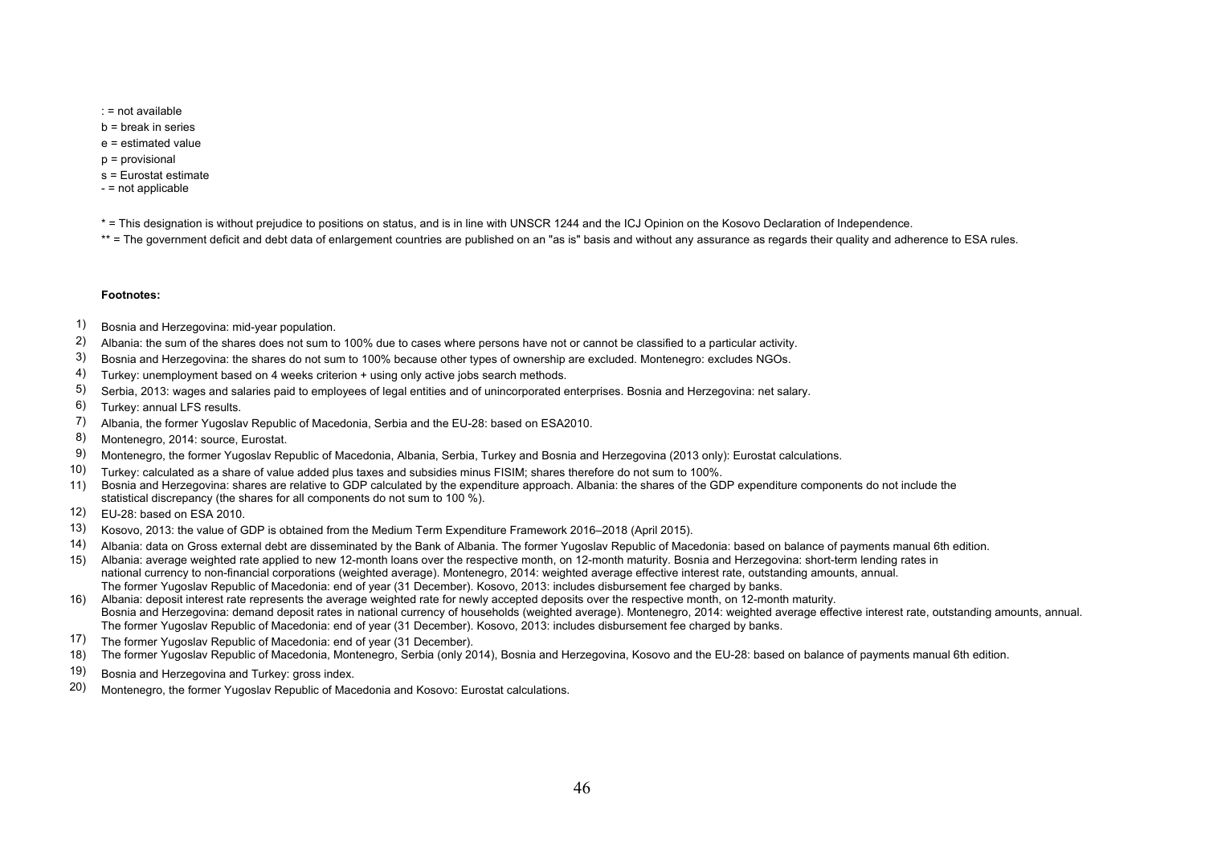: = not available

b = break in series

e = estimated value

p = provisional

s = Eurostat estimate

\- = not applicable

* = This designation is without prejudice to positions on status, and is in line with UNSCR 1244 and the ICJ Opinion on the Kosovo Declaration of Independence.

** = The government deficit and debt data of enlargement countries are published on an "as is" basis and without any assurance as regards their quality and adherence to ESA rules.

**Footnotes:**

1) Bosnia and Herzegovina: mid-year population.
2) Albania: the sum of the shares does not sum to 100% due to cases where persons have not or cannot be classified to a particular activity.
3) Bosnia and Herzegovina: the shares do not sum to 100% because other types of ownership are excluded. Montenegro: excludes NGOs.
4) Turkey: unemployment based on 4 weeks criterion + using only active jobs search methods.
5) Serbia, 2013: wages and salaries paid to employees of legal entities and of unincorporated enterprises. Bosnia and Herzegovina: net salary.
6) Turkey: annual LFS results.
7) Albania, the former Yugoslav Republic of Macedonia, Serbia and the EU-28: based on ESA2010.
8) Montenegro, 2014: source, Eurostat.
9) Montenegro, the former Yugoslav Republic of Macedonia, Albania, Serbia, Turkey and Bosnia and Herzegovina (2013 only): Eurostat calculations.
10) Turkey: calculated as a share of value added plus taxes and subsidies minus FISIM; shares therefore do not sum to 100%.
11) Bosnia and Herzegovina: shares are relative to GDP calculated by the expenditure approach. Albania: the shares of the GDP expenditure components do not include the statistical discrepancy (the shares for all components do not sum to 100 %).
12) EU-28: based on ESA 2010.
13) Kosovo, 2013: the value of GDP is obtained from the Medium Term Expenditure Framework 2016–2018 (April 2015).
14) Albania: data on Gross external debt are disseminated by the Bank of Albania. The former Yugoslav Republic of Macedonia: based on balance of payments manual 6th edition.
15) Albania: average weighted rate applied to new 12-month loans over the respective month, on 12-month maturity. Bosnia and Herzegovina: short-term lending rates in national currency to non-financial corporations (weighted average). Montenegro, 2014: weighted average effective interest rate, outstanding amounts, annual. The former Yugoslav Republic of Macedonia: end of year (31 December). Kosovo, 2013: includes disbursement fee charged by banks.
16) Albania: deposit interest rate represents the average weighted rate for newly accepted deposits over the respective month, on 12-month maturity. Bosnia and Herzegovina: demand deposit rates in national currency of households (weighted average). Montenegro, 2014: weighted average effective interest rate, outstanding amounts, annual. The former Yugoslav Republic of Macedonia: end of year (31 December). Kosovo, 2013: includes disbursement fee charged by banks.
17) The former Yugoslav Republic of Macedonia: end of year (31 December).
18) The former Yugoslav Republic of Macedonia, Montenegro, Serbia (only 2014), Bosnia and Herzegovina, Kosovo and the EU-28: based on balance of payments manual 6th edition.
19) Bosnia and Herzegovina and Turkey: gross index.
20) Montenegro, the former Yugoslav Republic of Macedonia and Kosovo: Eurostat calculations.